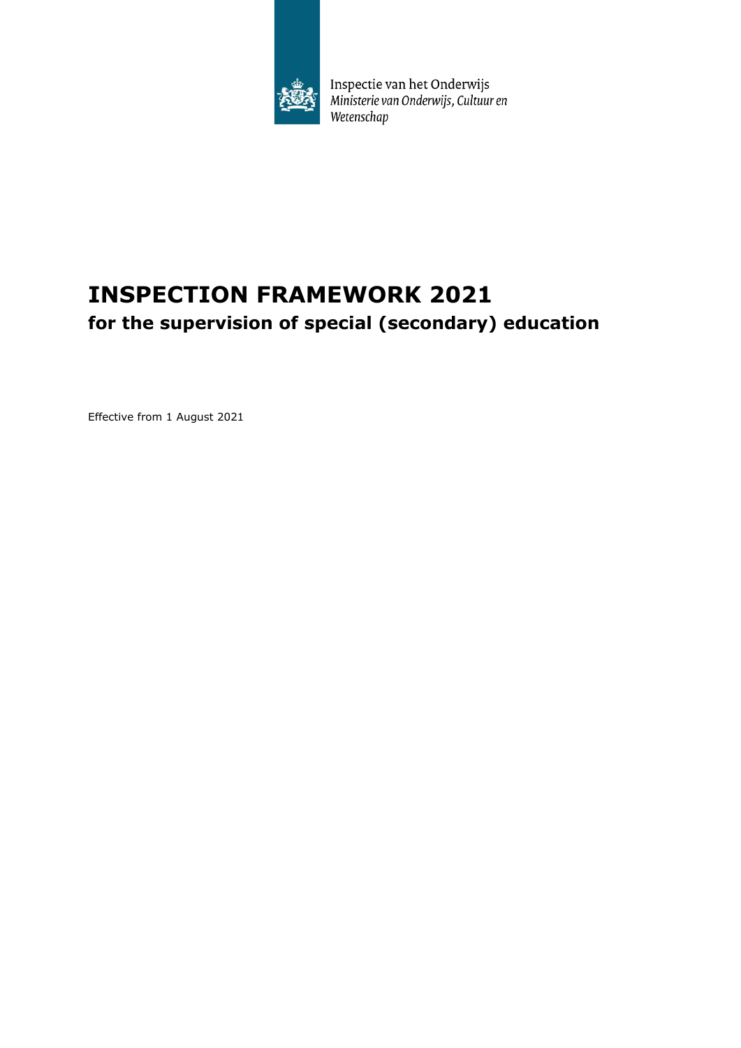Inspectie van het Onderwijs
*Ministerie van Onderwijs, Cultuur en Wetenschap*

# INSPECTION FRAMEWORK 2021

## for the supervision of special (secondary) education

Effective from 1 August 2021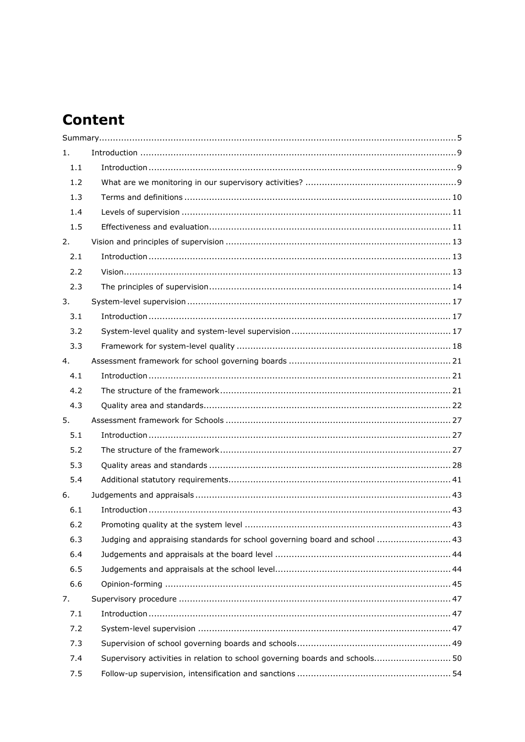# Content

- Summary ... 5
- 1. Introduction ... 9
  - 1.1 Introduction ... 9
  - 1.2 What are we monitoring in our supervisory activities? ... 9
  - 1.3 Terms and definitions ... 10
  - 1.4 Levels of supervision ... 11
  - 1.5 Effectiveness and evaluation ... 11
- 2. Vision and principles of supervision ... 13
  - 2.1 Introduction ... 13
  - 2.2 Vision ... 13
  - 2.3 The principles of supervision ... 14
- 3. System-level supervision ... 17
  - 3.1 Introduction ... 17
  - 3.2 System-level quality and system-level supervision ... 17
  - 3.3 Framework for system-level quality ... 18
- 4. Assessment framework for school governing boards ... 21
  - 4.1 Introduction ... 21
  - 4.2 The structure of the framework ... 21
  - 4.3 Quality area and standards ... 22
- 5. Assessment framework for Schools ... 27
  - 5.1 Introduction ... 27
  - 5.2 The structure of the framework ... 27
  - 5.3 Quality areas and standards ... 28
  - 5.4 Additional statutory requirements ... 41
- 6. Judgements and appraisals ... 43
  - 6.1 Introduction ... 43
  - 6.2 Promoting quality at the system level ... 43
  - 6.3 Judging and appraising standards for school governing board and school ... 43
  - 6.4 Judgements and appraisals at the board level ... 44
  - 6.5 Judgements and appraisals at the school level ... 44
  - 6.6 Opinion-forming ... 45
- 7. Supervisory procedure ... 47
  - 7.1 Introduction ... 47
  - 7.2 System-level supervision ... 47
  - 7.3 Supervision of school governing boards and schools ... 49
  - 7.4 Supervisory activities in relation to school governing boards and schools ... 50
  - 7.5 Follow-up supervision, intensification and sanctions ... 54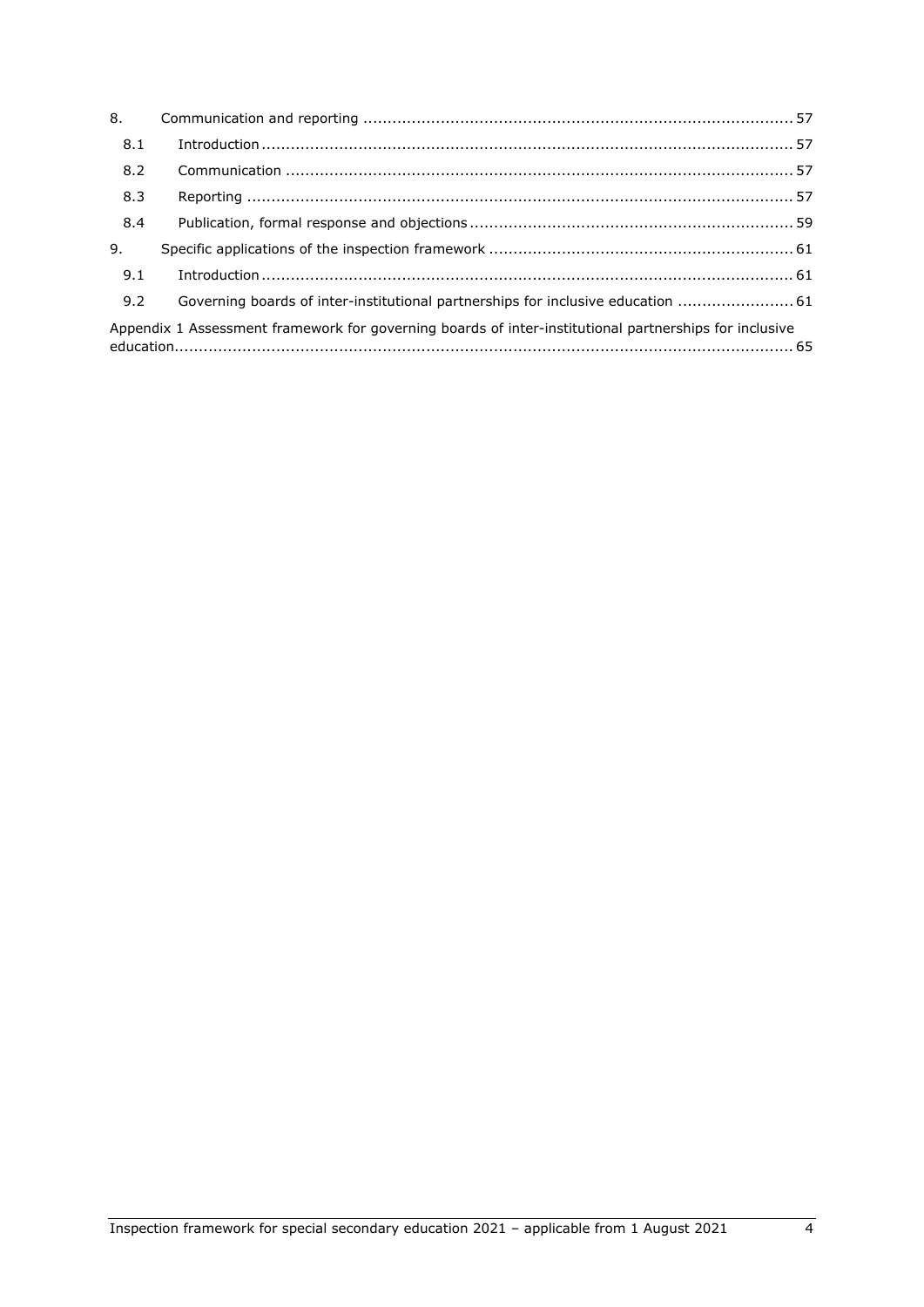8. Communication and reporting ........ 57

- 8.1 Introduction ........ 57
- 8.2 Communication ........ 57
- 8.3 Reporting ........ 57
- 8.4 Publication, formal response and objections ........ 59

9. Specific applications of the inspection framework ........ 61

- 9.1 Introduction ........ 61
- 9.2 Governing boards of inter-institutional partnerships for inclusive education ........ 61

Appendix 1 Assessment framework for governing boards of inter-institutional partnerships for inclusive education ........ 65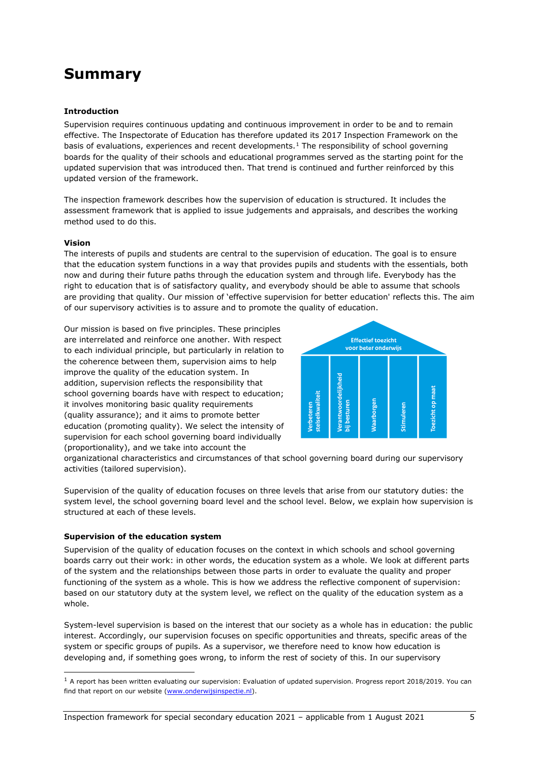# Summary

### Introduction

Supervision requires continuous updating and continuous improvement in order to be and to remain effective. The Inspectorate of Education has therefore updated its 2017 Inspection Framework on the basis of evaluations, experiences and recent developments.[1] The responsibility of school governing boards for the quality of their schools and educational programmes served as the starting point for the updated supervision that was introduced then. That trend is continued and further reinforced by this updated version of the framework.

The inspection framework describes how the supervision of education is structured. It includes the assessment framework that is applied to issue judgements and appraisals, and describes the working method used to do this.

### Vision

The interests of pupils and students are central to the supervision of education. The goal is to ensure that the education system functions in a way that provides pupils and students with the essentials, both now and during their future paths through the education system and through life. Everybody has the right to education that is of satisfactory quality, and everybody should be able to assume that schools are providing that quality. Our mission of 'effective supervision for better education' reflects this. The aim of our supervisory activities is to assure and to promote the quality of education.

Our mission is based on five principles. These principles are interrelated and reinforce one another. With respect to each individual principle, but particularly in relation to the coherence between them, supervision aims to help improve the quality of the education system. In addition, supervision reflects the responsibility that school governing boards have with respect to education; it involves monitoring basic quality requirements (quality assurance); and it aims to promote better education (promoting quality). We select the intensity of supervision for each school governing board individually (proportionality), and we take into account the organizational characteristics and circumstances of that school governing board during our supervisory activities (tailored supervision).

Effectief toezicht voor beter onderwijs

Verbeteren stelselkwaliteit | Verantwoordelijkheid bij besturen | Waarborgen | Stimuleren | Toezicht op maat

Supervision of the quality of education focuses on three levels that arise from our statutory duties: the system level, the school governing board level and the school level. Below, we explain how supervision is structured at each of these levels.

### Supervision of the education system

Supervision of the quality of education focuses on the context in which schools and school governing boards carry out their work: in other words, the education system as a whole. We look at different parts of the system and the relationships between those parts in order to evaluate the quality and proper functioning of the system as a whole. This is how we address the reflective component of supervision: based on our statutory duty at the system level, we reflect on the quality of the education system as a whole.

System-level supervision is based on the interest that our society as a whole has in education: the public interest. Accordingly, our supervision focuses on specific opportunities and threats, specific areas of the system or specific groups of pupils. As a supervisor, we therefore need to know how education is developing and, if something goes wrong, to inform the rest of society of this. In our supervisory

[1] A report has been written evaluating our supervision: Evaluation of updated supervision. Progress report 2018/2019. You can find that report on our website (www.onderwijsinspectie.nl).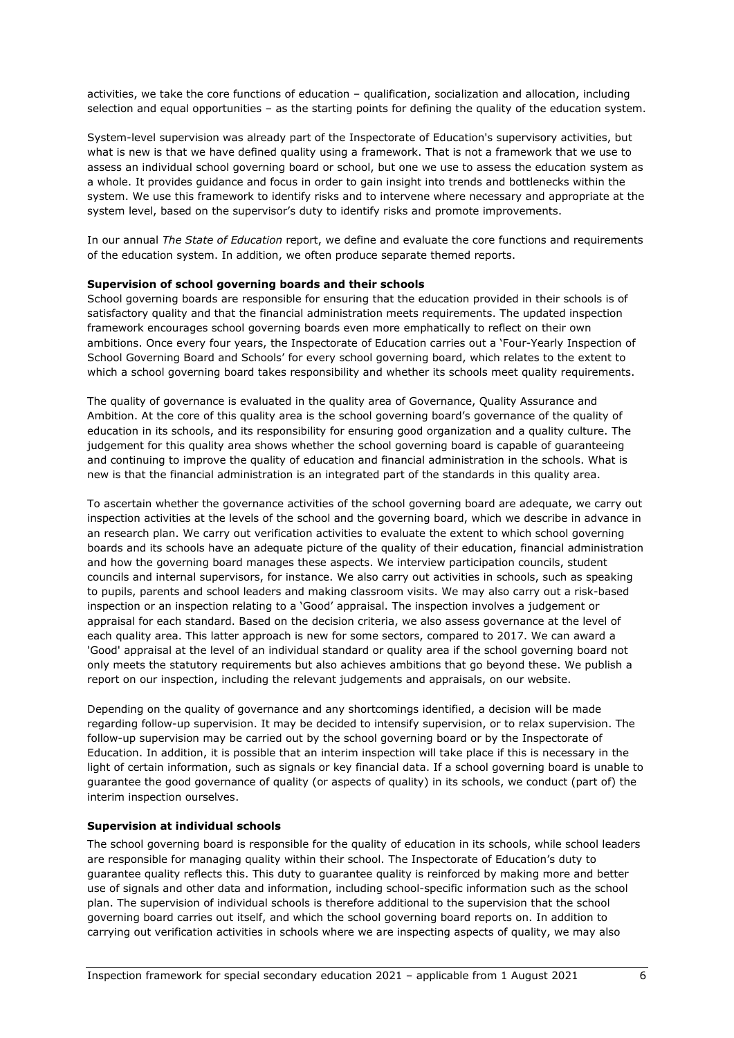activities, we take the core functions of education – qualification, socialization and allocation, including selection and equal opportunities – as the starting points for defining the quality of the education system.

System-level supervision was already part of the Inspectorate of Education's supervisory activities, but what is new is that we have defined quality using a framework. That is not a framework that we use to assess an individual school governing board or school, but one we use to assess the education system as a whole. It provides guidance and focus in order to gain insight into trends and bottlenecks within the system. We use this framework to identify risks and to intervene where necessary and appropriate at the system level, based on the supervisor's duty to identify risks and promote improvements.

In our annual *The State of Education* report, we define and evaluate the core functions and requirements of the education system. In addition, we often produce separate themed reports.

**Supervision of school governing boards and their schools**

School governing boards are responsible for ensuring that the education provided in their schools is of satisfactory quality and that the financial administration meets requirements. The updated inspection framework encourages school governing boards even more emphatically to reflect on their own ambitions. Once every four years, the Inspectorate of Education carries out a 'Four-Yearly Inspection of School Governing Board and Schools' for every school governing board, which relates to the extent to which a school governing board takes responsibility and whether its schools meet quality requirements.

The quality of governance is evaluated in the quality area of Governance, Quality Assurance and Ambition. At the core of this quality area is the school governing board's governance of the quality of education in its schools, and its responsibility for ensuring good organization and a quality culture. The judgement for this quality area shows whether the school governing board is capable of guaranteeing and continuing to improve the quality of education and financial administration in the schools. What is new is that the financial administration is an integrated part of the standards in this quality area.

To ascertain whether the governance activities of the school governing board are adequate, we carry out inspection activities at the levels of the school and the governing board, which we describe in advance in an research plan. We carry out verification activities to evaluate the extent to which school governing boards and its schools have an adequate picture of the quality of their education, financial administration and how the governing board manages these aspects. We interview participation councils, student councils and internal supervisors, for instance. We also carry out activities in schools, such as speaking to pupils, parents and school leaders and making classroom visits. We may also carry out a risk-based inspection or an inspection relating to a 'Good' appraisal. The inspection involves a judgement or appraisal for each standard. Based on the decision criteria, we also assess governance at the level of each quality area. This latter approach is new for some sectors, compared to 2017. We can award a 'Good' appraisal at the level of an individual standard or quality area if the school governing board not only meets the statutory requirements but also achieves ambitions that go beyond these. We publish a report on our inspection, including the relevant judgements and appraisals, on our website.

Depending on the quality of governance and any shortcomings identified, a decision will be made regarding follow-up supervision. It may be decided to intensify supervision, or to relax supervision. The follow-up supervision may be carried out by the school governing board or by the Inspectorate of Education. In addition, it is possible that an interim inspection will take place if this is necessary in the light of certain information, such as signals or key financial data. If a school governing board is unable to guarantee the good governance of quality (or aspects of quality) in its schools, we conduct (part of) the interim inspection ourselves.

**Supervision at individual schools**

The school governing board is responsible for the quality of education in its schools, while school leaders are responsible for managing quality within their school. The Inspectorate of Education's duty to guarantee quality reflects this. This duty to guarantee quality is reinforced by making more and better use of signals and other data and information, including school-specific information such as the school plan. The supervision of individual schools is therefore additional to the supervision that the school governing board carries out itself, and which the school governing board reports on. In addition to carrying out verification activities in schools where we are inspecting aspects of quality, we may also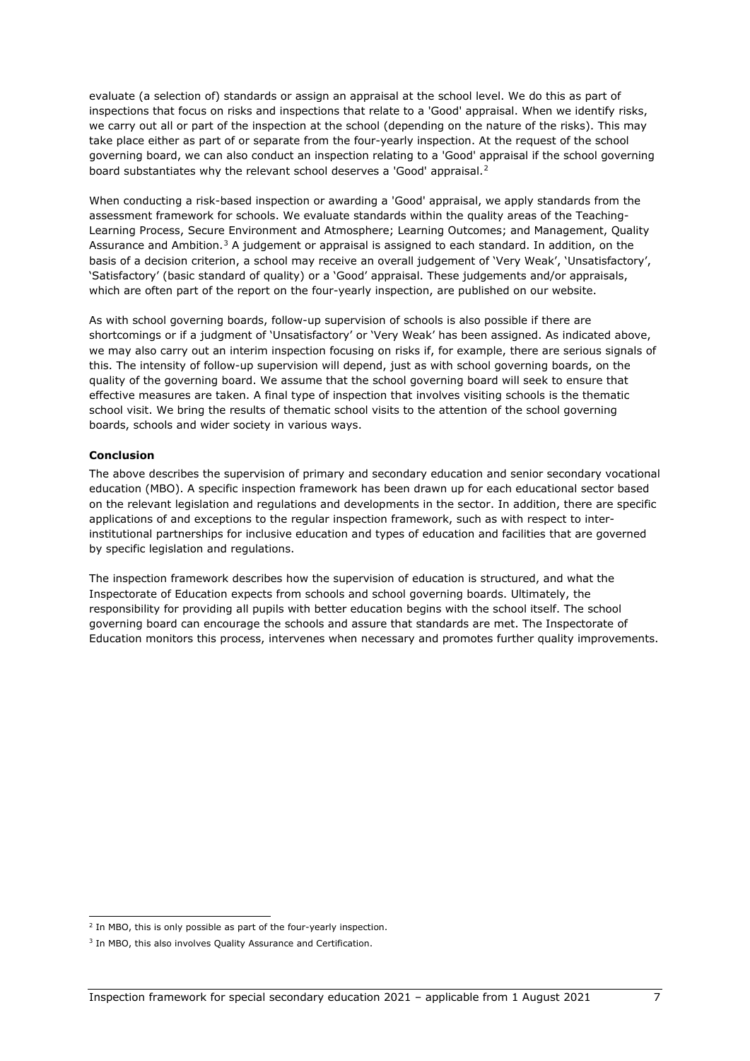evaluate (a selection of) standards or assign an appraisal at the school level. We do this as part of inspections that focus on risks and inspections that relate to a 'Good' appraisal. When we identify risks, we carry out all or part of the inspection at the school (depending on the nature of the risks). This may take place either as part of or separate from the four-yearly inspection. At the request of the school governing board, we can also conduct an inspection relating to a 'Good' appraisal if the school governing board substantiates why the relevant school deserves a 'Good' appraisal.[2]

When conducting a risk-based inspection or awarding a 'Good' appraisal, we apply standards from the assessment framework for schools. We evaluate standards within the quality areas of the Teaching-Learning Process, Secure Environment and Atmosphere; Learning Outcomes; and Management, Quality Assurance and Ambition.[3] A judgement or appraisal is assigned to each standard. In addition, on the basis of a decision criterion, a school may receive an overall judgement of 'Very Weak', 'Unsatisfactory', 'Satisfactory' (basic standard of quality) or a 'Good' appraisal. These judgements and/or appraisals, which are often part of the report on the four-yearly inspection, are published on our website.

As with school governing boards, follow-up supervision of schools is also possible if there are shortcomings or if a judgment of 'Unsatisfactory' or 'Very Weak' has been assigned. As indicated above, we may also carry out an interim inspection focusing on risks if, for example, there are serious signals of this. The intensity of follow-up supervision will depend, just as with school governing boards, on the quality of the governing board. We assume that the school governing board will seek to ensure that effective measures are taken. A final type of inspection that involves visiting schools is the thematic school visit. We bring the results of thematic school visits to the attention of the school governing boards, schools and wider society in various ways.

**Conclusion**

The above describes the supervision of primary and secondary education and senior secondary vocational education (MBO). A specific inspection framework has been drawn up for each educational sector based on the relevant legislation and regulations and developments in the sector. In addition, there are specific applications of and exceptions to the regular inspection framework, such as with respect to inter-institutional partnerships for inclusive education and types of education and facilities that are governed by specific legislation and regulations.

The inspection framework describes how the supervision of education is structured, and what the Inspectorate of Education expects from schools and school governing boards. Ultimately, the responsibility for providing all pupils with better education begins with the school itself. The school governing board can encourage the schools and assure that standards are met. The Inspectorate of Education monitors this process, intervenes when necessary and promotes further quality improvements.

[2] In MBO, this is only possible as part of the four-yearly inspection.

[3] In MBO, this also involves Quality Assurance and Certification.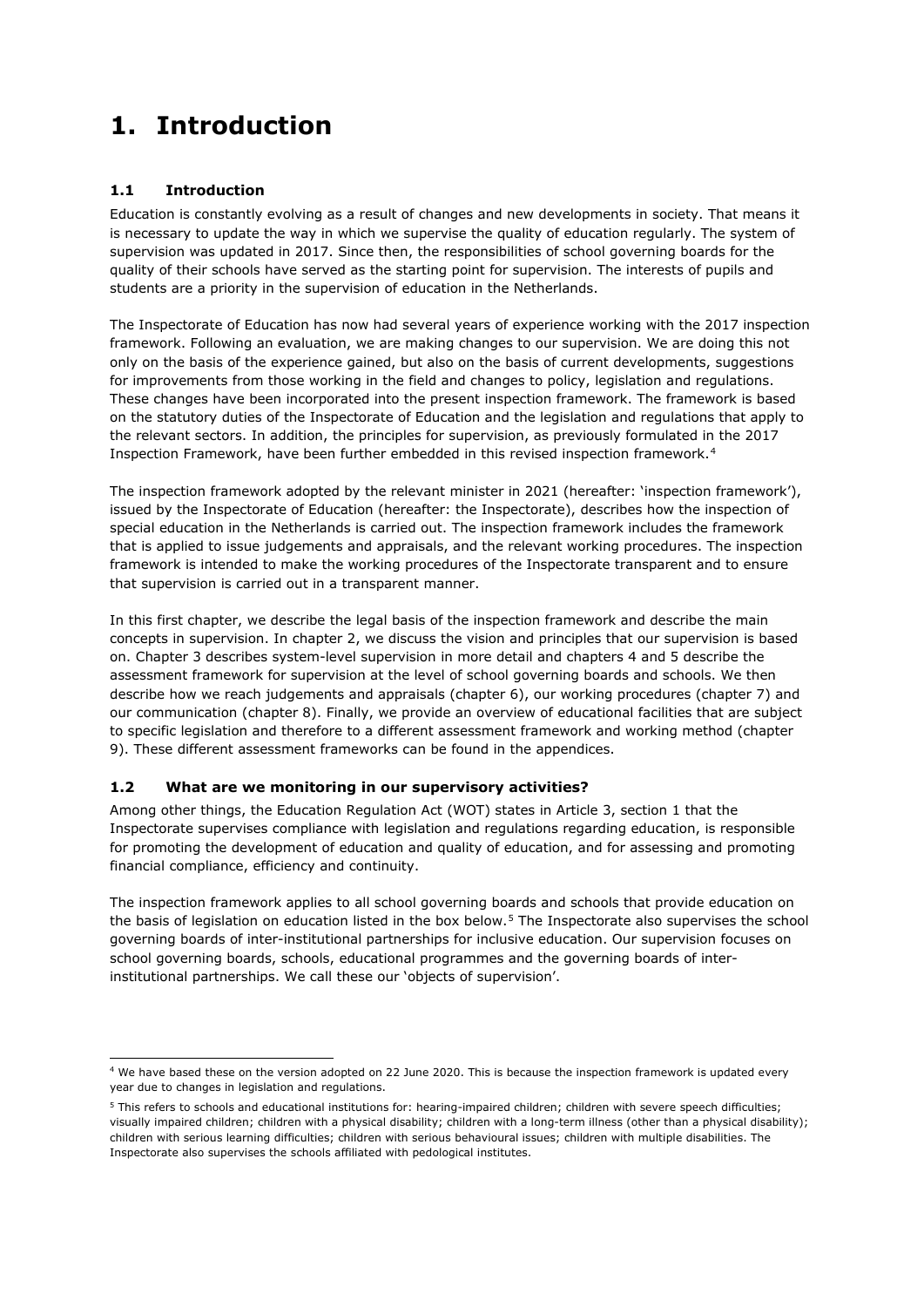# 1. Introduction

## 1.1 Introduction

Education is constantly evolving as a result of changes and new developments in society. That means it is necessary to update the way in which we supervise the quality of education regularly. The system of supervision was updated in 2017. Since then, the responsibilities of school governing boards for the quality of their schools have served as the starting point for supervision. The interests of pupils and students are a priority in the supervision of education in the Netherlands.

The Inspectorate of Education has now had several years of experience working with the 2017 inspection framework. Following an evaluation, we are making changes to our supervision. We are doing this not only on the basis of the experience gained, but also on the basis of current developments, suggestions for improvements from those working in the field and changes to policy, legislation and regulations. These changes have been incorporated into the present inspection framework. The framework is based on the statutory duties of the Inspectorate of Education and the legislation and regulations that apply to the relevant sectors. In addition, the principles for supervision, as previously formulated in the 2017 Inspection Framework, have been further embedded in this revised inspection framework.[4]

The inspection framework adopted by the relevant minister in 2021 (hereafter: 'inspection framework'), issued by the Inspectorate of Education (hereafter: the Inspectorate), describes how the inspection of special education in the Netherlands is carried out. The inspection framework includes the framework that is applied to issue judgements and appraisals, and the relevant working procedures. The inspection framework is intended to make the working procedures of the Inspectorate transparent and to ensure that supervision is carried out in a transparent manner.

In this first chapter, we describe the legal basis of the inspection framework and describe the main concepts in supervision. In chapter 2, we discuss the vision and principles that our supervision is based on. Chapter 3 describes system-level supervision in more detail and chapters 4 and 5 describe the assessment framework for supervision at the level of school governing boards and schools. We then describe how we reach judgements and appraisals (chapter 6), our working procedures (chapter 7) and our communication (chapter 8). Finally, we provide an overview of educational facilities that are subject to specific legislation and therefore to a different assessment framework and working method (chapter 9). These different assessment frameworks can be found in the appendices.

## 1.2 What are we monitoring in our supervisory activities?

Among other things, the Education Regulation Act (WOT) states in Article 3, section 1 that the Inspectorate supervises compliance with legislation and regulations regarding education, is responsible for promoting the development of education and quality of education, and for assessing and promoting financial compliance, efficiency and continuity.

The inspection framework applies to all school governing boards and schools that provide education on the basis of legislation on education listed in the box below.[5] The Inspectorate also supervises the school governing boards of inter-institutional partnerships for inclusive education. Our supervision focuses on school governing boards, schools, educational programmes and the governing boards of inter-institutional partnerships. We call these our 'objects of supervision'.

---

[4] We have based these on the version adopted on 22 June 2020. This is because the inspection framework is updated every year due to changes in legislation and regulations.

[5] This refers to schools and educational institutions for: hearing-impaired children; children with severe speech difficulties; visually impaired children; children with a physical disability; children with a long-term illness (other than a physical disability); children with serious learning difficulties; children with serious behavioural issues; children with multiple disabilities. The Inspectorate also supervises the schools affiliated with pedological institutes.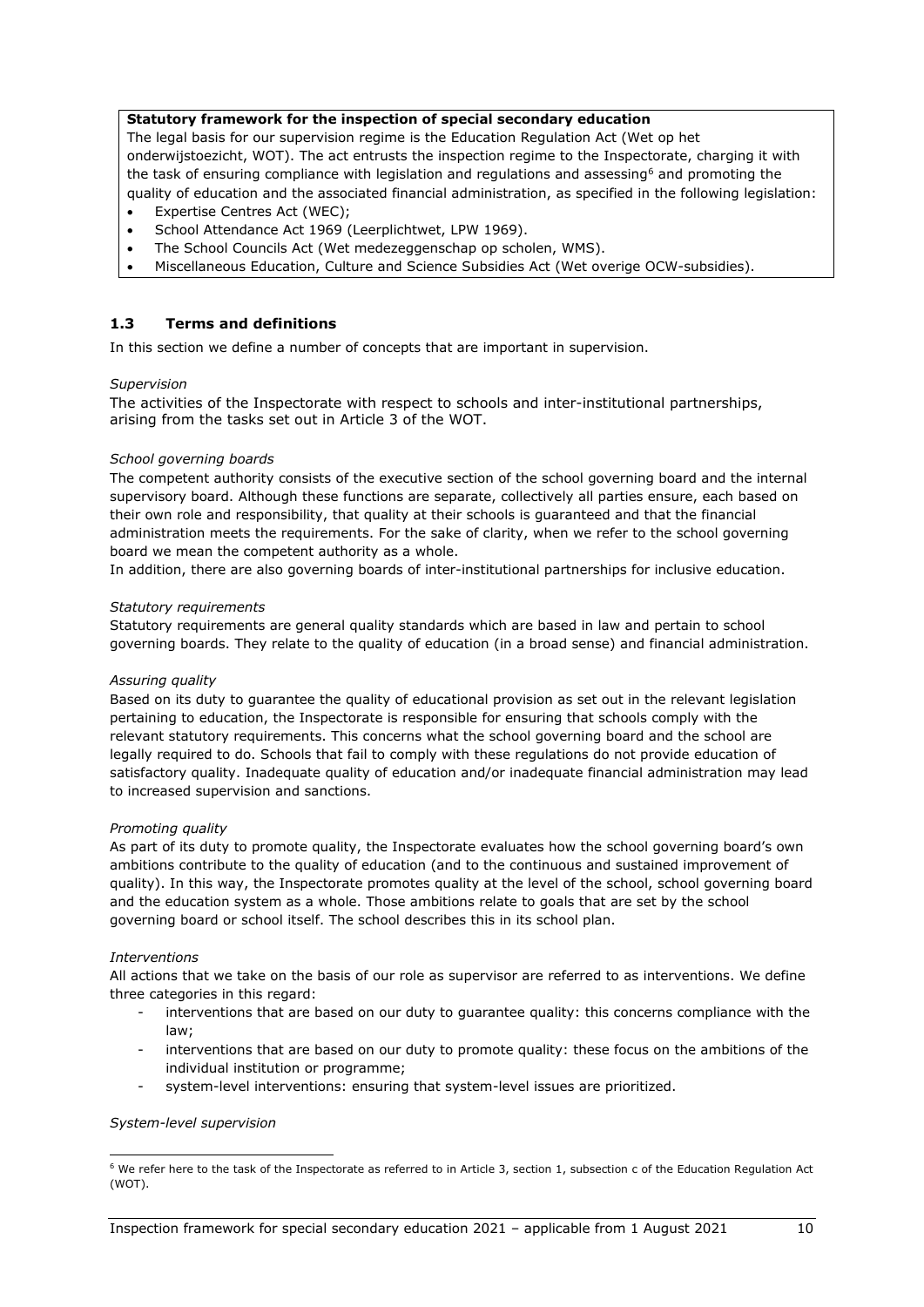**Statutory framework for the inspection of special secondary education**

The legal basis for our supervision regime is the Education Regulation Act (Wet op het onderwijstoezicht, WOT). The act entrusts the inspection regime to the Inspectorate, charging it with the task of ensuring compliance with legislation and regulations and assessing[6] and promoting the quality of education and the associated financial administration, as specified in the following legislation:

- Expertise Centres Act (WEC);
- School Attendance Act 1969 (Leerplichtwet, LPW 1969).
- The School Councils Act (Wet medezeggenschap op scholen, WMS).
- Miscellaneous Education, Culture and Science Subsidies Act (Wet overige OCW-subsidies).

### 1.3 Terms and definitions

In this section we define a number of concepts that are important in supervision.

*Supervision*

The activities of the Inspectorate with respect to schools and inter-institutional partnerships, arising from the tasks set out in Article 3 of the WOT.

*School governing boards*

The competent authority consists of the executive section of the school governing board and the internal supervisory board. Although these functions are separate, collectively all parties ensure, each based on their own role and responsibility, that quality at their schools is guaranteed and that the financial administration meets the requirements. For the sake of clarity, when we refer to the school governing board we mean the competent authority as a whole.

In addition, there are also governing boards of inter-institutional partnerships for inclusive education.

*Statutory requirements*

Statutory requirements are general quality standards which are based in law and pertain to school governing boards. They relate to the quality of education (in a broad sense) and financial administration.

*Assuring quality*

Based on its duty to guarantee the quality of educational provision as set out in the relevant legislation pertaining to education, the Inspectorate is responsible for ensuring that schools comply with the relevant statutory requirements. This concerns what the school governing board and the school are legally required to do. Schools that fail to comply with these regulations do not provide education of satisfactory quality. Inadequate quality of education and/or inadequate financial administration may lead to increased supervision and sanctions.

*Promoting quality*

As part of its duty to promote quality, the Inspectorate evaluates how the school governing board's own ambitions contribute to the quality of education (and to the continuous and sustained improvement of quality). In this way, the Inspectorate promotes quality at the level of the school, school governing board and the education system as a whole. Those ambitions relate to goals that are set by the school governing board or school itself. The school describes this in its school plan.

*Interventions*

All actions that we take on the basis of our role as supervisor are referred to as interventions. We define three categories in this regard:

- interventions that are based on our duty to guarantee quality: this concerns compliance with the law;
- interventions that are based on our duty to promote quality: these focus on the ambitions of the individual institution or programme;
- system-level interventions: ensuring that system-level issues are prioritized.

*System-level supervision*

[6] We refer here to the task of the Inspectorate as referred to in Article 3, section 1, subsection c of the Education Regulation Act (WOT).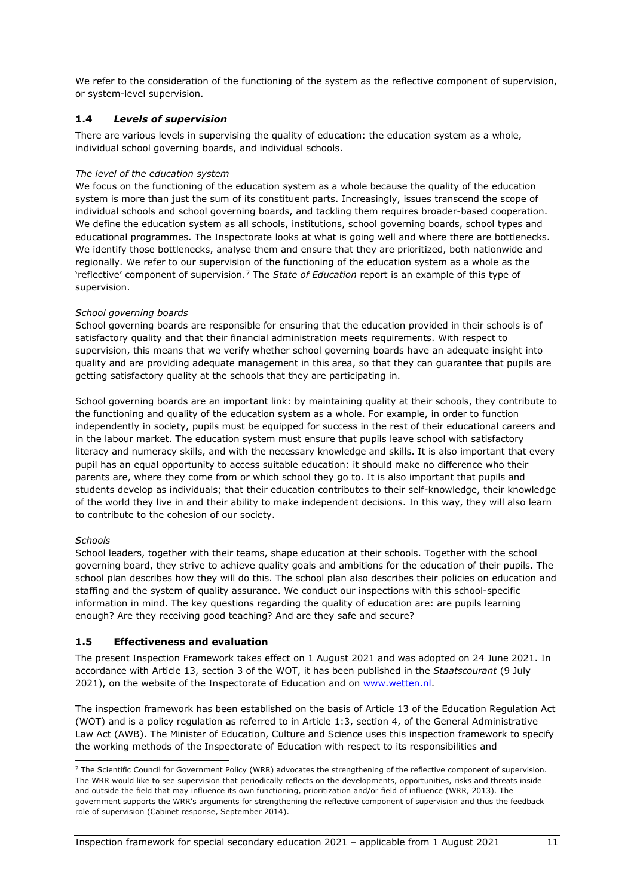We refer to the consideration of the functioning of the system as the reflective component of supervision, or system-level supervision.

### 1.4 *Levels of supervision*

There are various levels in supervising the quality of education: the education system as a whole, individual school governing boards, and individual schools.

*The level of the education system*

We focus on the functioning of the education system as a whole because the quality of the education system is more than just the sum of its constituent parts. Increasingly, issues transcend the scope of individual schools and school governing boards, and tackling them requires broader-based cooperation. We define the education system as all schools, institutions, school governing boards, school types and educational programmes. The Inspectorate looks at what is going well and where there are bottlenecks. We identify those bottlenecks, analyse them and ensure that they are prioritized, both nationwide and regionally. We refer to our supervision of the functioning of the education system as a whole as the 'reflective' component of supervision.[7] The *State of Education* report is an example of this type of supervision.

*School governing boards*

School governing boards are responsible for ensuring that the education provided in their schools is of satisfactory quality and that their financial administration meets requirements. With respect to supervision, this means that we verify whether school governing boards have an adequate insight into quality and are providing adequate management in this area, so that they can guarantee that pupils are getting satisfactory quality at the schools that they are participating in.

School governing boards are an important link: by maintaining quality at their schools, they contribute to the functioning and quality of the education system as a whole. For example, in order to function independently in society, pupils must be equipped for success in the rest of their educational careers and in the labour market. The education system must ensure that pupils leave school with satisfactory literacy and numeracy skills, and with the necessary knowledge and skills. It is also important that every pupil has an equal opportunity to access suitable education: it should make no difference who their parents are, where they come from or which school they go to. It is also important that pupils and students develop as individuals; that their education contributes to their self-knowledge, their knowledge of the world they live in and their ability to make independent decisions. In this way, they will also learn to contribute to the cohesion of our society.

*Schools*

School leaders, together with their teams, shape education at their schools. Together with the school governing board, they strive to achieve quality goals and ambitions for the education of their pupils. The school plan describes how they will do this. The school plan also describes their policies on education and staffing and the system of quality assurance. We conduct our inspections with this school-specific information in mind. The key questions regarding the quality of education are: are pupils learning enough? Are they receiving good teaching? And are they safe and secure?

### 1.5 Effectiveness and evaluation

The present Inspection Framework takes effect on 1 August 2021 and was adopted on 24 June 2021. In accordance with Article 13, section 3 of the WOT, it has been published in the *Staatscourant* (9 July 2021), on the website of the Inspectorate of Education and on www.wetten.nl.

The inspection framework has been established on the basis of Article 13 of the Education Regulation Act (WOT) and is a policy regulation as referred to in Article 1:3, section 4, of the General Administrative Law Act (AWB). The Minister of Education, Culture and Science uses this inspection framework to specify the working methods of the Inspectorate of Education with respect to its responsibilities and

---

[7] The Scientific Council for Government Policy (WRR) advocates the strengthening of the reflective component of supervision. The WRR would like to see supervision that periodically reflects on the developments, opportunities, risks and threats inside and outside the field that may influence its own functioning, prioritization and/or field of influence (WRR, 2013). The government supports the WRR's arguments for strengthening the reflective component of supervision and thus the feedback role of supervision (Cabinet response, September 2014).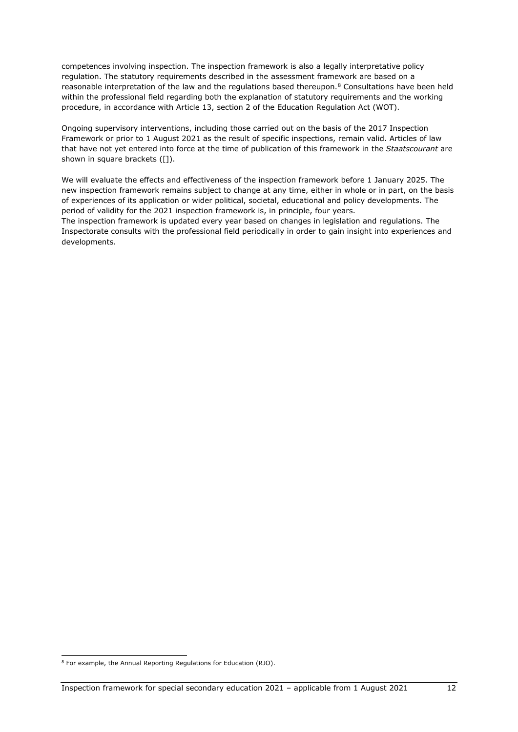competences involving inspection. The inspection framework is also a legally interpretative policy regulation. The statutory requirements described in the assessment framework are based on a reasonable interpretation of the law and the regulations based thereupon.[8] Consultations have been held within the professional field regarding both the explanation of statutory requirements and the working procedure, in accordance with Article 13, section 2 of the Education Regulation Act (WOT).

Ongoing supervisory interventions, including those carried out on the basis of the 2017 Inspection Framework or prior to 1 August 2021 as the result of specific inspections, remain valid. Articles of law that have not yet entered into force at the time of publication of this framework in the *Staatscourant* are shown in square brackets ([]).

We will evaluate the effects and effectiveness of the inspection framework before 1 January 2025. The new inspection framework remains subject to change at any time, either in whole or in part, on the basis of experiences of its application or wider political, societal, educational and policy developments. The period of validity for the 2021 inspection framework is, in principle, four years.
The inspection framework is updated every year based on changes in legislation and regulations. The Inspectorate consults with the professional field periodically in order to gain insight into experiences and developments.

[8] For example, the Annual Reporting Regulations for Education (RJO).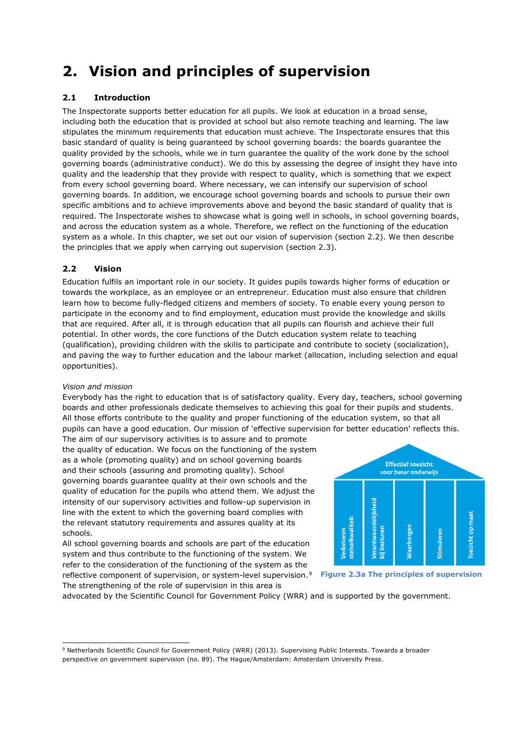# 2. Vision and principles of supervision

## 2.1 Introduction

The Inspectorate supports better education for all pupils. We look at education in a broad sense, including both the education that is provided at school but also remote teaching and learning. The law stipulates the minimum requirements that education must achieve. The Inspectorate ensures that this basic standard of quality is being guaranteed by school governing boards: the boards guarantee the quality provided by the schools, while we in turn guarantee the quality of the work done by the school governing boards (administrative conduct). We do this by assessing the degree of insight they have into quality and the leadership that they provide with respect to quality, which is something that we expect from every school governing board. Where necessary, we can intensify our supervision of school governing boards. In addition, we encourage school governing boards and schools to pursue their own specific ambitions and to achieve improvements above and beyond the basic standard of quality that is required. The Inspectorate wishes to showcase what is going well in schools, in school governing boards, and across the education system as a whole. Therefore, we reflect on the functioning of the education system as a whole. In this chapter, we set out our vision of supervision (section 2.2). We then describe the principles that we apply when carrying out supervision (section 2.3).

## 2.2 Vision

Education fulfils an important role in our society. It guides pupils towards higher forms of education or towards the workplace, as an employee or an entrepreneur. Education must also ensure that children learn how to become fully-fledged citizens and members of society. To enable every young person to participate in the economy and to find employment, education must provide the knowledge and skills that are required. After all, it is through education that all pupils can flourish and achieve their full potential. In other words, the core functions of the Dutch education system relate to teaching (qualification), providing children with the skills to participate and contribute to society (socialization), and paving the way to further education and the labour market (allocation, including selection and equal opportunities).

*Vision and mission*

Everybody has the right to education that is of satisfactory quality. Every day, teachers, school governing boards and other professionals dedicate themselves to achieving this goal for their pupils and students. All those efforts contribute to the quality and proper functioning of the education system, so that all pupils can have a good education. Our mission of 'effective supervision for better education' reflects this. The aim of our supervisory activities is to assure and to promote the quality of education. We focus on the functioning of the system as a whole (promoting quality) and on school governing boards and their schools (assuring and promoting quality). School governing boards guarantee quality at their own schools and the quality of education for the pupils who attend them. We adjust the intensity of our supervisory activities and follow-up supervision in line with the extent to which the governing board complies with the relevant statutory requirements and assures quality at its schools.

All school governing boards and schools are part of the education system and thus contribute to the functioning of the system. We refer to the consideration of the functioning of the system as the reflective component of supervision, or system-level supervision.[9] The strengthening of the role of supervision in this area is advocated by the Scientific Council for Government Policy (WRR) and is supported by the government.

Effectief toezicht voor beter onderwijs

Verbeteren stelselkwaliteit | Verantwoordelijkheid bij besturen | Waarborgen | Stimuleren | Toezicht op maat

**Figure 2.3a The principles of supervision**

[9] Netherlands Scientific Council for Government Policy (WRR) (2013). Supervising Public Interests. Towards a broader perspective on government supervision (no. 89). The Hague/Amsterdam: Amsterdam University Press.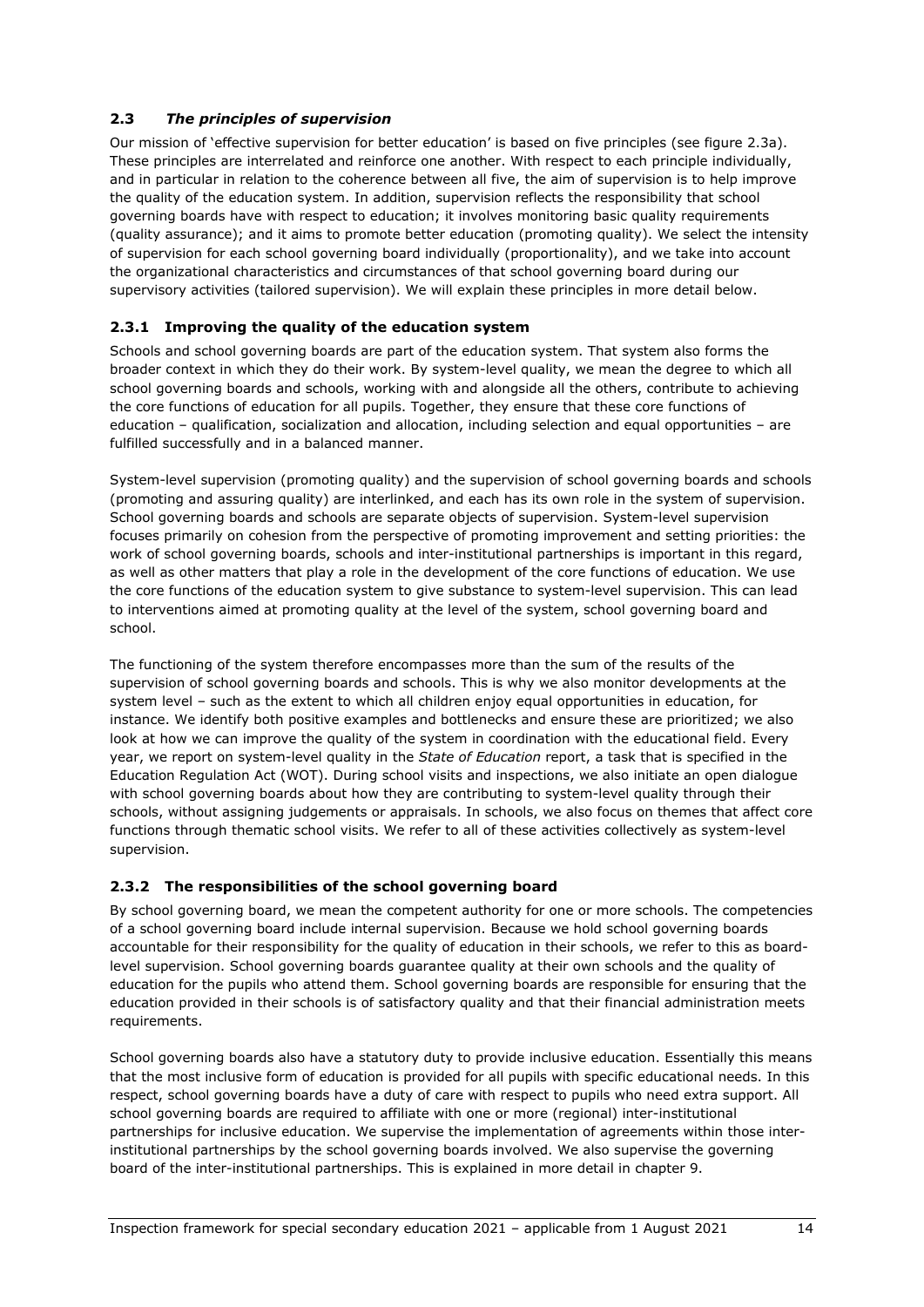## 2.3 *The principles of supervision*

Our mission of 'effective supervision for better education' is based on five principles (see figure 2.3a). These principles are interrelated and reinforce one another. With respect to each principle individually, and in particular in relation to the coherence between all five, the aim of supervision is to help improve the quality of the education system. In addition, supervision reflects the responsibility that school governing boards have with respect to education; it involves monitoring basic quality requirements (quality assurance); and it aims to promote better education (promoting quality). We select the intensity of supervision for each school governing board individually (proportionality), and we take into account the organizational characteristics and circumstances of that school governing board during our supervisory activities (tailored supervision). We will explain these principles in more detail below.

### 2.3.1 Improving the quality of the education system

Schools and school governing boards are part of the education system. That system also forms the broader context in which they do their work. By system-level quality, we mean the degree to which all school governing boards and schools, working with and alongside all the others, contribute to achieving the core functions of education for all pupils. Together, they ensure that these core functions of education – qualification, socialization and allocation, including selection and equal opportunities – are fulfilled successfully and in a balanced manner.

System-level supervision (promoting quality) and the supervision of school governing boards and schools (promoting and assuring quality) are interlinked, and each has its own role in the system of supervision. School governing boards and schools are separate objects of supervision. System-level supervision focuses primarily on cohesion from the perspective of promoting improvement and setting priorities: the work of school governing boards, schools and inter-institutional partnerships is important in this regard, as well as other matters that play a role in the development of the core functions of education. We use the core functions of the education system to give substance to system-level supervision. This can lead to interventions aimed at promoting quality at the level of the system, school governing board and school.

The functioning of the system therefore encompasses more than the sum of the results of the supervision of school governing boards and schools. This is why we also monitor developments at the system level – such as the extent to which all children enjoy equal opportunities in education, for instance. We identify both positive examples and bottlenecks and ensure these are prioritized; we also look at how we can improve the quality of the system in coordination with the educational field. Every year, we report on system-level quality in the *State of Education* report, a task that is specified in the Education Regulation Act (WOT). During school visits and inspections, we also initiate an open dialogue with school governing boards about how they are contributing to system-level quality through their schools, without assigning judgements or appraisals. In schools, we also focus on themes that affect core functions through thematic school visits. We refer to all of these activities collectively as system-level supervision.

### 2.3.2 The responsibilities of the school governing board

By school governing board, we mean the competent authority for one or more schools. The competencies of a school governing board include internal supervision. Because we hold school governing boards accountable for their responsibility for the quality of education in their schools, we refer to this as board-level supervision. School governing boards guarantee quality at their own schools and the quality of education for the pupils who attend them. School governing boards are responsible for ensuring that the education provided in their schools is of satisfactory quality and that their financial administration meets requirements.

School governing boards also have a statutory duty to provide inclusive education. Essentially this means that the most inclusive form of education is provided for all pupils with specific educational needs. In this respect, school governing boards have a duty of care with respect to pupils who need extra support. All school governing boards are required to affiliate with one or more (regional) inter-institutional partnerships for inclusive education. We supervise the implementation of agreements within those inter-institutional partnerships by the school governing boards involved. We also supervise the governing board of the inter-institutional partnerships. This is explained in more detail in chapter 9.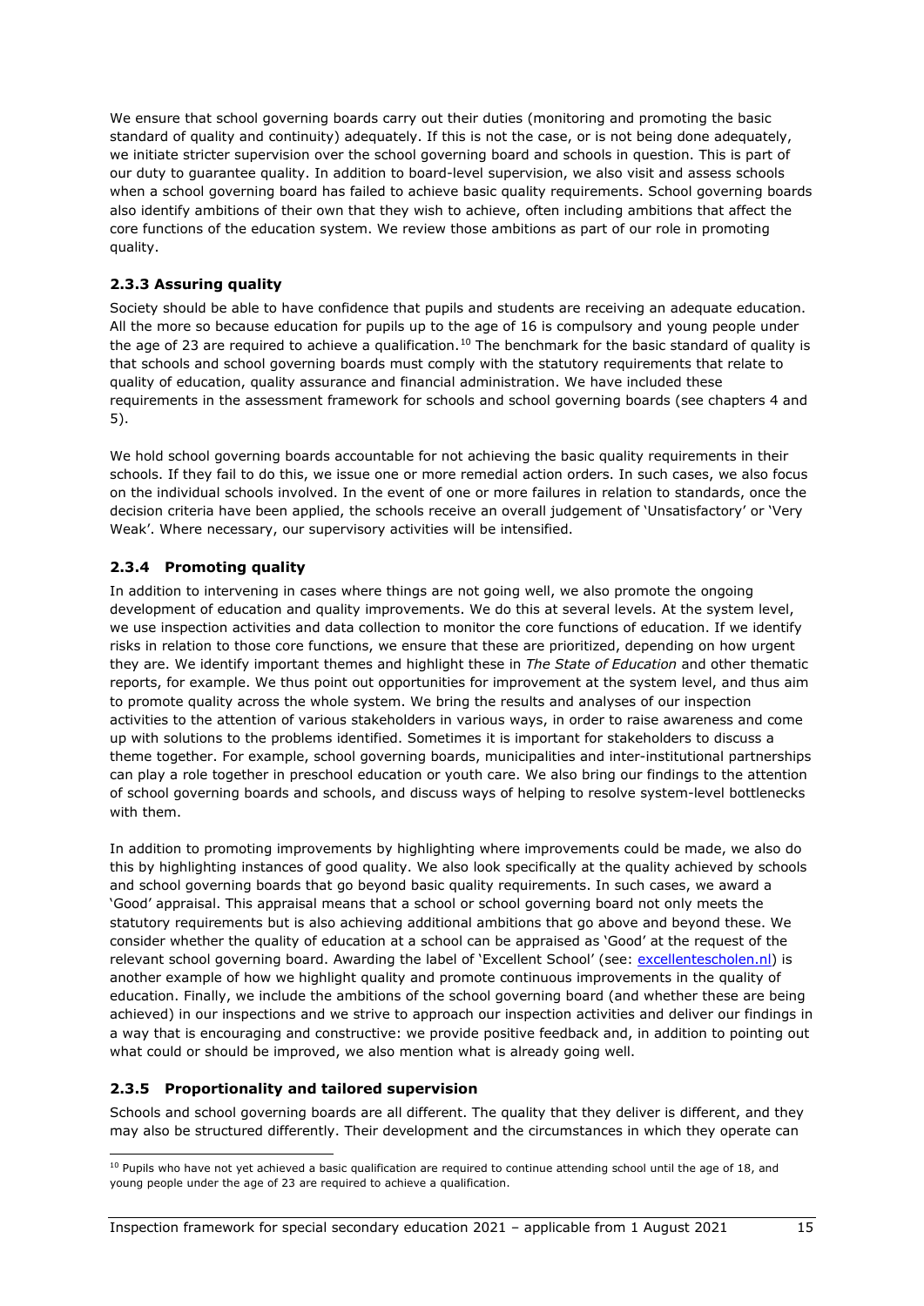We ensure that school governing boards carry out their duties (monitoring and promoting the basic standard of quality and continuity) adequately. If this is not the case, or is not being done adequately, we initiate stricter supervision over the school governing board and schools in question. This is part of our duty to guarantee quality. In addition to board-level supervision, we also visit and assess schools when a school governing board has failed to achieve basic quality requirements. School governing boards also identify ambitions of their own that they wish to achieve, often including ambitions that affect the core functions of the education system. We review those ambitions as part of our role in promoting quality.

### 2.3.3 Assuring quality

Society should be able to have confidence that pupils and students are receiving an adequate education. All the more so because education for pupils up to the age of 16 is compulsory and young people under the age of 23 are required to achieve a qualification.[10] The benchmark for the basic standard of quality is that schools and school governing boards must comply with the statutory requirements that relate to quality of education, quality assurance and financial administration. We have included these requirements in the assessment framework for schools and school governing boards (see chapters 4 and 5).

We hold school governing boards accountable for not achieving the basic quality requirements in their schools. If they fail to do this, we issue one or more remedial action orders. In such cases, we also focus on the individual schools involved. In the event of one or more failures in relation to standards, once the decision criteria have been applied, the schools receive an overall judgement of 'Unsatisfactory' or 'Very Weak'. Where necessary, our supervisory activities will be intensified.

### 2.3.4 Promoting quality

In addition to intervening in cases where things are not going well, we also promote the ongoing development of education and quality improvements. We do this at several levels. At the system level, we use inspection activities and data collection to monitor the core functions of education. If we identify risks in relation to those core functions, we ensure that these are prioritized, depending on how urgent they are. We identify important themes and highlight these in *The State of Education* and other thematic reports, for example. We thus point out opportunities for improvement at the system level, and thus aim to promote quality across the whole system. We bring the results and analyses of our inspection activities to the attention of various stakeholders in various ways, in order to raise awareness and come up with solutions to the problems identified. Sometimes it is important for stakeholders to discuss a theme together. For example, school governing boards, municipalities and inter-institutional partnerships can play a role together in preschool education or youth care. We also bring our findings to the attention of school governing boards and schools, and discuss ways of helping to resolve system-level bottlenecks with them.

In addition to promoting improvements by highlighting where improvements could be made, we also do this by highlighting instances of good quality. We also look specifically at the quality achieved by schools and school governing boards that go beyond basic quality requirements. In such cases, we award a 'Good' appraisal. This appraisal means that a school or school governing board not only meets the statutory requirements but is also achieving additional ambitions that go above and beyond these. We consider whether the quality of education at a school can be appraised as 'Good' at the request of the relevant school governing board. Awarding the label of 'Excellent School' (see: excellentescholen.nl) is another example of how we highlight quality and promote continuous improvements in the quality of education. Finally, we include the ambitions of the school governing board (and whether these are being achieved) in our inspections and we strive to approach our inspection activities and deliver our findings in a way that is encouraging and constructive: we provide positive feedback and, in addition to pointing out what could or should be improved, we also mention what is already going well.

### 2.3.5 Proportionality and tailored supervision

Schools and school governing boards are all different. The quality that they deliver is different, and they may also be structured differently. Their development and the circumstances in which they operate can

[10] Pupils who have not yet achieved a basic qualification are required to continue attending school until the age of 18, and young people under the age of 23 are required to achieve a qualification.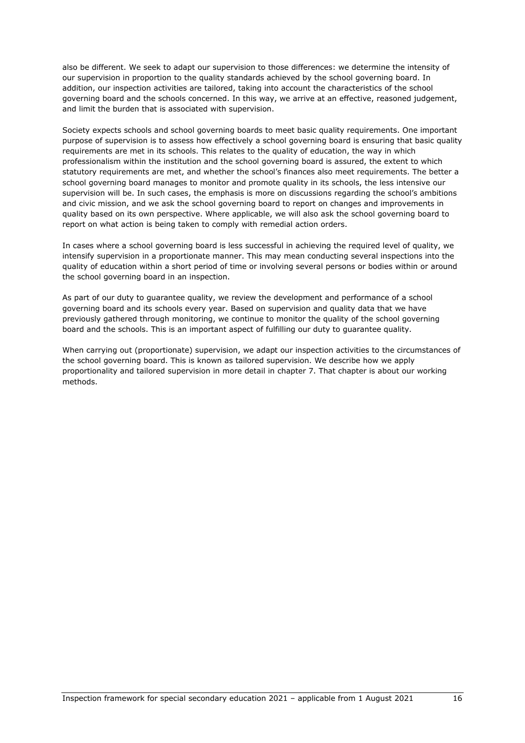also be different. We seek to adapt our supervision to those differences: we determine the intensity of our supervision in proportion to the quality standards achieved by the school governing board. In addition, our inspection activities are tailored, taking into account the characteristics of the school governing board and the schools concerned. In this way, we arrive at an effective, reasoned judgement, and limit the burden that is associated with supervision.

Society expects schools and school governing boards to meet basic quality requirements. One important purpose of supervision is to assess how effectively a school governing board is ensuring that basic quality requirements are met in its schools. This relates to the quality of education, the way in which professionalism within the institution and the school governing board is assured, the extent to which statutory requirements are met, and whether the school's finances also meet requirements. The better a school governing board manages to monitor and promote quality in its schools, the less intensive our supervision will be. In such cases, the emphasis is more on discussions regarding the school's ambitions and civic mission, and we ask the school governing board to report on changes and improvements in quality based on its own perspective. Where applicable, we will also ask the school governing board to report on what action is being taken to comply with remedial action orders.

In cases where a school governing board is less successful in achieving the required level of quality, we intensify supervision in a proportionate manner. This may mean conducting several inspections into the quality of education within a short period of time or involving several persons or bodies within or around the school governing board in an inspection.

As part of our duty to guarantee quality, we review the development and performance of a school governing board and its schools every year. Based on supervision and quality data that we have previously gathered through monitoring, we continue to monitor the quality of the school governing board and the schools. This is an important aspect of fulfilling our duty to guarantee quality.

When carrying out (proportionate) supervision, we adapt our inspection activities to the circumstances of the school governing board. This is known as tailored supervision. We describe how we apply proportionality and tailored supervision in more detail in chapter 7. That chapter is about our working methods.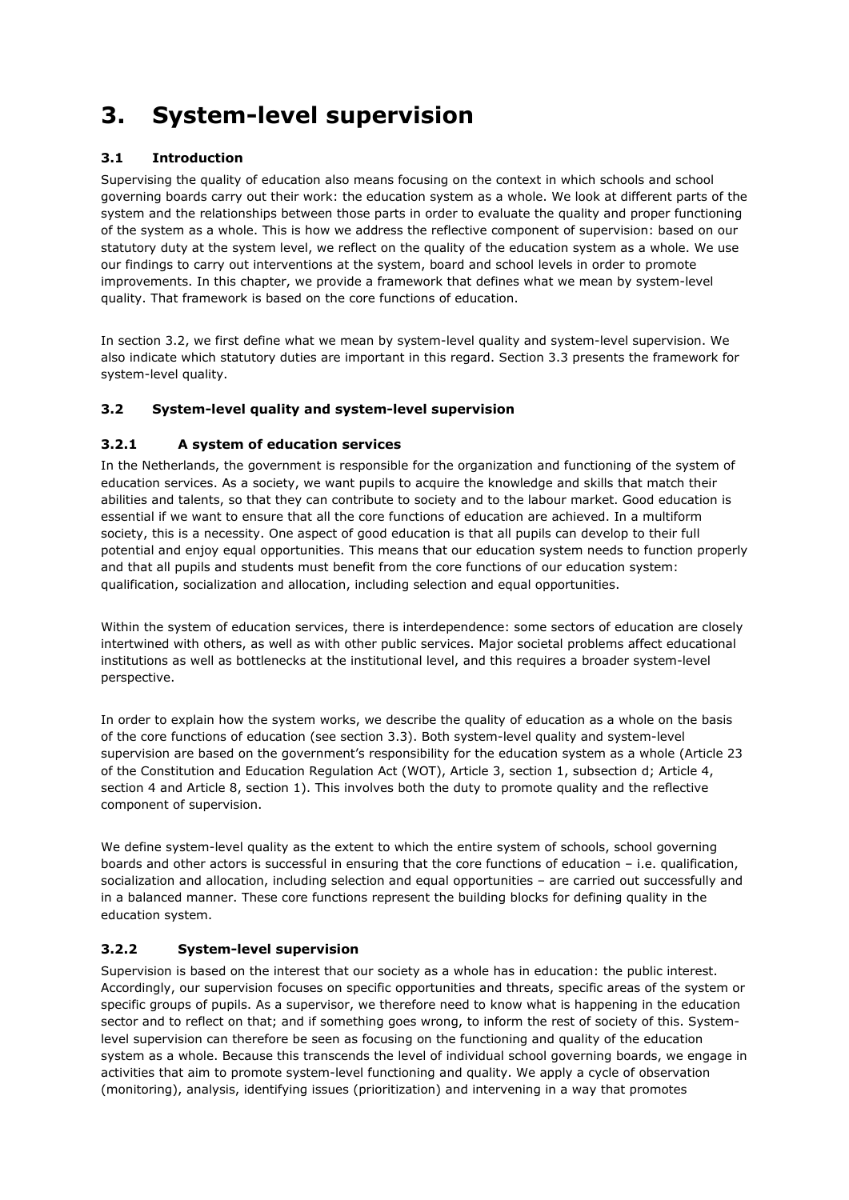# 3. System-level supervision

## 3.1 Introduction

Supervising the quality of education also means focusing on the context in which schools and school governing boards carry out their work: the education system as a whole. We look at different parts of the system and the relationships between those parts in order to evaluate the quality and proper functioning of the system as a whole. This is how we address the reflective component of supervision: based on our statutory duty at the system level, we reflect on the quality of the education system as a whole. We use our findings to carry out interventions at the system, board and school levels in order to promote improvements. In this chapter, we provide a framework that defines what we mean by system-level quality. That framework is based on the core functions of education.

In section 3.2, we first define what we mean by system-level quality and system-level supervision. We also indicate which statutory duties are important in this regard. Section 3.3 presents the framework for system-level quality.

## 3.2 System-level quality and system-level supervision

### 3.2.1 A system of education services

In the Netherlands, the government is responsible for the organization and functioning of the system of education services. As a society, we want pupils to acquire the knowledge and skills that match their abilities and talents, so that they can contribute to society and to the labour market. Good education is essential if we want to ensure that all the core functions of education are achieved. In a multiform society, this is a necessity. One aspect of good education is that all pupils can develop to their full potential and enjoy equal opportunities. This means that our education system needs to function properly and that all pupils and students must benefit from the core functions of our education system: qualification, socialization and allocation, including selection and equal opportunities.

Within the system of education services, there is interdependence: some sectors of education are closely intertwined with others, as well as with other public services. Major societal problems affect educational institutions as well as bottlenecks at the institutional level, and this requires a broader system-level perspective.

In order to explain how the system works, we describe the quality of education as a whole on the basis of the core functions of education (see section 3.3). Both system-level quality and system-level supervision are based on the government's responsibility for the education system as a whole (Article 23 of the Constitution and Education Regulation Act (WOT), Article 3, section 1, subsection d; Article 4, section 4 and Article 8, section 1). This involves both the duty to promote quality and the reflective component of supervision.

We define system-level quality as the extent to which the entire system of schools, school governing boards and other actors is successful in ensuring that the core functions of education – i.e. qualification, socialization and allocation, including selection and equal opportunities – are carried out successfully and in a balanced manner. These core functions represent the building blocks for defining quality in the education system.

### 3.2.2 System-level supervision

Supervision is based on the interest that our society as a whole has in education: the public interest. Accordingly, our supervision focuses on specific opportunities and threats, specific areas of the system or specific groups of pupils. As a supervisor, we therefore need to know what is happening in the education sector and to reflect on that; and if something goes wrong, to inform the rest of society of this. System-level supervision can therefore be seen as focusing on the functioning and quality of the education system as a whole. Because this transcends the level of individual school governing boards, we engage in activities that aim to promote system-level functioning and quality. We apply a cycle of observation (monitoring), analysis, identifying issues (prioritization) and intervening in a way that promotes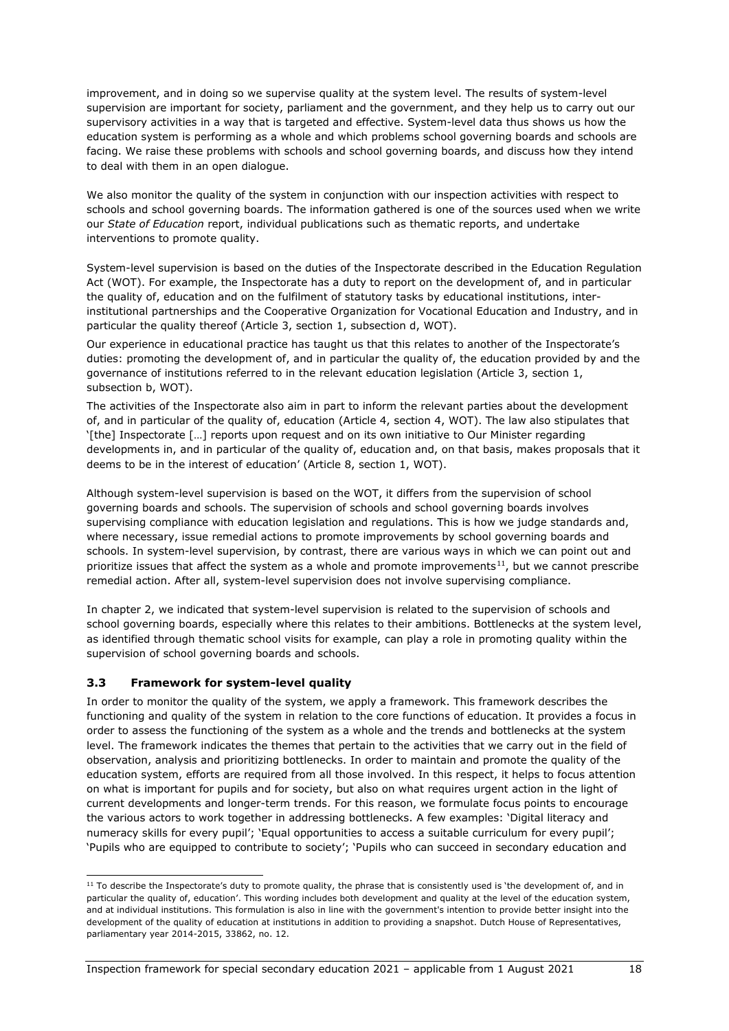improvement, and in doing so we supervise quality at the system level. The results of system-level supervision are important for society, parliament and the government, and they help us to carry out our supervisory activities in a way that is targeted and effective. System-level data thus shows us how the education system is performing as a whole and which problems school governing boards and schools are facing. We raise these problems with schools and school governing boards, and discuss how they intend to deal with them in an open dialogue.

We also monitor the quality of the system in conjunction with our inspection activities with respect to schools and school governing boards. The information gathered is one of the sources used when we write our *State of Education* report, individual publications such as thematic reports, and undertake interventions to promote quality.

System-level supervision is based on the duties of the Inspectorate described in the Education Regulation Act (WOT). For example, the Inspectorate has a duty to report on the development of, and in particular the quality of, education and on the fulfilment of statutory tasks by educational institutions, inter-institutional partnerships and the Cooperative Organization for Vocational Education and Industry, and in particular the quality thereof (Article 3, section 1, subsection d, WOT).

Our experience in educational practice has taught us that this relates to another of the Inspectorate's duties: promoting the development of, and in particular the quality of, the education provided by and the governance of institutions referred to in the relevant education legislation (Article 3, section 1, subsection b, WOT).

The activities of the Inspectorate also aim in part to inform the relevant parties about the development of, and in particular of the quality of, education (Article 4, section 4, WOT). The law also stipulates that '[the] Inspectorate […] reports upon request and on its own initiative to Our Minister regarding developments in, and in particular of the quality of, education and, on that basis, makes proposals that it deems to be in the interest of education' (Article 8, section 1, WOT).

Although system-level supervision is based on the WOT, it differs from the supervision of school governing boards and schools. The supervision of schools and school governing boards involves supervising compliance with education legislation and regulations. This is how we judge standards and, where necessary, issue remedial actions to promote improvements by school governing boards and schools. In system-level supervision, by contrast, there are various ways in which we can point out and prioritize issues that affect the system as a whole and promote improvements[11], but we cannot prescribe remedial action. After all, system-level supervision does not involve supervising compliance.

In chapter 2, we indicated that system-level supervision is related to the supervision of schools and school governing boards, especially where this relates to their ambitions. Bottlenecks at the system level, as identified through thematic school visits for example, can play a role in promoting quality within the supervision of school governing boards and schools.

### 3.3 Framework for system-level quality

In order to monitor the quality of the system, we apply a framework. This framework describes the functioning and quality of the system in relation to the core functions of education. It provides a focus in order to assess the functioning of the system as a whole and the trends and bottlenecks at the system level. The framework indicates the themes that pertain to the activities that we carry out in the field of observation, analysis and prioritizing bottlenecks. In order to maintain and promote the quality of the education system, efforts are required from all those involved. In this respect, it helps to focus attention on what is important for pupils and for society, but also on what requires urgent action in the light of current developments and longer-term trends. For this reason, we formulate focus points to encourage the various actors to work together in addressing bottlenecks. A few examples: 'Digital literacy and numeracy skills for every pupil'; 'Equal opportunities to access a suitable curriculum for every pupil'; 'Pupils who are equipped to contribute to society'; 'Pupils who can succeed in secondary education and

---

[11] To describe the Inspectorate's duty to promote quality, the phrase that is consistently used is 'the development of, and in particular the quality of, education'. This wording includes both development and quality at the level of the education system, and at individual institutions. This formulation is also in line with the government's intention to provide better insight into the development of the quality of education at institutions in addition to providing a snapshot. Dutch House of Representatives, parliamentary year 2014-2015, 33862, no. 12.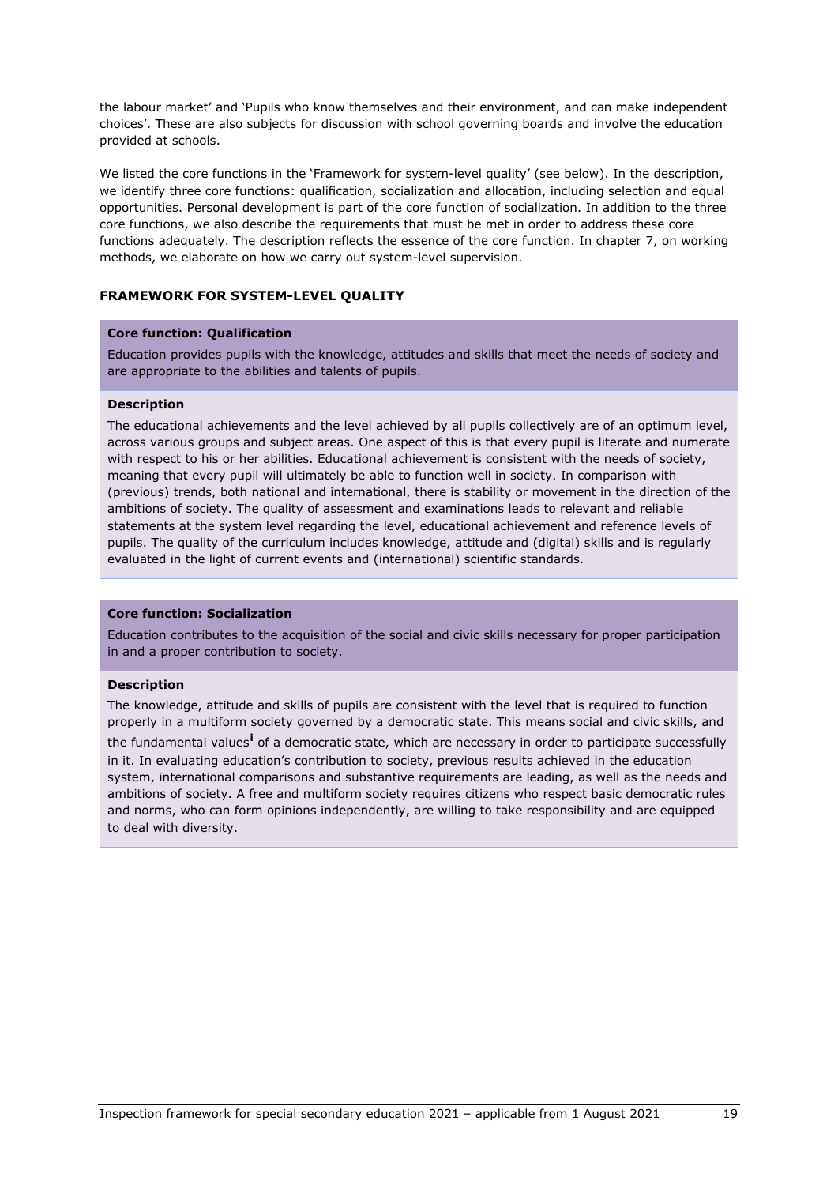the labour market' and 'Pupils who know themselves and their environment, and can make independent choices'. These are also subjects for discussion with school governing boards and involve the education provided at schools.

We listed the core functions in the 'Framework for system-level quality' (see below). In the description, we identify three core functions: qualification, socialization and allocation, including selection and equal opportunities. Personal development is part of the core function of socialization. In addition to the three core functions, we also describe the requirements that must be met in order to address these core functions adequately. The description reflects the essence of the core function. In chapter 7, on working methods, we elaborate on how we carry out system-level supervision.

### FRAMEWORK FOR SYSTEM-LEVEL QUALITY

**Core function: Qualification**

Education provides pupils with the knowledge, attitudes and skills that meet the needs of society and are appropriate to the abilities and talents of pupils.

**Description**

The educational achievements and the level achieved by all pupils collectively are of an optimum level, across various groups and subject areas. One aspect of this is that every pupil is literate and numerate with respect to his or her abilities. Educational achievement is consistent with the needs of society, meaning that every pupil will ultimately be able to function well in society. In comparison with (previous) trends, both national and international, there is stability or movement in the direction of the ambitions of society. The quality of assessment and examinations leads to relevant and reliable statements at the system level regarding the level, educational achievement and reference levels of pupils. The quality of the curriculum includes knowledge, attitude and (digital) skills and is regularly evaluated in the light of current events and (international) scientific standards.

**Core function: Socialization**

Education contributes to the acquisition of the social and civic skills necessary for proper participation in and a proper contribution to society.

**Description**

The knowledge, attitude and skills of pupils are consistent with the level that is required to function properly in a multiform society governed by a democratic state. This means social and civic skills, and the fundamental values[i] of a democratic state, which are necessary in order to participate successfully in it. In evaluating education's contribution to society, previous results achieved in the education system, international comparisons and substantive requirements are leading, as well as the needs and ambitions of society. A free and multiform society requires citizens who respect basic democratic rules and norms, who can form opinions independently, are willing to take responsibility and are equipped to deal with diversity.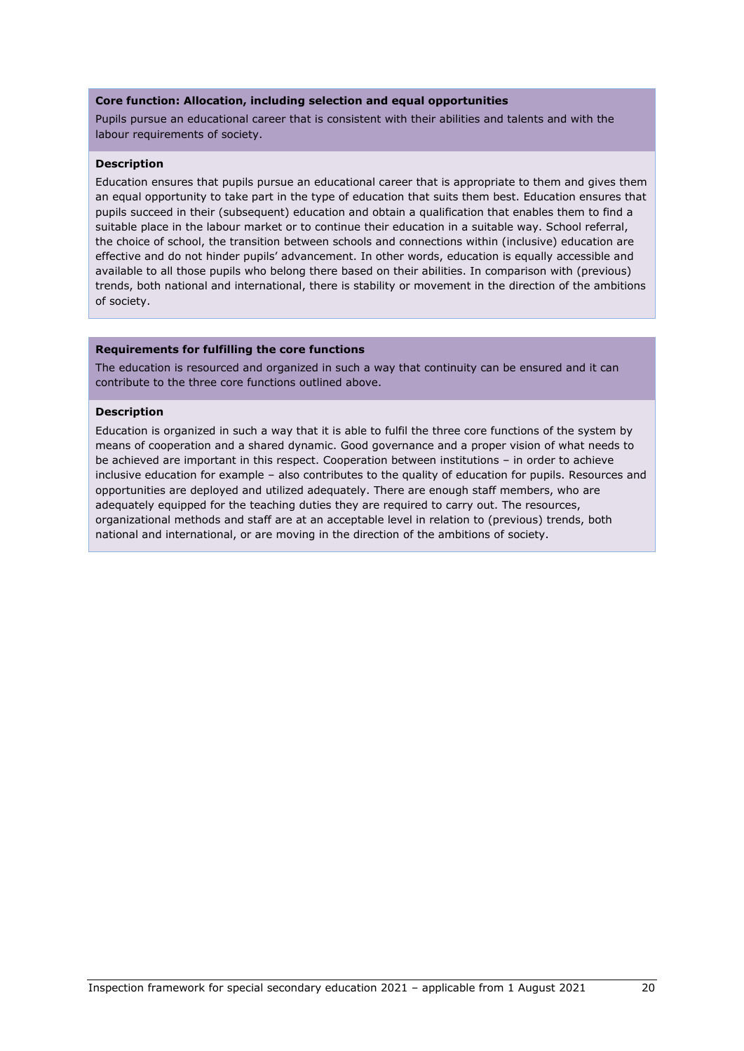**Core function: Allocation, including selection and equal opportunities**

Pupils pursue an educational career that is consistent with their abilities and talents and with the labour requirements of society.

**Description**

Education ensures that pupils pursue an educational career that is appropriate to them and gives them an equal opportunity to take part in the type of education that suits them best. Education ensures that pupils succeed in their (subsequent) education and obtain a qualification that enables them to find a suitable place in the labour market or to continue their education in a suitable way. School referral, the choice of school, the transition between schools and connections within (inclusive) education are effective and do not hinder pupils' advancement. In other words, education is equally accessible and available to all those pupils who belong there based on their abilities. In comparison with (previous) trends, both national and international, there is stability or movement in the direction of the ambitions of society.

**Requirements for fulfilling the core functions**

The education is resourced and organized in such a way that continuity can be ensured and it can contribute to the three core functions outlined above.

**Description**

Education is organized in such a way that it is able to fulfil the three core functions of the system by means of cooperation and a shared dynamic. Good governance and a proper vision of what needs to be achieved are important in this respect. Cooperation between institutions – in order to achieve inclusive education for example – also contributes to the quality of education for pupils. Resources and opportunities are deployed and utilized adequately. There are enough staff members, who are adequately equipped for the teaching duties they are required to carry out. The resources, organizational methods and staff are at an acceptable level in relation to (previous) trends, both national and international, or are moving in the direction of the ambitions of society.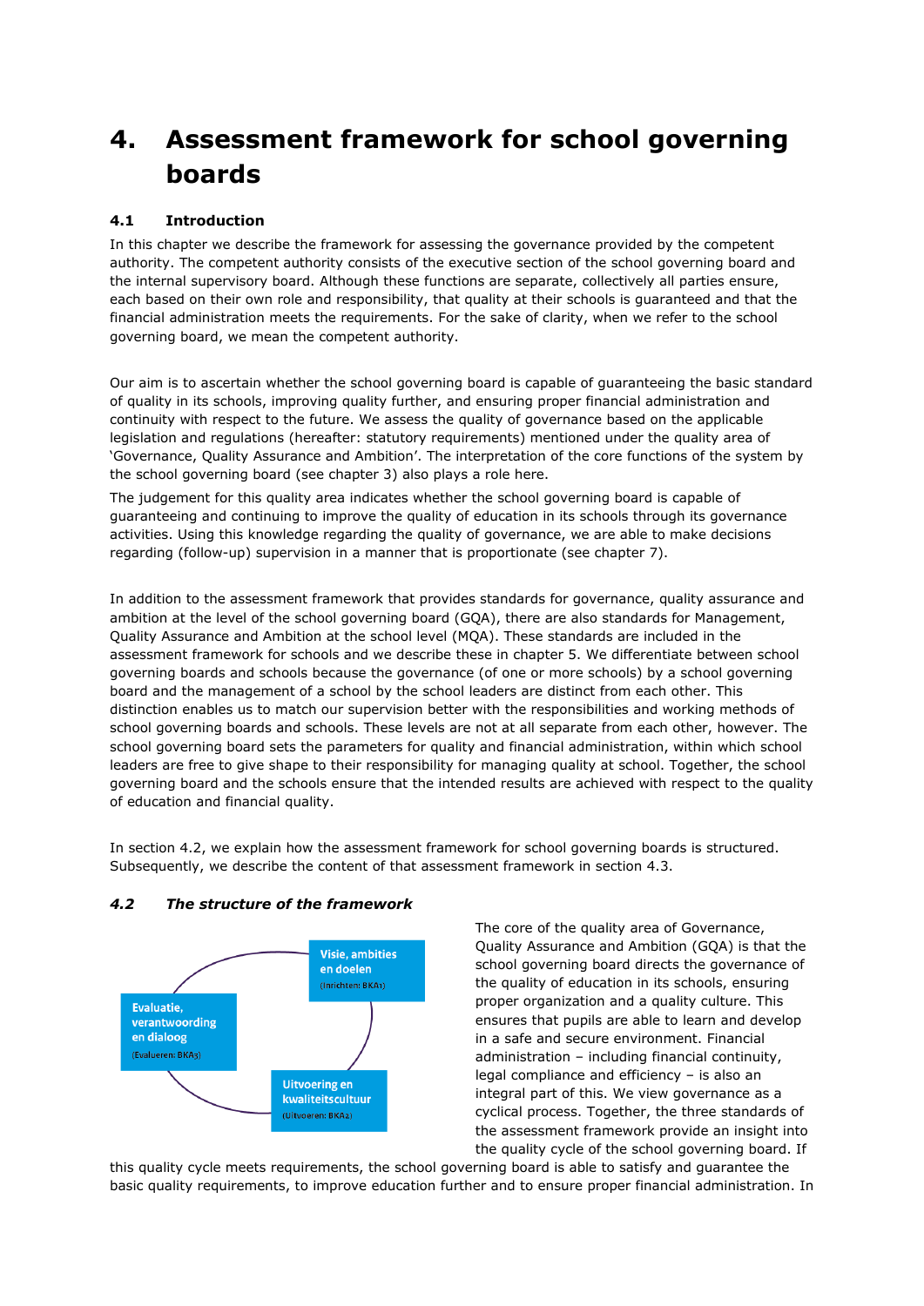# 4. Assessment framework for school governing boards

## 4.1 Introduction

In this chapter we describe the framework for assessing the governance provided by the competent authority. The competent authority consists of the executive section of the school governing board and the internal supervisory board. Although these functions are separate, collectively all parties ensure, each based on their own role and responsibility, that quality at their schools is guaranteed and that the financial administration meets the requirements. For the sake of clarity, when we refer to the school governing board, we mean the competent authority.

Our aim is to ascertain whether the school governing board is capable of guaranteeing the basic standard of quality in its schools, improving quality further, and ensuring proper financial administration and continuity with respect to the future. We assess the quality of governance based on the applicable legislation and regulations (hereafter: statutory requirements) mentioned under the quality area of 'Governance, Quality Assurance and Ambition'. The interpretation of the core functions of the system by the school governing board (see chapter 3) also plays a role here.

The judgement for this quality area indicates whether the school governing board is capable of guaranteeing and continuing to improve the quality of education in its schools through its governance activities. Using this knowledge regarding the quality of governance, we are able to make decisions regarding (follow-up) supervision in a manner that is proportionate (see chapter 7).

In addition to the assessment framework that provides standards for governance, quality assurance and ambition at the level of the school governing board (GQA), there are also standards for Management, Quality Assurance and Ambition at the school level (MQA). These standards are included in the assessment framework for schools and we describe these in chapter 5. We differentiate between school governing boards and schools because the governance (of one or more schools) by a school governing board and the management of a school by the school leaders are distinct from each other. This distinction enables us to match our supervision better with the responsibilities and working methods of school governing boards and schools. These levels are not at all separate from each other, however. The school governing board sets the parameters for quality and financial administration, within which school leaders are free to give shape to their responsibility for managing quality at school. Together, the school governing board and the schools ensure that the intended results are achieved with respect to the quality of education and financial quality.

In section 4.2, we explain how the assessment framework for school governing boards is structured. Subsequently, we describe the content of that assessment framework in section 4.3.

## *4.2 The structure of the framework*

- Visie, ambities en doelen (Inrichten: BKA1)
- Uitvoering en kwaliteitscultuur (Uitvoeren: BKA2)
- Evaluatie, verantwoording en dialoog (Evalueren: BKA3)

The core of the quality area of Governance, Quality Assurance and Ambition (GQA) is that the school governing board directs the governance of the quality of education in its schools, ensuring proper organization and a quality culture. This ensures that pupils are able to learn and develop in a safe and secure environment. Financial administration – including financial continuity, legal compliance and efficiency – is also an integral part of this. We view governance as a cyclical process. Together, the three standards of the assessment framework provide an insight into the quality cycle of the school governing board. If this quality cycle meets requirements, the school governing board is able to satisfy and guarantee the basic quality requirements, to improve education further and to ensure proper financial administration. In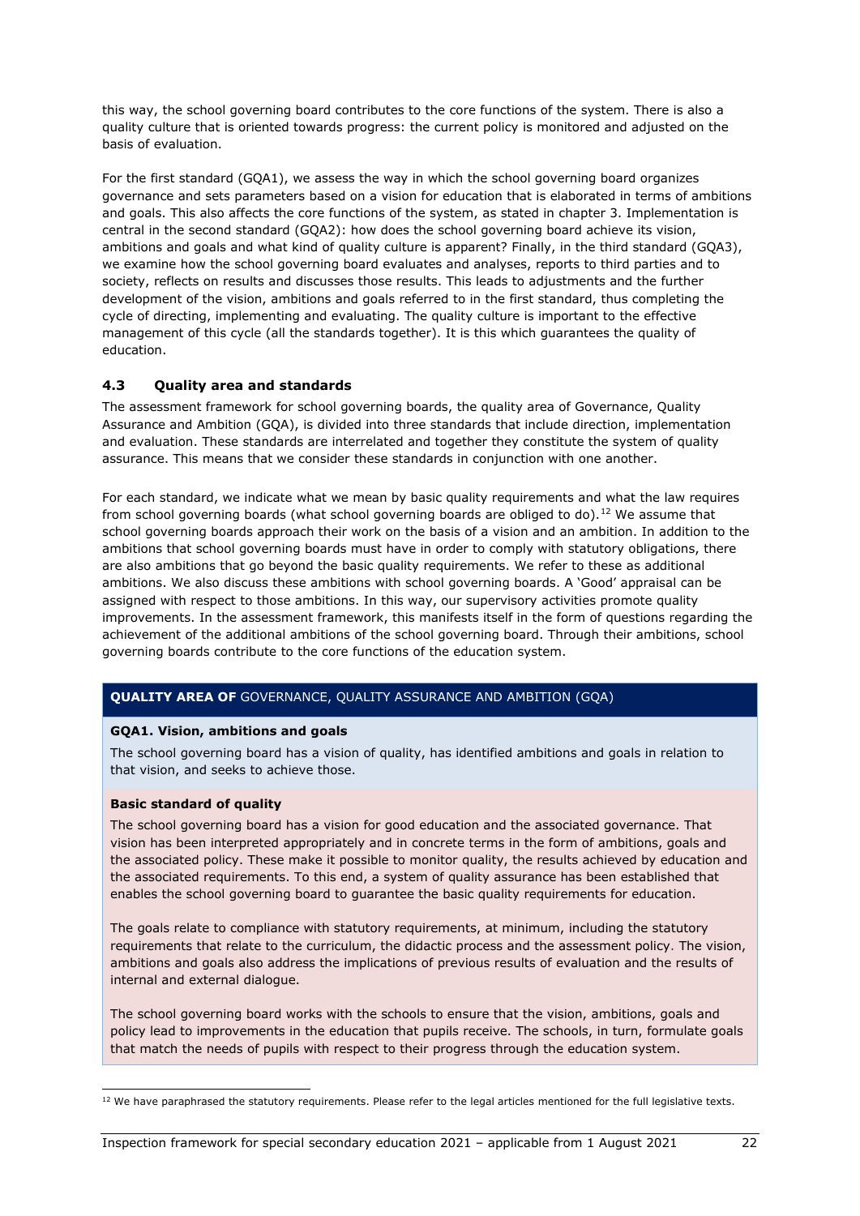this way, the school governing board contributes to the core functions of the system. There is also a quality culture that is oriented towards progress: the current policy is monitored and adjusted on the basis of evaluation.

For the first standard (GQA1), we assess the way in which the school governing board organizes governance and sets parameters based on a vision for education that is elaborated in terms of ambitions and goals. This also affects the core functions of the system, as stated in chapter 3. Implementation is central in the second standard (GQA2): how does the school governing board achieve its vision, ambitions and goals and what kind of quality culture is apparent? Finally, in the third standard (GQA3), we examine how the school governing board evaluates and analyses, reports to third parties and to society, reflects on results and discusses those results. This leads to adjustments and the further development of the vision, ambitions and goals referred to in the first standard, thus completing the cycle of directing, implementing and evaluating. The quality culture is important to the effective management of this cycle (all the standards together). It is this which guarantees the quality of education.

### 4.3 Quality area and standards

The assessment framework for school governing boards, the quality area of Governance, Quality Assurance and Ambition (GQA), is divided into three standards that include direction, implementation and evaluation. These standards are interrelated and together they constitute the system of quality assurance. This means that we consider these standards in conjunction with one another.

For each standard, we indicate what we mean by basic quality requirements and what the law requires from school governing boards (what school governing boards are obliged to do).[12] We assume that school governing boards approach their work on the basis of a vision and an ambition. In addition to the ambitions that school governing boards must have in order to comply with statutory obligations, there are also ambitions that go beyond the basic quality requirements. We refer to these as additional ambitions. We also discuss these ambitions with school governing boards. A 'Good' appraisal can be assigned with respect to those ambitions. In this way, our supervisory activities promote quality improvements. In the assessment framework, this manifests itself in the form of questions regarding the achievement of the additional ambitions of the school governing board. Through their ambitions, school governing boards contribute to the core functions of the education system.

**QUALITY AREA OF** GOVERNANCE, QUALITY ASSURANCE AND AMBITION (GQA)

**GQA1. Vision, ambitions and goals**

The school governing board has a vision of quality, has identified ambitions and goals in relation to that vision, and seeks to achieve those.

**Basic standard of quality**

The school governing board has a vision for good education and the associated governance. That vision has been interpreted appropriately and in concrete terms in the form of ambitions, goals and the associated policy. These make it possible to monitor quality, the results achieved by education and the associated requirements. To this end, a system of quality assurance has been established that enables the school governing board to guarantee the basic quality requirements for education.

The goals relate to compliance with statutory requirements, at minimum, including the statutory requirements that relate to the curriculum, the didactic process and the assessment policy. The vision, ambitions and goals also address the implications of previous results of evaluation and the results of internal and external dialogue.

The school governing board works with the schools to ensure that the vision, ambitions, goals and policy lead to improvements in the education that pupils receive. The schools, in turn, formulate goals that match the needs of pupils with respect to their progress through the education system.

[12] We have paraphrased the statutory requirements. Please refer to the legal articles mentioned for the full legislative texts.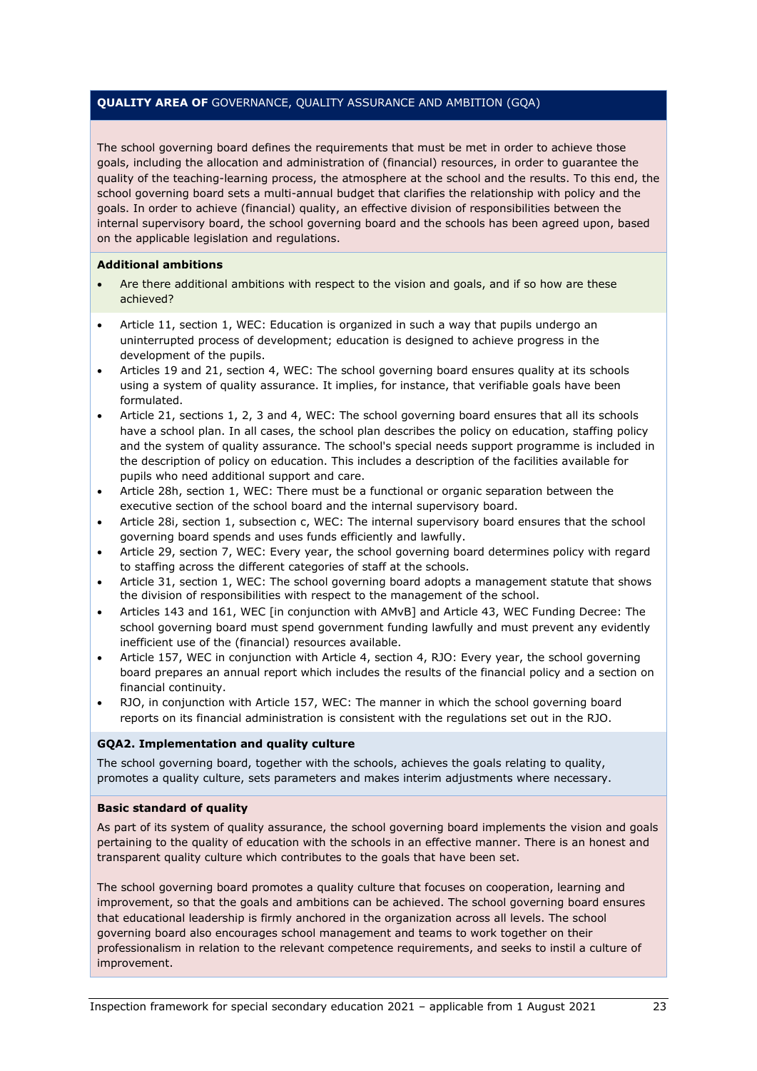**QUALITY AREA OF** GOVERNANCE, QUALITY ASSURANCE AND AMBITION (GQA)

The school governing board defines the requirements that must be met in order to achieve those goals, including the allocation and administration of (financial) resources, in order to guarantee the quality of the teaching-learning process, the atmosphere at the school and the results. To this end, the school governing board sets a multi-annual budget that clarifies the relationship with policy and the goals. In order to achieve (financial) quality, an effective division of responsibilities between the internal supervisory board, the school governing board and the schools has been agreed upon, based on the applicable legislation and regulations.

**Additional ambitions**

- Are there additional ambitions with respect to the vision and goals, and if so how are these achieved?

- Article 11, section 1, WEC: Education is organized in such a way that pupils undergo an uninterrupted process of development; education is designed to achieve progress in the development of the pupils.
- Articles 19 and 21, section 4, WEC: The school governing board ensures quality at its schools using a system of quality assurance. It implies, for instance, that verifiable goals have been formulated.
- Article 21, sections 1, 2, 3 and 4, WEC: The school governing board ensures that all its schools have a school plan. In all cases, the school plan describes the policy on education, staffing policy and the system of quality assurance. The school's special needs support programme is included in the description of policy on education. This includes a description of the facilities available for pupils who need additional support and care.
- Article 28h, section 1, WEC: There must be a functional or organic separation between the executive section of the school board and the internal supervisory board.
- Article 28i, section 1, subsection c, WEC: The internal supervisory board ensures that the school governing board spends and uses funds efficiently and lawfully.
- Article 29, section 7, WEC: Every year, the school governing board determines policy with regard to staffing across the different categories of staff at the schools.
- Article 31, section 1, WEC: The school governing board adopts a management statute that shows the division of responsibilities with respect to the management of the school.
- Articles 143 and 161, WEC [in conjunction with AMvB] and Article 43, WEC Funding Decree: The school governing board must spend government funding lawfully and must prevent any evidently inefficient use of the (financial) resources available.
- Article 157, WEC in conjunction with Article 4, section 4, RJO: Every year, the school governing board prepares an annual report which includes the results of the financial policy and a section on financial continuity.
- RJO, in conjunction with Article 157, WEC: The manner in which the school governing board reports on its financial administration is consistent with the regulations set out in the RJO.

**GQA2. Implementation and quality culture**

The school governing board, together with the schools, achieves the goals relating to quality, promotes a quality culture, sets parameters and makes interim adjustments where necessary.

**Basic standard of quality**

As part of its system of quality assurance, the school governing board implements the vision and goals pertaining to the quality of education with the schools in an effective manner. There is an honest and transparent quality culture which contributes to the goals that have been set.

The school governing board promotes a quality culture that focuses on cooperation, learning and improvement, so that the goals and ambitions can be achieved. The school governing board ensures that educational leadership is firmly anchored in the organization across all levels. The school governing board also encourages school management and teams to work together on their professionalism in relation to the relevant competence requirements, and seeks to instil a culture of improvement.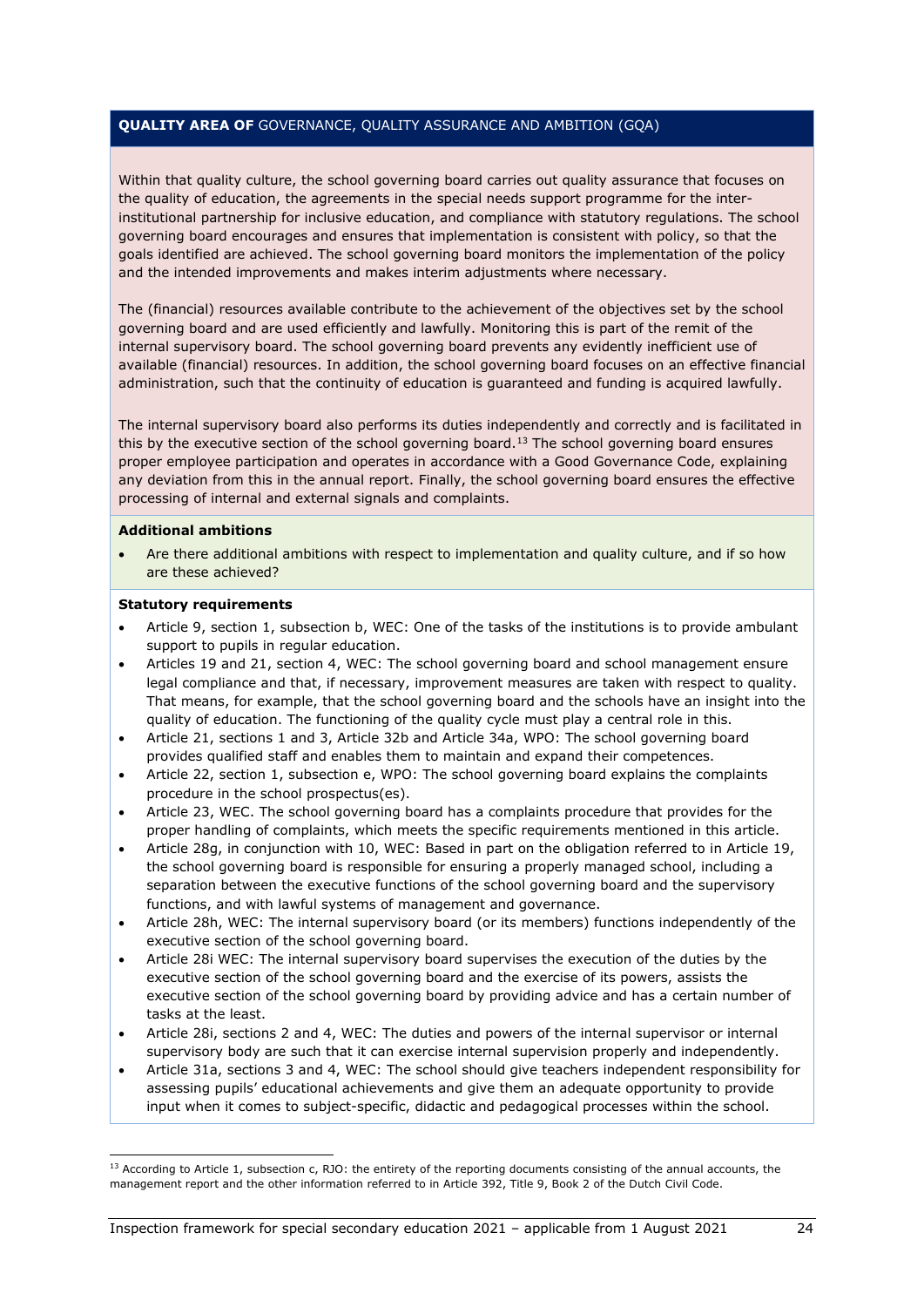**QUALITY AREA OF** GOVERNANCE, QUALITY ASSURANCE AND AMBITION (GQA)

Within that quality culture, the school governing board carries out quality assurance that focuses on the quality of education, the agreements in the special needs support programme for the inter-institutional partnership for inclusive education, and compliance with statutory regulations. The school governing board encourages and ensures that implementation is consistent with policy, so that the goals identified are achieved. The school governing board monitors the implementation of the policy and the intended improvements and makes interim adjustments where necessary.

The (financial) resources available contribute to the achievement of the objectives set by the school governing board and are used efficiently and lawfully. Monitoring this is part of the remit of the internal supervisory board. The school governing board prevents any evidently inefficient use of available (financial) resources. In addition, the school governing board focuses on an effective financial administration, such that the continuity of education is guaranteed and funding is acquired lawfully.

The internal supervisory board also performs its duties independently and correctly and is facilitated in this by the executive section of the school governing board.[13] The school governing board ensures proper employee participation and operates in accordance with a Good Governance Code, explaining any deviation from this in the annual report. Finally, the school governing board ensures the effective processing of internal and external signals and complaints.

**Additional ambitions**

- Are there additional ambitions with respect to implementation and quality culture, and if so how are these achieved?

**Statutory requirements**

- Article 9, section 1, subsection b, WEC: One of the tasks of the institutions is to provide ambulant support to pupils in regular education.
- Articles 19 and 21, section 4, WEC: The school governing board and school management ensure legal compliance and that, if necessary, improvement measures are taken with respect to quality. That means, for example, that the school governing board and the schools have an insight into the quality of education. The functioning of the quality cycle must play a central role in this.
- Article 21, sections 1 and 3, Article 32b and Article 34a, WPO: The school governing board provides qualified staff and enables them to maintain and expand their competences.
- Article 22, section 1, subsection e, WPO: The school governing board explains the complaints procedure in the school prospectus(es).
- Article 23, WEC. The school governing board has a complaints procedure that provides for the proper handling of complaints, which meets the specific requirements mentioned in this article.
- Article 28g, in conjunction with 10, WEC: Based in part on the obligation referred to in Article 19, the school governing board is responsible for ensuring a properly managed school, including a separation between the executive functions of the school governing board and the supervisory functions, and with lawful systems of management and governance.
- Article 28h, WEC: The internal supervisory board (or its members) functions independently of the executive section of the school governing board.
- Article 28i WEC: The internal supervisory board supervises the execution of the duties by the executive section of the school governing board and the exercise of its powers, assists the executive section of the school governing board by providing advice and has a certain number of tasks at the least.
- Article 28i, sections 2 and 4, WEC: The duties and powers of the internal supervisor or internal supervisory body are such that it can exercise internal supervision properly and independently.
- Article 31a, sections 3 and 4, WEC: The school should give teachers independent responsibility for assessing pupils' educational achievements and give them an adequate opportunity to provide input when it comes to subject-specific, didactic and pedagogical processes within the school.

[13] According to Article 1, subsection c, RJO: the entirety of the reporting documents consisting of the annual accounts, the management report and the other information referred to in Article 392, Title 9, Book 2 of the Dutch Civil Code.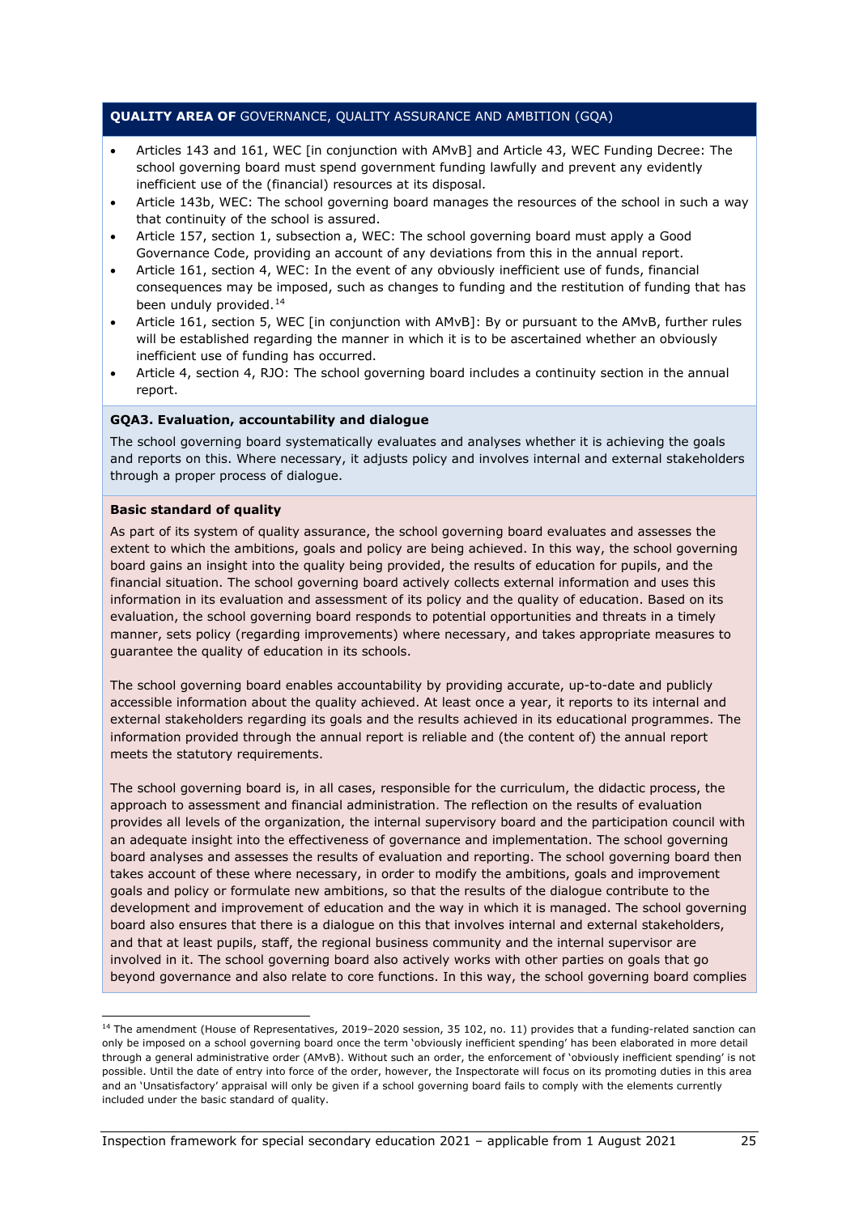**QUALITY AREA OF** GOVERNANCE, QUALITY ASSURANCE AND AMBITION (GQA)

- Articles 143 and 161, WEC [in conjunction with AMvB] and Article 43, WEC Funding Decree: The school governing board must spend government funding lawfully and prevent any evidently inefficient use of the (financial) resources at its disposal.
- Article 143b, WEC: The school governing board manages the resources of the school in such a way that continuity of the school is assured.
- Article 157, section 1, subsection a, WEC: The school governing board must apply a Good Governance Code, providing an account of any deviations from this in the annual report.
- Article 161, section 4, WEC: In the event of any obviously inefficient use of funds, financial consequences may be imposed, such as changes to funding and the restitution of funding that has been unduly provided.[14]
- Article 161, section 5, WEC [in conjunction with AMvB]: By or pursuant to the AMvB, further rules will be established regarding the manner in which it is to be ascertained whether an obviously inefficient use of funding has occurred.
- Article 4, section 4, RJO: The school governing board includes a continuity section in the annual report.

**GQA3. Evaluation, accountability and dialogue**

The school governing board systematically evaluates and analyses whether it is achieving the goals and reports on this. Where necessary, it adjusts policy and involves internal and external stakeholders through a proper process of dialogue.

**Basic standard of quality**

As part of its system of quality assurance, the school governing board evaluates and assesses the extent to which the ambitions, goals and policy are being achieved. In this way, the school governing board gains an insight into the quality being provided, the results of education for pupils, and the financial situation. The school governing board actively collects external information and uses this information in its evaluation and assessment of its policy and the quality of education. Based on its evaluation, the school governing board responds to potential opportunities and threats in a timely manner, sets policy (regarding improvements) where necessary, and takes appropriate measures to guarantee the quality of education in its schools.

The school governing board enables accountability by providing accurate, up-to-date and publicly accessible information about the quality achieved. At least once a year, it reports to its internal and external stakeholders regarding its goals and the results achieved in its educational programmes. The information provided through the annual report is reliable and (the content of) the annual report meets the statutory requirements.

The school governing board is, in all cases, responsible for the curriculum, the didactic process, the approach to assessment and financial administration. The reflection on the results of evaluation provides all levels of the organization, the internal supervisory board and the participation council with an adequate insight into the effectiveness of governance and implementation. The school governing board analyses and assesses the results of evaluation and reporting. The school governing board then takes account of these where necessary, in order to modify the ambitions, goals and improvement goals and policy or formulate new ambitions, so that the results of the dialogue contribute to the development and improvement of education and the way in which it is managed. The school governing board also ensures that there is a dialogue on this that involves internal and external stakeholders, and that at least pupils, staff, the regional business community and the internal supervisor are involved in it. The school governing board also actively works with other parties on goals that go beyond governance and also relate to core functions. In this way, the school governing board complies

[14] The amendment (House of Representatives, 2019–2020 session, 35 102, no. 11) provides that a funding-related sanction can only be imposed on a school governing board once the term 'obviously inefficient spending' has been elaborated in more detail through a general administrative order (AMvB). Without such an order, the enforcement of 'obviously inefficient spending' is not possible. Until the date of entry into force of the order, however, the Inspectorate will focus on its promoting duties in this area and an 'Unsatisfactory' appraisal will only be given if a school governing board fails to comply with the elements currently included under the basic standard of quality.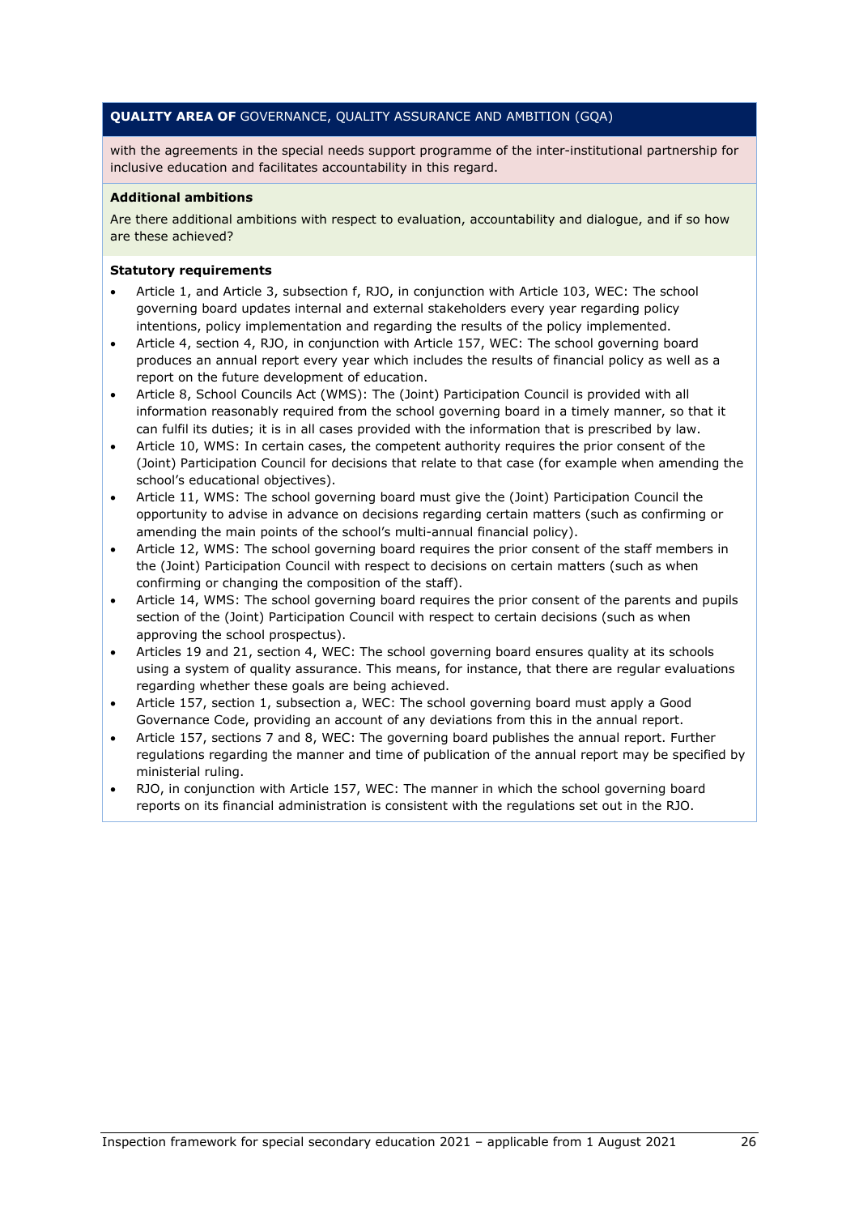**QUALITY AREA OF** GOVERNANCE, QUALITY ASSURANCE AND AMBITION (GQA)

with the agreements in the special needs support programme of the inter-institutional partnership for inclusive education and facilitates accountability in this regard.

**Additional ambitions**

Are there additional ambitions with respect to evaluation, accountability and dialogue, and if so how are these achieved?

**Statutory requirements**

- Article 1, and Article 3, subsection f, RJO, in conjunction with Article 103, WEC: The school governing board updates internal and external stakeholders every year regarding policy intentions, policy implementation and regarding the results of the policy implemented.
- Article 4, section 4, RJO, in conjunction with Article 157, WEC: The school governing board produces an annual report every year which includes the results of financial policy as well as a report on the future development of education.
- Article 8, School Councils Act (WMS): The (Joint) Participation Council is provided with all information reasonably required from the school governing board in a timely manner, so that it can fulfil its duties; it is in all cases provided with the information that is prescribed by law.
- Article 10, WMS: In certain cases, the competent authority requires the prior consent of the (Joint) Participation Council for decisions that relate to that case (for example when amending the school's educational objectives).
- Article 11, WMS: The school governing board must give the (Joint) Participation Council the opportunity to advise in advance on decisions regarding certain matters (such as confirming or amending the main points of the school's multi-annual financial policy).
- Article 12, WMS: The school governing board requires the prior consent of the staff members in the (Joint) Participation Council with respect to decisions on certain matters (such as when confirming or changing the composition of the staff).
- Article 14, WMS: The school governing board requires the prior consent of the parents and pupils section of the (Joint) Participation Council with respect to certain decisions (such as when approving the school prospectus).
- Articles 19 and 21, section 4, WEC: The school governing board ensures quality at its schools using a system of quality assurance. This means, for instance, that there are regular evaluations regarding whether these goals are being achieved.
- Article 157, section 1, subsection a, WEC: The school governing board must apply a Good Governance Code, providing an account of any deviations from this in the annual report.
- Article 157, sections 7 and 8, WEC: The governing board publishes the annual report. Further regulations regarding the manner and time of publication of the annual report may be specified by ministerial ruling.
- RJO, in conjunction with Article 157, WEC: The manner in which the school governing board reports on its financial administration is consistent with the regulations set out in the RJO.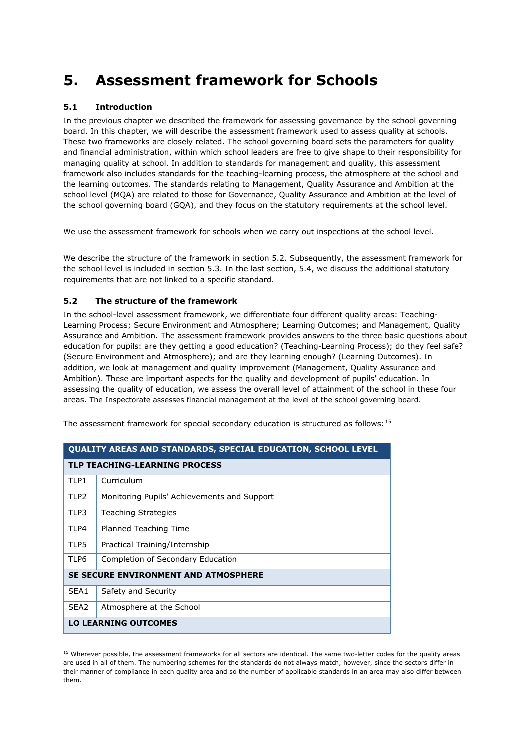# 5. Assessment framework for Schools

### 5.1 Introduction

In the previous chapter we described the framework for assessing governance by the school governing board. In this chapter, we will describe the assessment framework used to assess quality at schools. These two frameworks are closely related. The school governing board sets the parameters for quality and financial administration, within which school leaders are free to give shape to their responsibility for managing quality at school. In addition to standards for management and quality, this assessment framework also includes standards for the teaching-learning process, the atmosphere at the school and the learning outcomes. The standards relating to Management, Quality Assurance and Ambition at the school level (MQA) are related to those for Governance, Quality Assurance and Ambition at the level of the school governing board (GQA), and they focus on the statutory requirements at the school level.

We use the assessment framework for schools when we carry out inspections at the school level.

We describe the structure of the framework in section 5.2. Subsequently, the assessment framework for the school level is included in section 5.3. In the last section, 5.4, we discuss the additional statutory requirements that are not linked to a specific standard.

### 5.2 The structure of the framework

In the school-level assessment framework, we differentiate four different quality areas: Teaching-Learning Process; Secure Environment and Atmosphere; Learning Outcomes; and Management, Quality Assurance and Ambition. The assessment framework provides answers to the three basic questions about education for pupils: are they getting a good education? (Teaching-Learning Process); do they feel safe? (Secure Environment and Atmosphere); and are they learning enough? (Learning Outcomes). In addition, we look at management and quality improvement (Management, Quality Assurance and Ambition). These are important aspects for the quality and development of pupils' education. In assessing the quality of education, we assess the overall level of attainment of the school in these four areas. The Inspectorate assesses financial management at the level of the school governing board.

The assessment framework for special secondary education is structured as follows:[15]

| QUALITY AREAS AND STANDARDS, SPECIAL EDUCATION, SCHOOL LEVEL | |
|---|---|
| **TLP TEACHING-LEARNING PROCESS** | |
| TLP1 | Curriculum |
| TLP2 | Monitoring Pupils' Achievements and Support |
| TLP3 | Teaching Strategies |
| TLP4 | Planned Teaching Time |
| TLP5 | Practical Training/Internship |
| TLP6 | Completion of Secondary Education |
| **SE SECURE ENVIRONMENT AND ATMOSPHERE** | |
| SEA1 | Safety and Security |
| SEA2 | Atmosphere at the School |
| **LO LEARNING OUTCOMES** | |

[15] Wherever possible, the assessment frameworks for all sectors are identical. The same two-letter codes for the quality areas are used in all of them. The numbering schemes for the standards do not always match, however, since the sectors differ in their manner of compliance in each quality area and so the number of applicable standards in an area may also differ between them.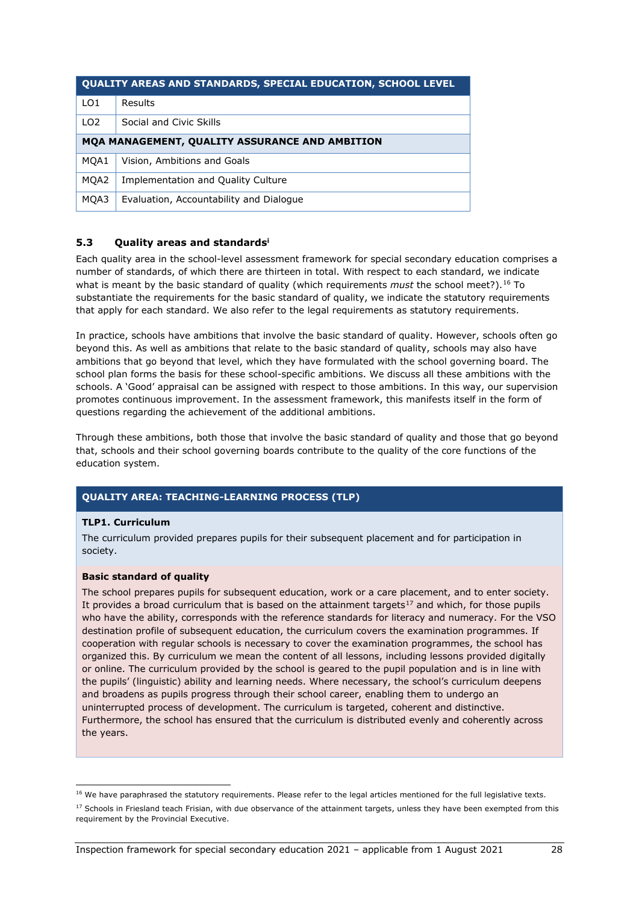| QUALITY AREAS AND STANDARDS, SPECIAL EDUCATION, SCHOOL LEVEL | |
|---|---|
| LO1 | Results |
| LO2 | Social and Civic Skills |
| **MQA MANAGEMENT, QUALITY ASSURANCE AND AMBITION** | |
| MQA1 | Vision, Ambitions and Goals |
| MQA2 | Implementation and Quality Culture |
| MQA3 | Evaluation, Accountability and Dialogue |

### 5.3 Quality areas and standards[i]

Each quality area in the school-level assessment framework for special secondary education comprises a number of standards, of which there are thirteen in total. With respect to each standard, we indicate what is meant by the basic standard of quality (which requirements *must* the school meet?).[16] To substantiate the requirements for the basic standard of quality, we indicate the statutory requirements that apply for each standard. We also refer to the legal requirements as statutory requirements.

In practice, schools have ambitions that involve the basic standard of quality. However, schools often go beyond this. As well as ambitions that relate to the basic standard of quality, schools may also have ambitions that go beyond that level, which they have formulated with the school governing board. The school plan forms the basis for these school-specific ambitions. We discuss all these ambitions with the schools. A 'Good' appraisal can be assigned with respect to those ambitions. In this way, our supervision promotes continuous improvement. In the assessment framework, this manifests itself in the form of questions regarding the achievement of the additional ambitions.

Through these ambitions, both those that involve the basic standard of quality and those that go beyond that, schools and their school governing boards contribute to the quality of the core functions of the education system.

**QUALITY AREA: TEACHING-LEARNING PROCESS (TLP)**

**TLP1. Curriculum**

The curriculum provided prepares pupils for their subsequent placement and for participation in society.

**Basic standard of quality**

The school prepares pupils for subsequent education, work or a care placement, and to enter society. It provides a broad curriculum that is based on the attainment targets[17] and which, for those pupils who have the ability, corresponds with the reference standards for literacy and numeracy. For the VSO destination profile of subsequent education, the curriculum covers the examination programmes. If cooperation with regular schools is necessary to cover the examination programmes, the school has organized this. By curriculum we mean the content of all lessons, including lessons provided digitally or online. The curriculum provided by the school is geared to the pupil population and is in line with the pupils' (linguistic) ability and learning needs. Where necessary, the school's curriculum deepens and broadens as pupils progress through their school career, enabling them to undergo an uninterrupted process of development. The curriculum is targeted, coherent and distinctive. Furthermore, the school has ensured that the curriculum is distributed evenly and coherently across the years.

---

[16] We have paraphrased the statutory requirements. Please refer to the legal articles mentioned for the full legislative texts.

[17] Schools in Friesland teach Frisian, with due observance of the attainment targets, unless they have been exempted from this requirement by the Provincial Executive.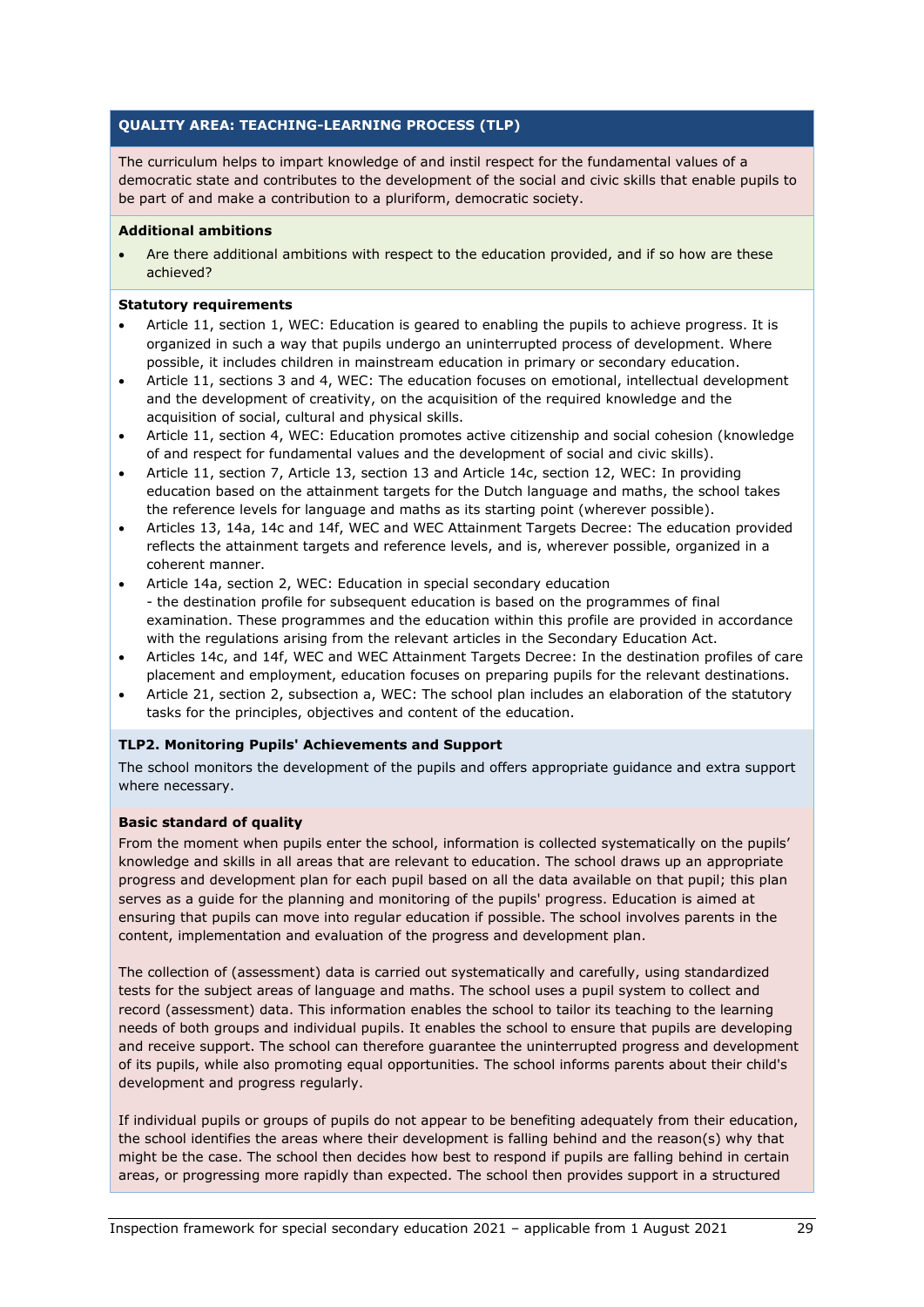## QUALITY AREA: TEACHING-LEARNING PROCESS (TLP)

The curriculum helps to impart knowledge of and instil respect for the fundamental values of a democratic state and contributes to the development of the social and civic skills that enable pupils to be part of and make a contribution to a pluriform, democratic society.

**Additional ambitions**

- Are there additional ambitions with respect to the education provided, and if so how are these achieved?

**Statutory requirements**

- Article 11, section 1, WEC: Education is geared to enabling the pupils to achieve progress. It is organized in such a way that pupils undergo an uninterrupted process of development. Where possible, it includes children in mainstream education in primary or secondary education.
- Article 11, sections 3 and 4, WEC: The education focuses on emotional, intellectual development and the development of creativity, on the acquisition of the required knowledge and the acquisition of social, cultural and physical skills.
- Article 11, section 4, WEC: Education promotes active citizenship and social cohesion (knowledge of and respect for fundamental values and the development of social and civic skills).
- Article 11, section 7, Article 13, section 13 and Article 14c, section 12, WEC: In providing education based on the attainment targets for the Dutch language and maths, the school takes the reference levels for language and maths as its starting point (wherever possible).
- Articles 13, 14a, 14c and 14f, WEC and WEC Attainment Targets Decree: The education provided reflects the attainment targets and reference levels, and is, wherever possible, organized in a coherent manner.
- Article 14a, section 2, WEC: Education in special secondary education
  - the destination profile for subsequent education is based on the programmes of final examination. These programmes and the education within this profile are provided in accordance with the regulations arising from the relevant articles in the Secondary Education Act.
- Articles 14c, and 14f, WEC and WEC Attainment Targets Decree: In the destination profiles of care placement and employment, education focuses on preparing pupils for the relevant destinations.
- Article 21, section 2, subsection a, WEC: The school plan includes an elaboration of the statutory tasks for the principles, objectives and content of the education.

### TLP2. Monitoring Pupils' Achievements and Support

The school monitors the development of the pupils and offers appropriate guidance and extra support where necessary.

**Basic standard of quality**

From the moment when pupils enter the school, information is collected systematically on the pupils' knowledge and skills in all areas that are relevant to education. The school draws up an appropriate progress and development plan for each pupil based on all the data available on that pupil; this plan serves as a guide for the planning and monitoring of the pupils' progress. Education is aimed at ensuring that pupils can move into regular education if possible. The school involves parents in the content, implementation and evaluation of the progress and development plan.

The collection of (assessment) data is carried out systematically and carefully, using standardized tests for the subject areas of language and maths. The school uses a pupil system to collect and record (assessment) data. This information enables the school to tailor its teaching to the learning needs of both groups and individual pupils. It enables the school to ensure that pupils are developing and receive support. The school can therefore guarantee the uninterrupted progress and development of its pupils, while also promoting equal opportunities. The school informs parents about their child's development and progress regularly.

If individual pupils or groups of pupils do not appear to be benefiting adequately from their education, the school identifies the areas where their development is falling behind and the reason(s) why that might be the case. The school then decides how best to respond if pupils are falling behind in certain areas, or progressing more rapidly than expected. The school then provides support in a structured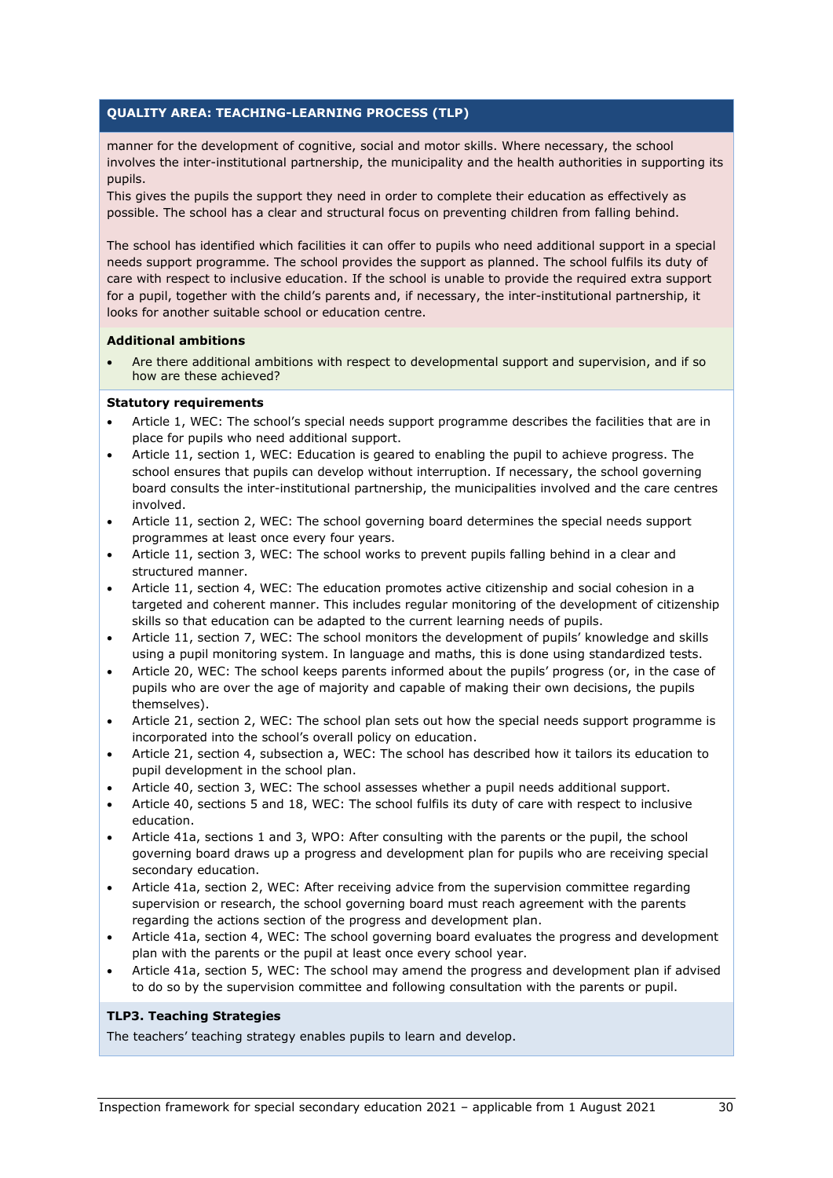## QUALITY AREA: TEACHING-LEARNING PROCESS (TLP)

manner for the development of cognitive, social and motor skills. Where necessary, the school involves the inter-institutional partnership, the municipality and the health authorities in supporting its pupils.
This gives the pupils the support they need in order to complete their education as effectively as possible. The school has a clear and structural focus on preventing children from falling behind.

The school has identified which facilities it can offer to pupils who need additional support in a special needs support programme. The school provides the support as planned. The school fulfils its duty of care with respect to inclusive education. If the school is unable to provide the required extra support for a pupil, together with the child's parents and, if necessary, the inter-institutional partnership, it looks for another suitable school or education centre.

**Additional ambitions**

- Are there additional ambitions with respect to developmental support and supervision, and if so how are these achieved?

**Statutory requirements**

- Article 1, WEC: The school's special needs support programme describes the facilities that are in place for pupils who need additional support.
- Article 11, section 1, WEC: Education is geared to enabling the pupil to achieve progress. The school ensures that pupils can develop without interruption. If necessary, the school governing board consults the inter-institutional partnership, the municipalities involved and the care centres involved.
- Article 11, section 2, WEC: The school governing board determines the special needs support programmes at least once every four years.
- Article 11, section 3, WEC: The school works to prevent pupils falling behind in a clear and structured manner.
- Article 11, section 4, WEC: The education promotes active citizenship and social cohesion in a targeted and coherent manner. This includes regular monitoring of the development of citizenship skills so that education can be adapted to the current learning needs of pupils.
- Article 11, section 7, WEC: The school monitors the development of pupils' knowledge and skills using a pupil monitoring system. In language and maths, this is done using standardized tests.
- Article 20, WEC: The school keeps parents informed about the pupils' progress (or, in the case of pupils who are over the age of majority and capable of making their own decisions, the pupils themselves).
- Article 21, section 2, WEC: The school plan sets out how the special needs support programme is incorporated into the school's overall policy on education.
- Article 21, section 4, subsection a, WEC: The school has described how it tailors its education to pupil development in the school plan.
- Article 40, section 3, WEC: The school assesses whether a pupil needs additional support.
- Article 40, sections 5 and 18, WEC: The school fulfils its duty of care with respect to inclusive education.
- Article 41a, sections 1 and 3, WPO: After consulting with the parents or the pupil, the school governing board draws up a progress and development plan for pupils who are receiving special secondary education.
- Article 41a, section 2, WEC: After receiving advice from the supervision committee regarding supervision or research, the school governing board must reach agreement with the parents regarding the actions section of the progress and development plan.
- Article 41a, section 4, WEC: The school governing board evaluates the progress and development plan with the parents or the pupil at least once every school year.
- Article 41a, section 5, WEC: The school may amend the progress and development plan if advised to do so by the supervision committee and following consultation with the parents or pupil.

**TLP3. Teaching Strategies**

The teachers' teaching strategy enables pupils to learn and develop.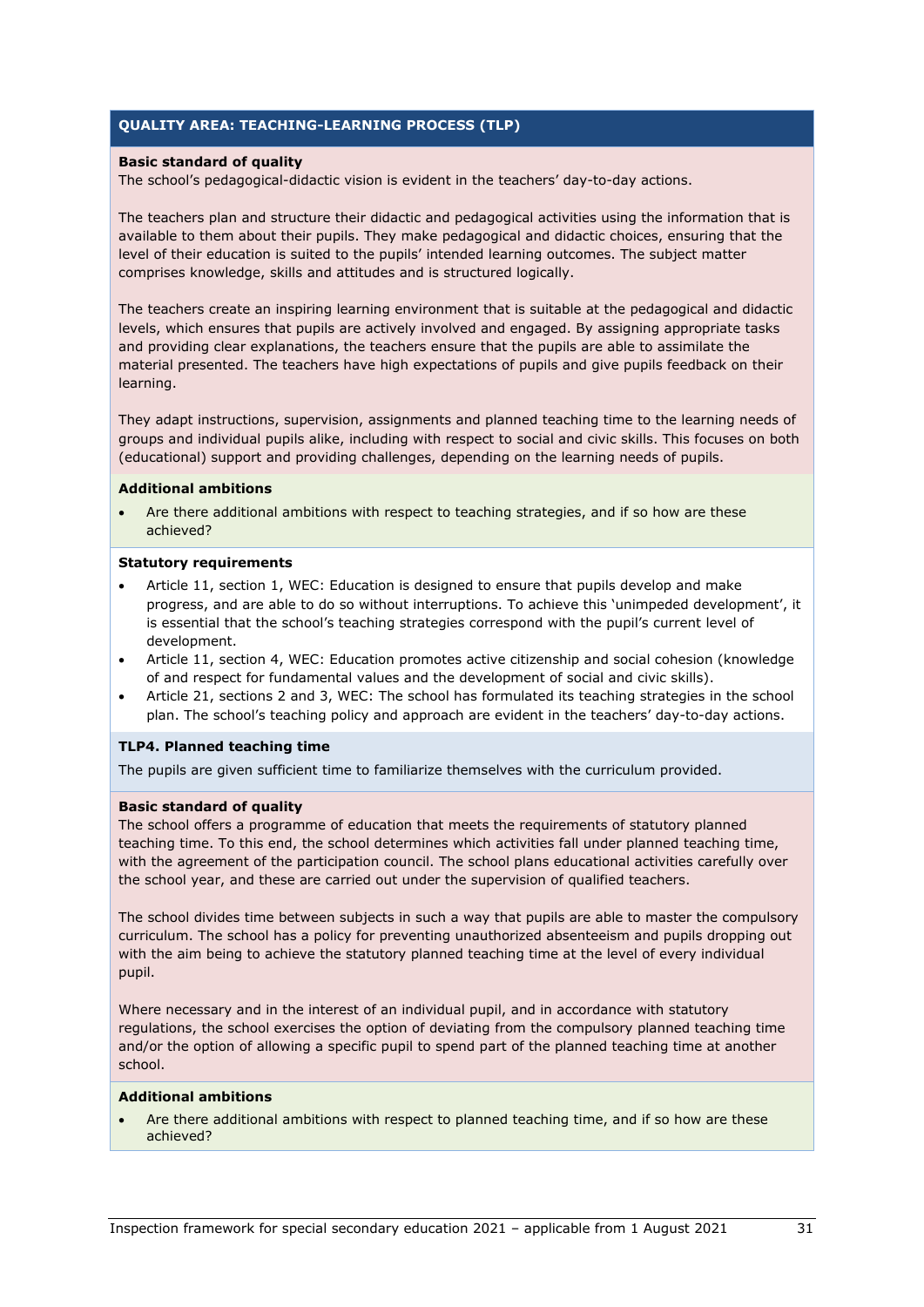## QUALITY AREA: TEACHING-LEARNING PROCESS (TLP)

**Basic standard of quality**

The school's pedagogical-didactic vision is evident in the teachers' day-to-day actions.

The teachers plan and structure their didactic and pedagogical activities using the information that is available to them about their pupils. They make pedagogical and didactic choices, ensuring that the level of their education is suited to the pupils' intended learning outcomes. The subject matter comprises knowledge, skills and attitudes and is structured logically.

The teachers create an inspiring learning environment that is suitable at the pedagogical and didactic levels, which ensures that pupils are actively involved and engaged. By assigning appropriate tasks and providing clear explanations, the teachers ensure that the pupils are able to assimilate the material presented. The teachers have high expectations of pupils and give pupils feedback on their learning.

They adapt instructions, supervision, assignments and planned teaching time to the learning needs of groups and individual pupils alike, including with respect to social and civic skills. This focuses on both (educational) support and providing challenges, depending on the learning needs of pupils.

**Additional ambitions**

- Are there additional ambitions with respect to teaching strategies, and if so how are these achieved?

**Statutory requirements**

- Article 11, section 1, WEC: Education is designed to ensure that pupils develop and make progress, and are able to do so without interruptions. To achieve this 'unimpeded development', it is essential that the school's teaching strategies correspond with the pupil's current level of development.
- Article 11, section 4, WEC: Education promotes active citizenship and social cohesion (knowledge of and respect for fundamental values and the development of social and civic skills).
- Article 21, sections 2 and 3, WEC: The school has formulated its teaching strategies in the school plan. The school's teaching policy and approach are evident in the teachers' day-to-day actions.

### TLP4. Planned teaching time

The pupils are given sufficient time to familiarize themselves with the curriculum provided.

**Basic standard of quality**

The school offers a programme of education that meets the requirements of statutory planned teaching time. To this end, the school determines which activities fall under planned teaching time, with the agreement of the participation council. The school plans educational activities carefully over the school year, and these are carried out under the supervision of qualified teachers.

The school divides time between subjects in such a way that pupils are able to master the compulsory curriculum. The school has a policy for preventing unauthorized absenteeism and pupils dropping out with the aim being to achieve the statutory planned teaching time at the level of every individual pupil.

Where necessary and in the interest of an individual pupil, and in accordance with statutory regulations, the school exercises the option of deviating from the compulsory planned teaching time and/or the option of allowing a specific pupil to spend part of the planned teaching time at another school.

**Additional ambitions**

- Are there additional ambitions with respect to planned teaching time, and if so how are these achieved?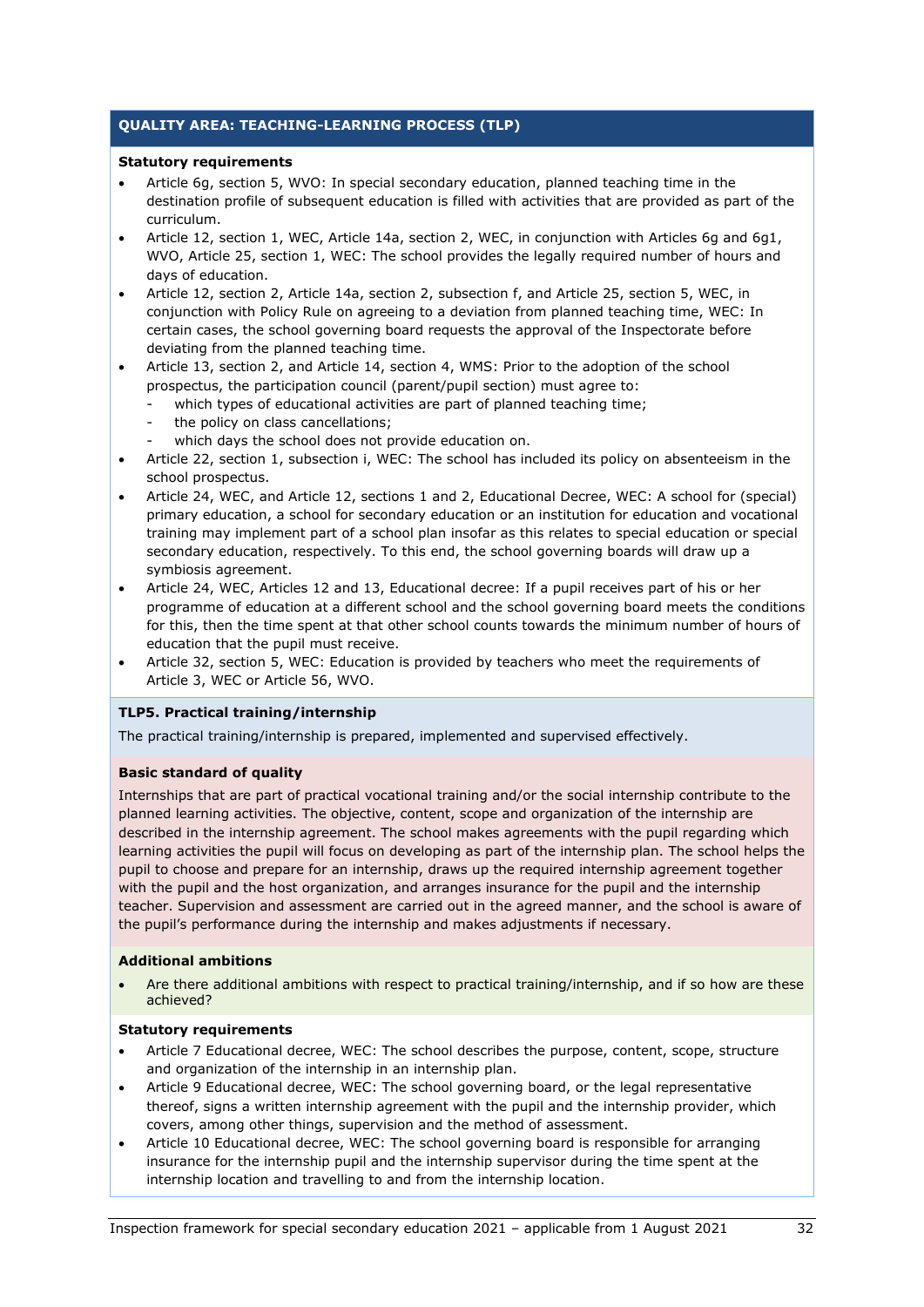### QUALITY AREA: TEACHING-LEARNING PROCESS (TLP)

**Statutory requirements**

- Article 6g, section 5, WVO: In special secondary education, planned teaching time in the destination profile of subsequent education is filled with activities that are provided as part of the curriculum.
- Article 12, section 1, WEC, Article 14a, section 2, WEC, in conjunction with Articles 6g and 6g1, WVO, Article 25, section 1, WEC: The school provides the legally required number of hours and days of education.
- Article 12, section 2, Article 14a, section 2, subsection f, and Article 25, section 5, WEC, in conjunction with Policy Rule on agreeing to a deviation from planned teaching time, WEC: In certain cases, the school governing board requests the approval of the Inspectorate before deviating from the planned teaching time.
- Article 13, section 2, and Article 14, section 4, WMS: Prior to the adoption of the school prospectus, the participation council (parent/pupil section) must agree to:
    - which types of educational activities are part of planned teaching time;
    - the policy on class cancellations;
    - which days the school does not provide education on.
- Article 22, section 1, subsection i, WEC: The school has included its policy on absenteeism in the school prospectus.
- Article 24, WEC, and Article 12, sections 1 and 2, Educational Decree, WEC: A school for (special) primary education, a school for secondary education or an institution for education and vocational training may implement part of a school plan insofar as this relates to special education or special secondary education, respectively. To this end, the school governing boards will draw up a symbiosis agreement.
- Article 24, WEC, Articles 12 and 13, Educational decree: If a pupil receives part of his or her programme of education at a different school and the school governing board meets the conditions for this, then the time spent at that other school counts towards the minimum number of hours of education that the pupil must receive.
- Article 32, section 5, WEC: Education is provided by teachers who meet the requirements of Article 3, WEC or Article 56, WVO.

#### TLP5. Practical training/internship

The practical training/internship is prepared, implemented and supervised effectively.

**Basic standard of quality**

Internships that are part of practical vocational training and/or the social internship contribute to the planned learning activities. The objective, content, scope and organization of the internship are described in the internship agreement. The school makes agreements with the pupil regarding which learning activities the pupil will focus on developing as part of the internship plan. The school helps the pupil to choose and prepare for an internship, draws up the required internship agreement together with the pupil and the host organization, and arranges insurance for the pupil and the internship teacher. Supervision and assessment are carried out in the agreed manner, and the school is aware of the pupil's performance during the internship and makes adjustments if necessary.

**Additional ambitions**

- Are there additional ambitions with respect to practical training/internship, and if so how are these achieved?

**Statutory requirements**

- Article 7 Educational decree, WEC: The school describes the purpose, content, scope, structure and organization of the internship in an internship plan.
- Article 9 Educational decree, WEC: The school governing board, or the legal representative thereof, signs a written internship agreement with the pupil and the internship provider, which covers, among other things, supervision and the method of assessment.
- Article 10 Educational decree, WEC: The school governing board is responsible for arranging insurance for the internship pupil and the internship supervisor during the time spent at the internship location and travelling to and from the internship location.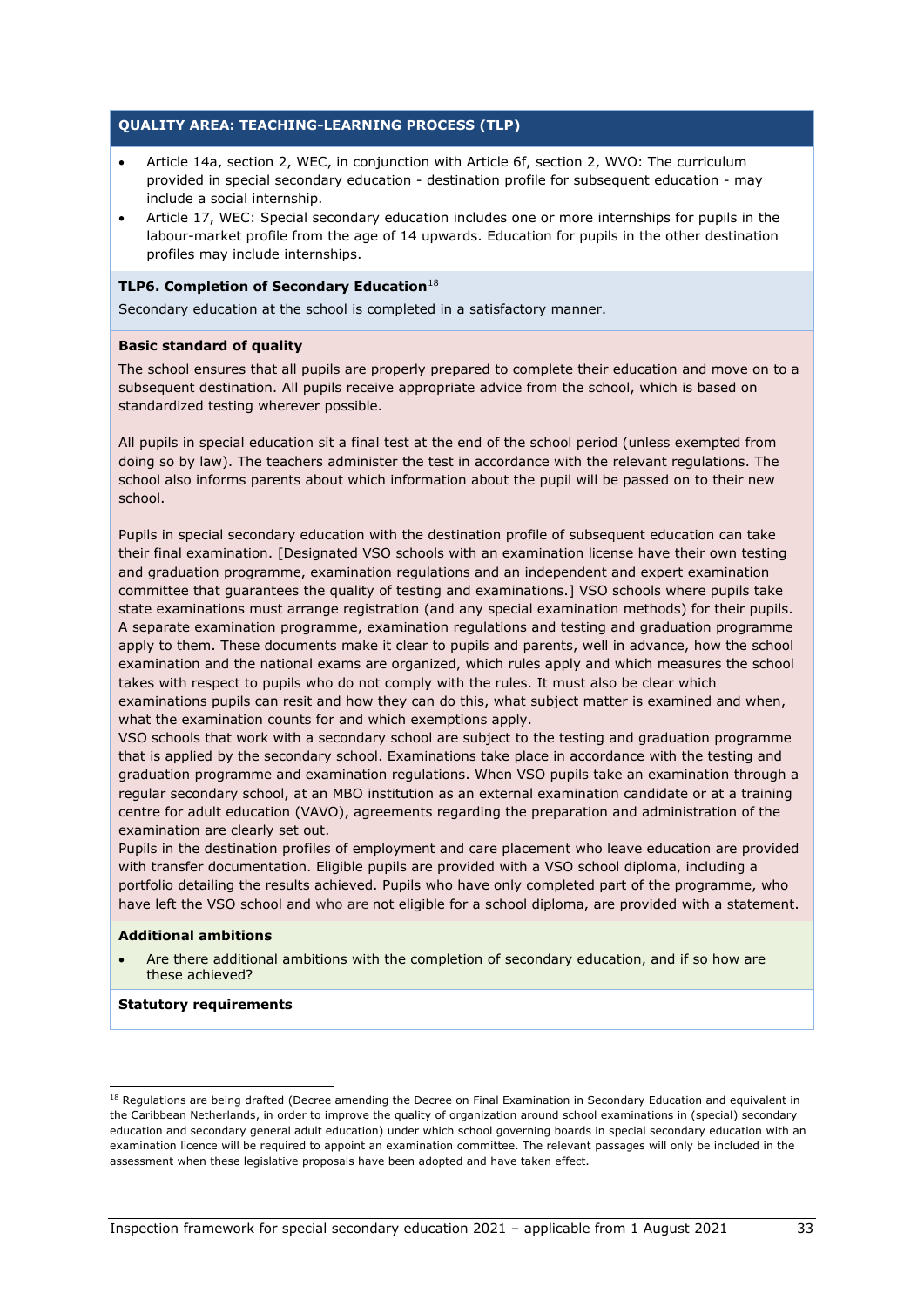**QUALITY AREA: TEACHING-LEARNING PROCESS (TLP)**

- Article 14a, section 2, WEC, in conjunction with Article 6f, section 2, WVO: The curriculum provided in special secondary education - destination profile for subsequent education - may include a social internship.
- Article 17, WEC: Special secondary education includes one or more internships for pupils in the labour-market profile from the age of 14 upwards. Education for pupils in the other destination profiles may include internships.

**TLP6. Completion of Secondary Education**[18]

Secondary education at the school is completed in a satisfactory manner.

**Basic standard of quality**

The school ensures that all pupils are properly prepared to complete their education and move on to a subsequent destination. All pupils receive appropriate advice from the school, which is based on standardized testing wherever possible.

All pupils in special education sit a final test at the end of the school period (unless exempted from doing so by law). The teachers administer the test in accordance with the relevant regulations. The school also informs parents about which information about the pupil will be passed on to their new school.

Pupils in special secondary education with the destination profile of subsequent education can take their final examination. [Designated VSO schools with an examination license have their own testing and graduation programme, examination regulations and an independent and expert examination committee that guarantees the quality of testing and examinations.] VSO schools where pupils take state examinations must arrange registration (and any special examination methods) for their pupils. A separate examination programme, examination regulations and testing and graduation programme apply to them. These documents make it clear to pupils and parents, well in advance, how the school examination and the national exams are organized, which rules apply and which measures the school takes with respect to pupils who do not comply with the rules. It must also be clear which examinations pupils can resit and how they can do this, what subject matter is examined and when, what the examination counts for and which exemptions apply.
VSO schools that work with a secondary school are subject to the testing and graduation programme that is applied by the secondary school. Examinations take place in accordance with the testing and graduation programme and examination regulations. When VSO pupils take an examination through a regular secondary school, at an MBO institution as an external examination candidate or at a training centre for adult education (VAVO), agreements regarding the preparation and administration of the examination are clearly set out.
Pupils in the destination profiles of employment and care placement who leave education are provided with transfer documentation. Eligible pupils are provided with a VSO school diploma, including a portfolio detailing the results achieved. Pupils who have only completed part of the programme, who have left the VSO school and who are not eligible for a school diploma, are provided with a statement.

**Additional ambitions**

- Are there additional ambitions with the completion of secondary education, and if so how are these achieved?

**Statutory requirements**

---

[18] Regulations are being drafted (Decree amending the Decree on Final Examination in Secondary Education and equivalent in the Caribbean Netherlands, in order to improve the quality of organization around school examinations in (special) secondary education and secondary general adult education) under which school governing boards in special secondary education with an examination licence will be required to appoint an examination committee. The relevant passages will only be included in the assessment when these legislative proposals have been adopted and have taken effect.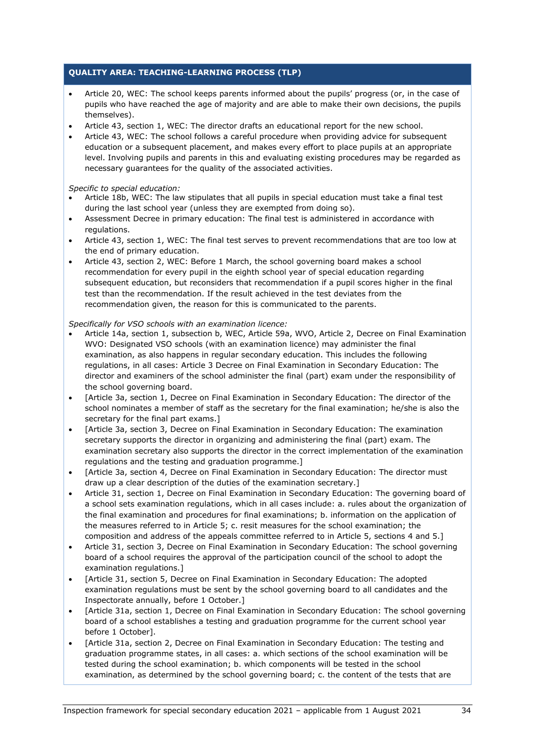**QUALITY AREA: TEACHING-LEARNING PROCESS (TLP)**

- Article 20, WEC: The school keeps parents informed about the pupils' progress (or, in the case of pupils who have reached the age of majority and are able to make their own decisions, the pupils themselves).
- Article 43, section 1, WEC: The director drafts an educational report for the new school.
- Article 43, WEC: The school follows a careful procedure when providing advice for subsequent education or a subsequent placement, and makes every effort to place pupils at an appropriate level. Involving pupils and parents in this and evaluating existing procedures may be regarded as necessary guarantees for the quality of the associated activities.

*Specific to special education:*

- Article 18b, WEC: The law stipulates that all pupils in special education must take a final test during the last school year (unless they are exempted from doing so).
- Assessment Decree in primary education: The final test is administered in accordance with regulations.
- Article 43, section 1, WEC: The final test serves to prevent recommendations that are too low at the end of primary education.
- Article 43, section 2, WEC: Before 1 March, the school governing board makes a school recommendation for every pupil in the eighth school year of special education regarding subsequent education, but reconsiders that recommendation if a pupil scores higher in the final test than the recommendation. If the result achieved in the test deviates from the recommendation given, the reason for this is communicated to the parents.

*Specifically for VSO schools with an examination licence:*

- Article 14a, section 1, subsection b, WEC, Article 59a, WVO, Article 2, Decree on Final Examination WVO: Designated VSO schools (with an examination licence) may administer the final examination, as also happens in regular secondary education. This includes the following regulations, in all cases: Article 3 Decree on Final Examination in Secondary Education: The director and examiners of the school administer the final (part) exam under the responsibility of the school governing board.
- [Article 3a, section 1, Decree on Final Examination in Secondary Education: The director of the school nominates a member of staff as the secretary for the final examination; he/she is also the secretary for the final part exams.]
- [Article 3a, section 3, Decree on Final Examination in Secondary Education: The examination secretary supports the director in organizing and administering the final (part) exam. The examination secretary also supports the director in the correct implementation of the examination regulations and the testing and graduation programme.]
- [Article 3a, section 4, Decree on Final Examination in Secondary Education: The director must draw up a clear description of the duties of the examination secretary.]
- Article 31, section 1, Decree on Final Examination in Secondary Education: The governing board of a school sets examination regulations, which in all cases include: a. rules about the organization of the final examination and procedures for final examinations; b. information on the application of the measures referred to in Article 5; c. resit measures for the school examination; the composition and address of the appeals committee referred to in Article 5, sections 4 and 5.]
- Article 31, section 3, Decree on Final Examination in Secondary Education: The school governing board of a school requires the approval of the participation council of the school to adopt the examination regulations.]
- [Article 31, section 5, Decree on Final Examination in Secondary Education: The adopted examination regulations must be sent by the school governing board to all candidates and the Inspectorate annually, before 1 October.]
- [Article 31a, section 1, Decree on Final Examination in Secondary Education: The school governing board of a school establishes a testing and graduation programme for the current school year before 1 October].
- [Article 31a, section 2, Decree on Final Examination in Secondary Education: The testing and graduation programme states, in all cases: a. which sections of the school examination will be tested during the school examination; b. which components will be tested in the school examination, as determined by the school governing board; c. the content of the tests that are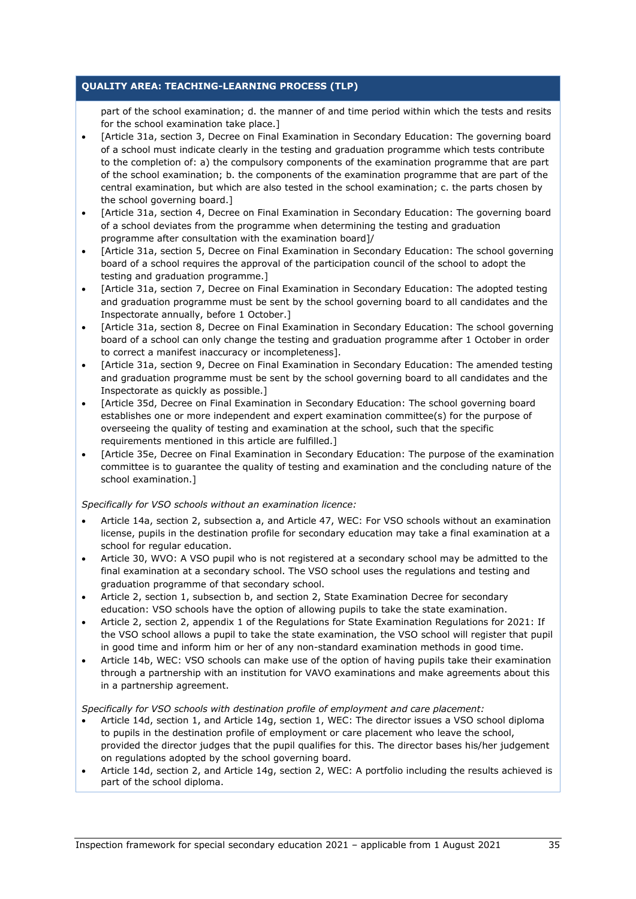**QUALITY AREA: TEACHING-LEARNING PROCESS (TLP)**

part of the school examination; d. the manner of and time period within which the tests and resits for the school examination take place.]

- [Article 31a, section 3, Decree on Final Examination in Secondary Education: The governing board of a school must indicate clearly in the testing and graduation programme which tests contribute to the completion of: a) the compulsory components of the examination programme that are part of the school examination; b. the components of the examination programme that are part of the central examination, but which are also tested in the school examination; c. the parts chosen by the school governing board.]
- [Article 31a, section 4, Decree on Final Examination in Secondary Education: The governing board of a school deviates from the programme when determining the testing and graduation programme after consultation with the examination board]/
- [Article 31a, section 5, Decree on Final Examination in Secondary Education: The school governing board of a school requires the approval of the participation council of the school to adopt the testing and graduation programme.]
- [Article 31a, section 7, Decree on Final Examination in Secondary Education: The adopted testing and graduation programme must be sent by the school governing board to all candidates and the Inspectorate annually, before 1 October.]
- [Article 31a, section 8, Decree on Final Examination in Secondary Education: The school governing board of a school can only change the testing and graduation programme after 1 October in order to correct a manifest inaccuracy or incompleteness].
- [Article 31a, section 9, Decree on Final Examination in Secondary Education: The amended testing and graduation programme must be sent by the school governing board to all candidates and the Inspectorate as quickly as possible.]
- [Article 35d, Decree on Final Examination in Secondary Education: The school governing board establishes one or more independent and expert examination committee(s) for the purpose of overseeing the quality of testing and examination at the school, such that the specific requirements mentioned in this article are fulfilled.]
- [Article 35e, Decree on Final Examination in Secondary Education: The purpose of the examination committee is to guarantee the quality of testing and examination and the concluding nature of the school examination.]

*Specifically for VSO schools without an examination licence:*

- Article 14a, section 2, subsection a, and Article 47, WEC: For VSO schools without an examination license, pupils in the destination profile for secondary education may take a final examination at a school for regular education.
- Article 30, WVO: A VSO pupil who is not registered at a secondary school may be admitted to the final examination at a secondary school. The VSO school uses the regulations and testing and graduation programme of that secondary school.
- Article 2, section 1, subsection b, and section 2, State Examination Decree for secondary education: VSO schools have the option of allowing pupils to take the state examination.
- Article 2, section 2, appendix 1 of the Regulations for State Examination Regulations for 2021: If the VSO school allows a pupil to take the state examination, the VSO school will register that pupil in good time and inform him or her of any non-standard examination methods in good time.
- Article 14b, WEC: VSO schools can make use of the option of having pupils take their examination through a partnership with an institution for VAVO examinations and make agreements about this in a partnership agreement.

*Specifically for VSO schools with destination profile of employment and care placement:*

- Article 14d, section 1, and Article 14g, section 1, WEC: The director issues a VSO school diploma to pupils in the destination profile of employment or care placement who leave the school, provided the director judges that the pupil qualifies for this. The director bases his/her judgement on regulations adopted by the school governing board.
- Article 14d, section 2, and Article 14g, section 2, WEC: A portfolio including the results achieved is part of the school diploma.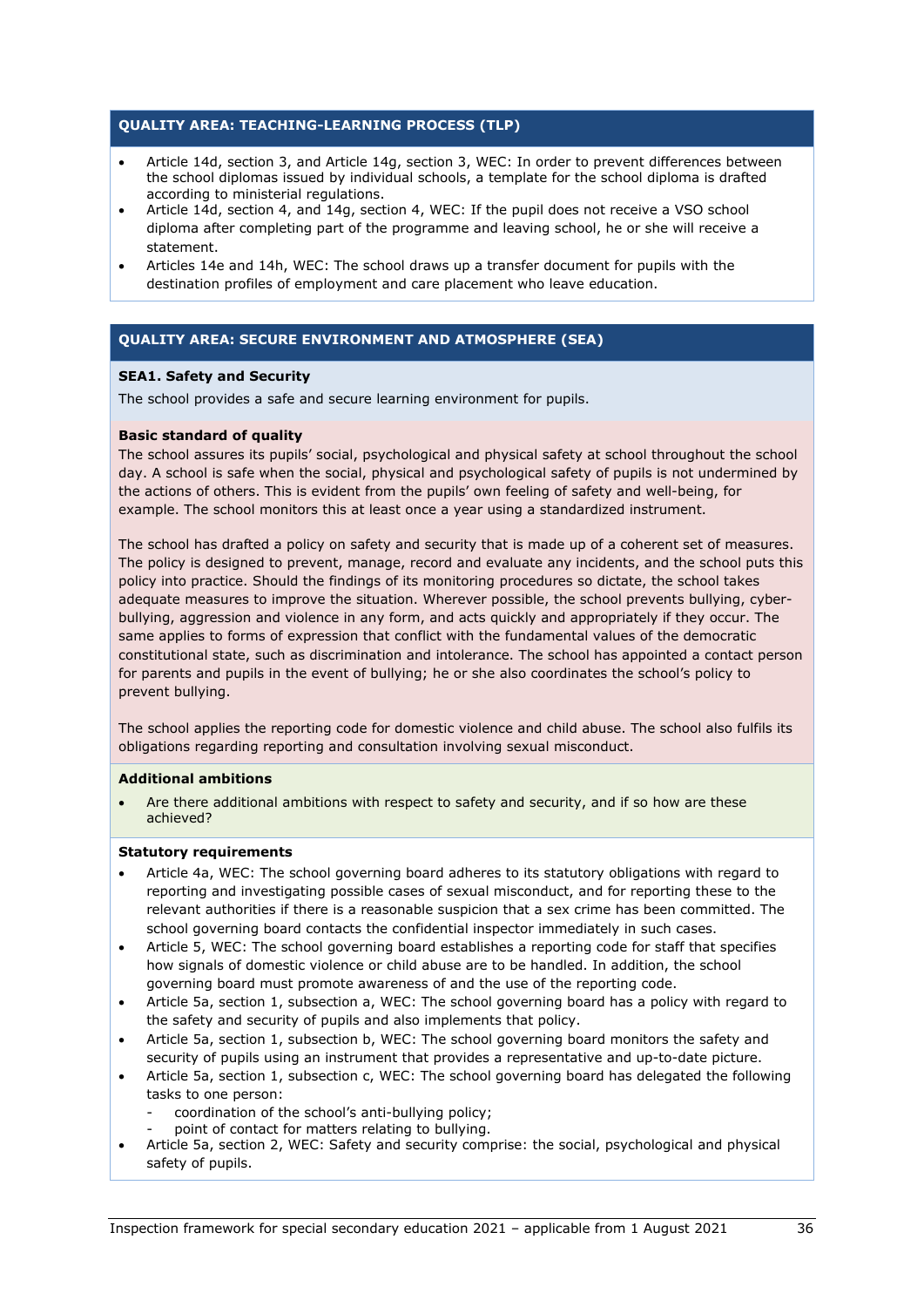## QUALITY AREA: TEACHING-LEARNING PROCESS (TLP)

- Article 14d, section 3, and Article 14g, section 3, WEC: In order to prevent differences between the school diplomas issued by individual schools, a template for the school diploma is drafted according to ministerial regulations.
- Article 14d, section 4, and 14g, section 4, WEC: If the pupil does not receive a VSO school diploma after completing part of the programme and leaving school, he or she will receive a statement.
- Articles 14e and 14h, WEC: The school draws up a transfer document for pupils with the destination profiles of employment and care placement who leave education.

## QUALITY AREA: SECURE ENVIRONMENT AND ATMOSPHERE (SEA)

### SEA1. Safety and Security

The school provides a safe and secure learning environment for pupils.

**Basic standard of quality**

The school assures its pupils' social, psychological and physical safety at school throughout the school day. A school is safe when the social, physical and psychological safety of pupils is not undermined by the actions of others. This is evident from the pupils' own feeling of safety and well-being, for example. The school monitors this at least once a year using a standardized instrument.

The school has drafted a policy on safety and security that is made up of a coherent set of measures. The policy is designed to prevent, manage, record and evaluate any incidents, and the school puts this policy into practice. Should the findings of its monitoring procedures so dictate, the school takes adequate measures to improve the situation. Wherever possible, the school prevents bullying, cyber-bullying, aggression and violence in any form, and acts quickly and appropriately if they occur. The same applies to forms of expression that conflict with the fundamental values of the democratic constitutional state, such as discrimination and intolerance. The school has appointed a contact person for parents and pupils in the event of bullying; he or she also coordinates the school's policy to prevent bullying.

The school applies the reporting code for domestic violence and child abuse. The school also fulfils its obligations regarding reporting and consultation involving sexual misconduct.

**Additional ambitions**

- Are there additional ambitions with respect to safety and security, and if so how are these achieved?

**Statutory requirements**

- Article 4a, WEC: The school governing board adheres to its statutory obligations with regard to reporting and investigating possible cases of sexual misconduct, and for reporting these to the relevant authorities if there is a reasonable suspicion that a sex crime has been committed. The school governing board contacts the confidential inspector immediately in such cases.
- Article 5, WEC: The school governing board establishes a reporting code for staff that specifies how signals of domestic violence or child abuse are to be handled. In addition, the school governing board must promote awareness of and the use of the reporting code.
- Article 5a, section 1, subsection a, WEC: The school governing board has a policy with regard to the safety and security of pupils and also implements that policy.
- Article 5a, section 1, subsection b, WEC: The school governing board monitors the safety and security of pupils using an instrument that provides a representative and up-to-date picture.
- Article 5a, section 1, subsection c, WEC: The school governing board has delegated the following tasks to one person:
  - coordination of the school's anti-bullying policy;
  - point of contact for matters relating to bullying.
- Article 5a, section 2, WEC: Safety and security comprise: the social, psychological and physical safety of pupils.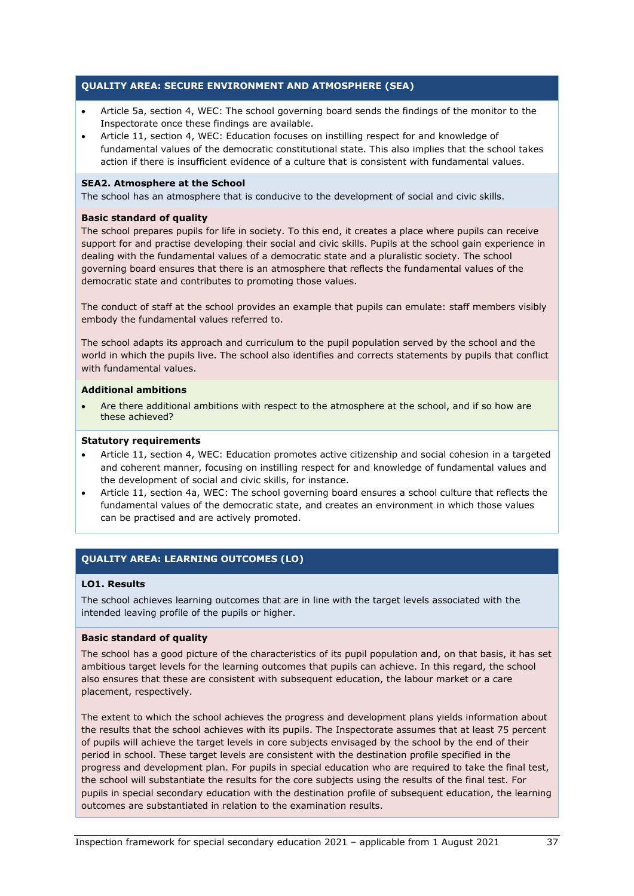## QUALITY AREA: SECURE ENVIRONMENT AND ATMOSPHERE (SEA)

- Article 5a, section 4, WEC: The school governing board sends the findings of the monitor to the Inspectorate once these findings are available.
- Article 11, section 4, WEC: Education focuses on instilling respect for and knowledge of fundamental values of the democratic constitutional state. This also implies that the school takes action if there is insufficient evidence of a culture that is consistent with fundamental values.

### SEA2. Atmosphere at the School

The school has an atmosphere that is conducive to the development of social and civic skills.

**Basic standard of quality**

The school prepares pupils for life in society. To this end, it creates a place where pupils can receive support for and practise developing their social and civic skills. Pupils at the school gain experience in dealing with the fundamental values of a democratic state and a pluralistic society. The school governing board ensures that there is an atmosphere that reflects the fundamental values of the democratic state and contributes to promoting those values.

The conduct of staff at the school provides an example that pupils can emulate: staff members visibly embody the fundamental values referred to.

The school adapts its approach and curriculum to the pupil population served by the school and the world in which the pupils live. The school also identifies and corrects statements by pupils that conflict with fundamental values.

**Additional ambitions**

- Are there additional ambitions with respect to the atmosphere at the school, and if so how are these achieved?

**Statutory requirements**

- Article 11, section 4, WEC: Education promotes active citizenship and social cohesion in a targeted and coherent manner, focusing on instilling respect for and knowledge of fundamental values and the development of social and civic skills, for instance.
- Article 11, section 4a, WEC: The school governing board ensures a school culture that reflects the fundamental values of the democratic state, and creates an environment in which those values can be practised and are actively promoted.

## QUALITY AREA: LEARNING OUTCOMES (LO)

### LO1. Results

The school achieves learning outcomes that are in line with the target levels associated with the intended leaving profile of the pupils or higher.

**Basic standard of quality**

The school has a good picture of the characteristics of its pupil population and, on that basis, it has set ambitious target levels for the learning outcomes that pupils can achieve. In this regard, the school also ensures that these are consistent with subsequent education, the labour market or a care placement, respectively.

The extent to which the school achieves the progress and development plans yields information about the results that the school achieves with its pupils. The Inspectorate assumes that at least 75 percent of pupils will achieve the target levels in core subjects envisaged by the school by the end of their period in school. These target levels are consistent with the destination profile specified in the progress and development plan. For pupils in special education who are required to take the final test, the school will substantiate the results for the core subjects using the results of the final test. For pupils in special secondary education with the destination profile of subsequent education, the learning outcomes are substantiated in relation to the examination results.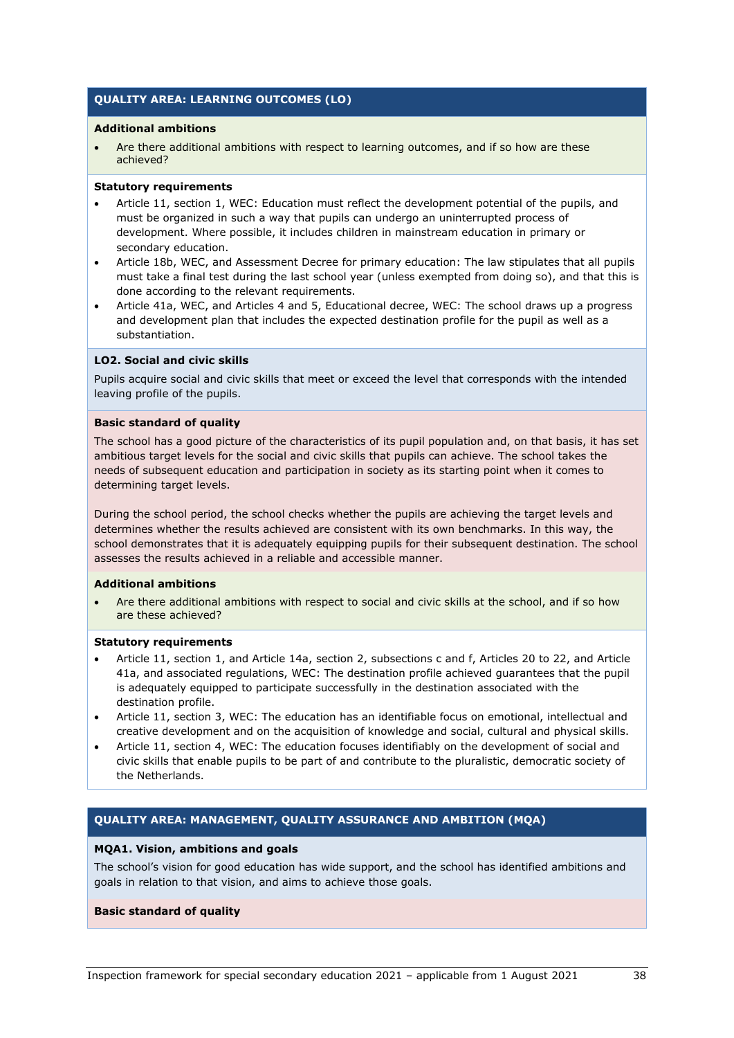## QUALITY AREA: LEARNING OUTCOMES (LO)

**Additional ambitions**

- Are there additional ambitions with respect to learning outcomes, and if so how are these achieved?

**Statutory requirements**

- Article 11, section 1, WEC: Education must reflect the development potential of the pupils, and must be organized in such a way that pupils can undergo an uninterrupted process of development. Where possible, it includes children in mainstream education in primary or secondary education.
- Article 18b, WEC, and Assessment Decree for primary education: The law stipulates that all pupils must take a final test during the last school year (unless exempted from doing so), and that this is done according to the relevant requirements.
- Article 41a, WEC, and Articles 4 and 5, Educational decree, WEC: The school draws up a progress and development plan that includes the expected destination profile for the pupil as well as a substantiation.

### LO2. Social and civic skills

Pupils acquire social and civic skills that meet or exceed the level that corresponds with the intended leaving profile of the pupils.

**Basic standard of quality**

The school has a good picture of the characteristics of its pupil population and, on that basis, it has set ambitious target levels for the social and civic skills that pupils can achieve. The school takes the needs of subsequent education and participation in society as its starting point when it comes to determining target levels.

During the school period, the school checks whether the pupils are achieving the target levels and determines whether the results achieved are consistent with its own benchmarks. In this way, the school demonstrates that it is adequately equipping pupils for their subsequent destination. The school assesses the results achieved in a reliable and accessible manner.

**Additional ambitions**

- Are there additional ambitions with respect to social and civic skills at the school, and if so how are these achieved?

**Statutory requirements**

- Article 11, section 1, and Article 14a, section 2, subsections c and f, Articles 20 to 22, and Article 41a, and associated regulations, WEC: The destination profile achieved guarantees that the pupil is adequately equipped to participate successfully in the destination associated with the destination profile.
- Article 11, section 3, WEC: The education has an identifiable focus on emotional, intellectual and creative development and on the acquisition of knowledge and social, cultural and physical skills.
- Article 11, section 4, WEC: The education focuses identifiably on the development of social and civic skills that enable pupils to be part of and contribute to the pluralistic, democratic society of the Netherlands.

## QUALITY AREA: MANAGEMENT, QUALITY ASSURANCE AND AMBITION (MQA)

### MQA1. Vision, ambitions and goals

The school's vision for good education has wide support, and the school has identified ambitions and goals in relation to that vision, and aims to achieve those goals.

**Basic standard of quality**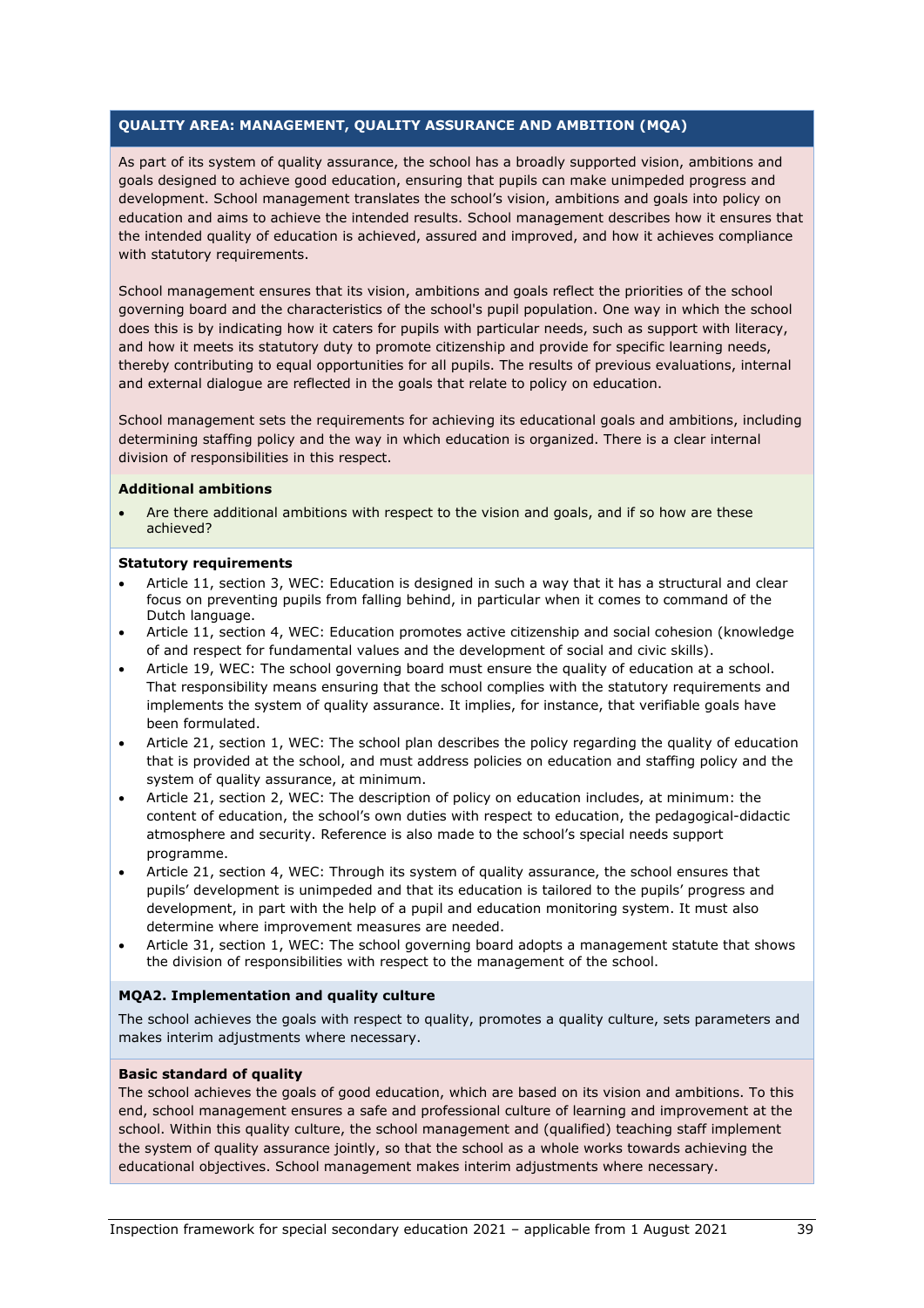**QUALITY AREA: MANAGEMENT, QUALITY ASSURANCE AND AMBITION (MQA)**

As part of its system of quality assurance, the school has a broadly supported vision, ambitions and goals designed to achieve good education, ensuring that pupils can make unimpeded progress and development. School management translates the school's vision, ambitions and goals into policy on education and aims to achieve the intended results. School management describes how it ensures that the intended quality of education is achieved, assured and improved, and how it achieves compliance with statutory requirements.

School management ensures that its vision, ambitions and goals reflect the priorities of the school governing board and the characteristics of the school's pupil population. One way in which the school does this is by indicating how it caters for pupils with particular needs, such as support with literacy, and how it meets its statutory duty to promote citizenship and provide for specific learning needs, thereby contributing to equal opportunities for all pupils. The results of previous evaluations, internal and external dialogue are reflected in the goals that relate to policy on education.

School management sets the requirements for achieving its educational goals and ambitions, including determining staffing policy and the way in which education is organized. There is a clear internal division of responsibilities in this respect.

**Additional ambitions**

- Are there additional ambitions with respect to the vision and goals, and if so how are these achieved?

**Statutory requirements**

- Article 11, section 3, WEC: Education is designed in such a way that it has a structural and clear focus on preventing pupils from falling behind, in particular when it comes to command of the Dutch language.
- Article 11, section 4, WEC: Education promotes active citizenship and social cohesion (knowledge of and respect for fundamental values and the development of social and civic skills).
- Article 19, WEC: The school governing board must ensure the quality of education at a school. That responsibility means ensuring that the school complies with the statutory requirements and implements the system of quality assurance. It implies, for instance, that verifiable goals have been formulated.
- Article 21, section 1, WEC: The school plan describes the policy regarding the quality of education that is provided at the school, and must address policies on education and staffing policy and the system of quality assurance, at minimum.
- Article 21, section 2, WEC: The description of policy on education includes, at minimum: the content of education, the school's own duties with respect to education, the pedagogical-didactic atmosphere and security. Reference is also made to the school's special needs support programme.
- Article 21, section 4, WEC: Through its system of quality assurance, the school ensures that pupils' development is unimpeded and that its education is tailored to the pupils' progress and development, in part with the help of a pupil and education monitoring system. It must also determine where improvement measures are needed.
- Article 31, section 1, WEC: The school governing board adopts a management statute that shows the division of responsibilities with respect to the management of the school.

**MQA2. Implementation and quality culture**

The school achieves the goals with respect to quality, promotes a quality culture, sets parameters and makes interim adjustments where necessary.

**Basic standard of quality**

The school achieves the goals of good education, which are based on its vision and ambitions. To this end, school management ensures a safe and professional culture of learning and improvement at the school. Within this quality culture, the school management and (qualified) teaching staff implement the system of quality assurance jointly, so that the school as a whole works towards achieving the educational objectives. School management makes interim adjustments where necessary.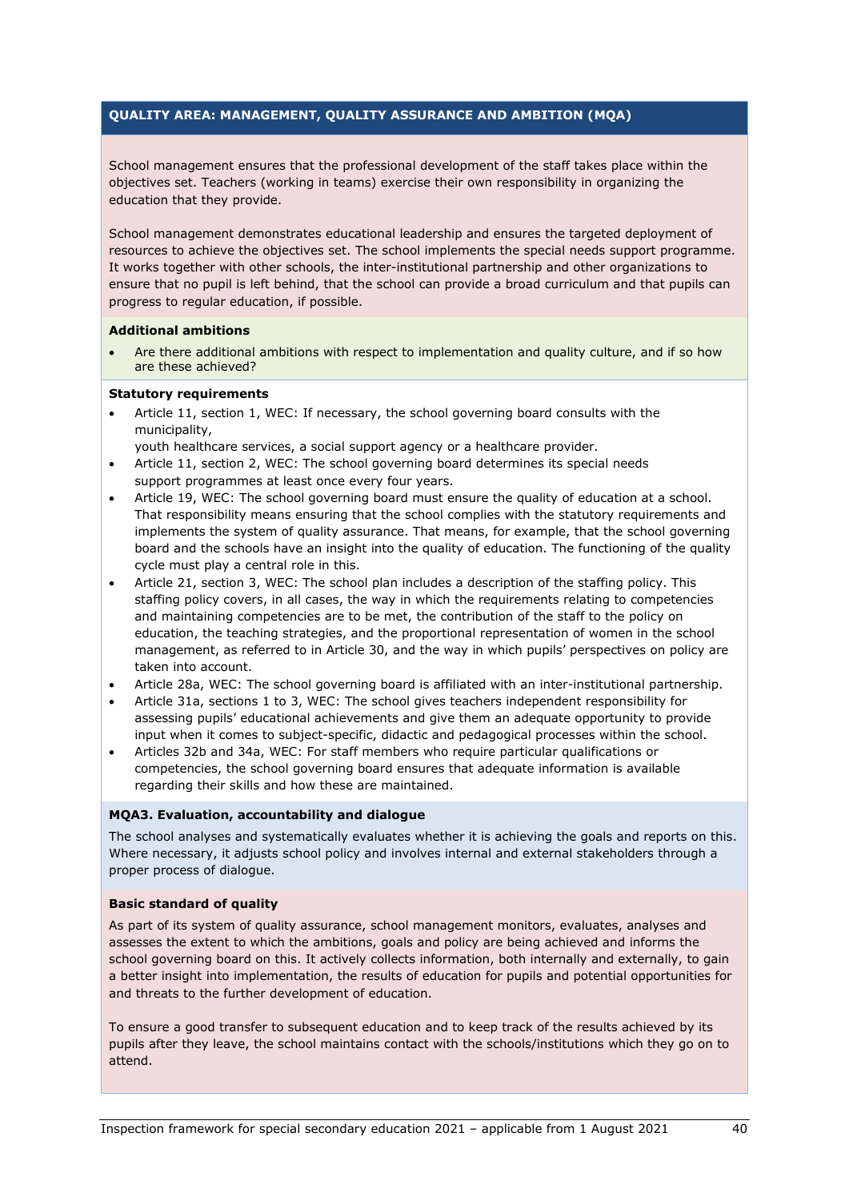## QUALITY AREA: MANAGEMENT, QUALITY ASSURANCE AND AMBITION (MQA)

School management ensures that the professional development of the staff takes place within the objectives set. Teachers (working in teams) exercise their own responsibility in organizing the education that they provide.

School management demonstrates educational leadership and ensures the targeted deployment of resources to achieve the objectives set. The school implements the special needs support programme. It works together with other schools, the inter-institutional partnership and other organizations to ensure that no pupil is left behind, that the school can provide a broad curriculum and that pupils can progress to regular education, if possible.

**Additional ambitions**

- Are there additional ambitions with respect to implementation and quality culture, and if so how are these achieved?

**Statutory requirements**

- Article 11, section 1, WEC: If necessary, the school governing board consults with the municipality,
  youth healthcare services, a social support agency or a healthcare provider.
- Article 11, section 2, WEC: The school governing board determines its special needs support programmes at least once every four years.
- Article 19, WEC: The school governing board must ensure the quality of education at a school. That responsibility means ensuring that the school complies with the statutory requirements and implements the system of quality assurance. That means, for example, that the school governing board and the schools have an insight into the quality of education. The functioning of the quality cycle must play a central role in this.
- Article 21, section 3, WEC: The school plan includes a description of the staffing policy. This staffing policy covers, in all cases, the way in which the requirements relating to competencies and maintaining competencies are to be met, the contribution of the staff to the policy on education, the teaching strategies, and the proportional representation of women in the school management, as referred to in Article 30, and the way in which pupils' perspectives on policy are taken into account.
- Article 28a, WEC: The school governing board is affiliated with an inter-institutional partnership.
- Article 31a, sections 1 to 3, WEC: The school gives teachers independent responsibility for assessing pupils' educational achievements and give them an adequate opportunity to provide input when it comes to subject-specific, didactic and pedagogical processes within the school.
- Articles 32b and 34a, WEC: For staff members who require particular qualifications or competencies, the school governing board ensures that adequate information is available regarding their skills and how these are maintained.

### MQA3. Evaluation, accountability and dialogue

The school analyses and systematically evaluates whether it is achieving the goals and reports on this. Where necessary, it adjusts school policy and involves internal and external stakeholders through a proper process of dialogue.

**Basic standard of quality**

As part of its system of quality assurance, school management monitors, evaluates, analyses and assesses the extent to which the ambitions, goals and policy are being achieved and informs the school governing board on this. It actively collects information, both internally and externally, to gain a better insight into implementation, the results of education for pupils and potential opportunities for and threats to the further development of education.

To ensure a good transfer to subsequent education and to keep track of the results achieved by its pupils after they leave, the school maintains contact with the schools/institutions which they go on to attend.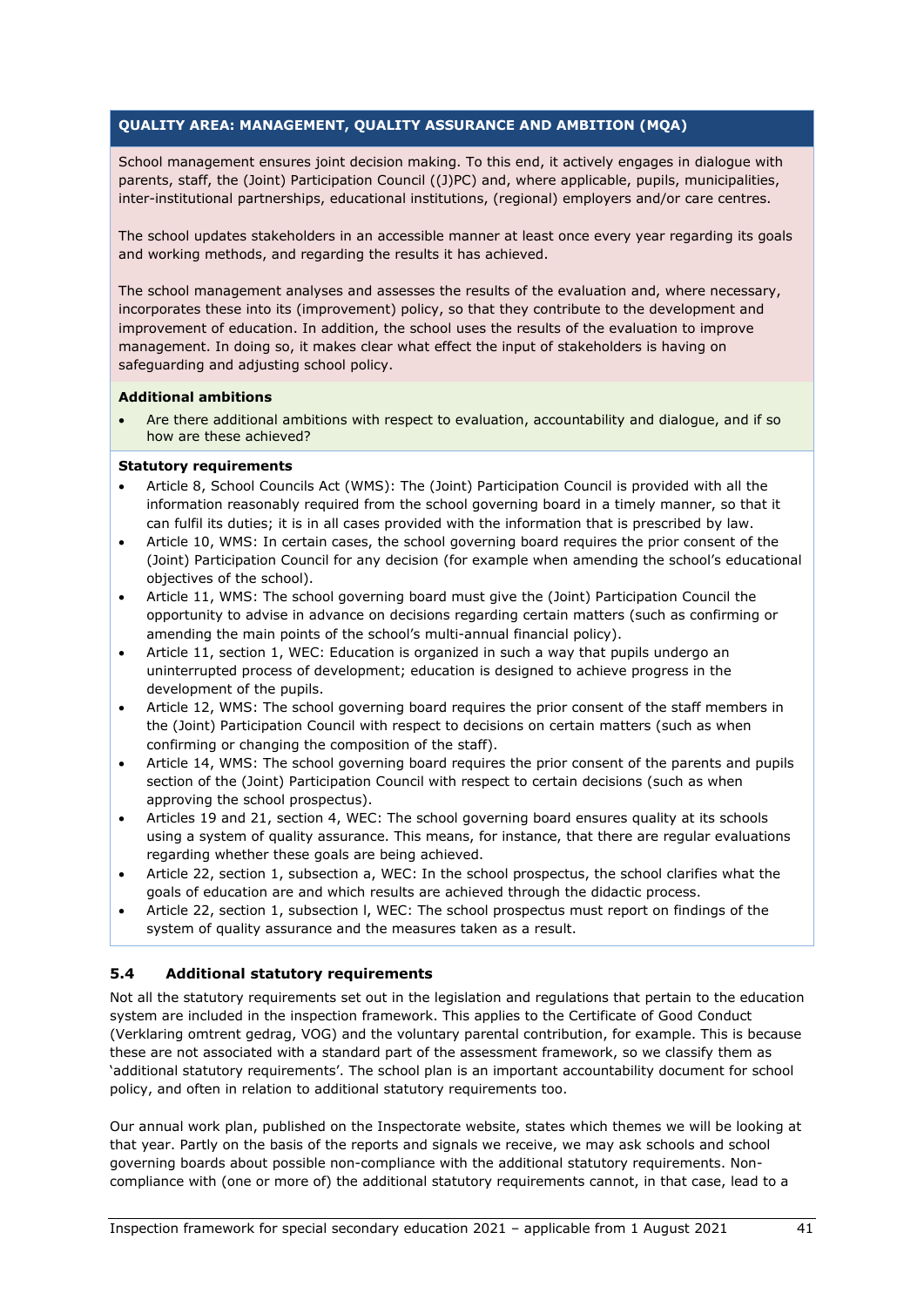**QUALITY AREA: MANAGEMENT, QUALITY ASSURANCE AND AMBITION (MQA)**

School management ensures joint decision making. To this end, it actively engages in dialogue with parents, staff, the (Joint) Participation Council ((J)PC) and, where applicable, pupils, municipalities, inter-institutional partnerships, educational institutions, (regional) employers and/or care centres.

The school updates stakeholders in an accessible manner at least once every year regarding its goals and working methods, and regarding the results it has achieved.

The school management analyses and assesses the results of the evaluation and, where necessary, incorporates these into its (improvement) policy, so that they contribute to the development and improvement of education. In addition, the school uses the results of the evaluation to improve management. In doing so, it makes clear what effect the input of stakeholders is having on safeguarding and adjusting school policy.

**Additional ambitions**

- Are there additional ambitions with respect to evaluation, accountability and dialogue, and if so how are these achieved?

**Statutory requirements**

- Article 8, School Councils Act (WMS): The (Joint) Participation Council is provided with all the information reasonably required from the school governing board in a timely manner, so that it can fulfil its duties; it is in all cases provided with the information that is prescribed by law.
- Article 10, WMS: In certain cases, the school governing board requires the prior consent of the (Joint) Participation Council for any decision (for example when amending the school's educational objectives of the school).
- Article 11, WMS: The school governing board must give the (Joint) Participation Council the opportunity to advise in advance on decisions regarding certain matters (such as confirming or amending the main points of the school's multi-annual financial policy).
- Article 11, section 1, WEC: Education is organized in such a way that pupils undergo an uninterrupted process of development; education is designed to achieve progress in the development of the pupils.
- Article 12, WMS: The school governing board requires the prior consent of the staff members in the (Joint) Participation Council with respect to decisions on certain matters (such as when confirming or changing the composition of the staff).
- Article 14, WMS: The school governing board requires the prior consent of the parents and pupils section of the (Joint) Participation Council with respect to certain decisions (such as when approving the school prospectus).
- Articles 19 and 21, section 4, WEC: The school governing board ensures quality at its schools using a system of quality assurance. This means, for instance, that there are regular evaluations regarding whether these goals are being achieved.
- Article 22, section 1, subsection a, WEC: In the school prospectus, the school clarifies what the goals of education are and which results are achieved through the didactic process.
- Article 22, section 1, subsection l, WEC: The school prospectus must report on findings of the system of quality assurance and the measures taken as a result.

### 5.4 Additional statutory requirements

Not all the statutory requirements set out in the legislation and regulations that pertain to the education system are included in the inspection framework. This applies to the Certificate of Good Conduct (Verklaring omtrent gedrag, VOG) and the voluntary parental contribution, for example. This is because these are not associated with a standard part of the assessment framework, so we classify them as 'additional statutory requirements'. The school plan is an important accountability document for school policy, and often in relation to additional statutory requirements too.

Our annual work plan, published on the Inspectorate website, states which themes we will be looking at that year. Partly on the basis of the reports and signals we receive, we may ask schools and school governing boards about possible non-compliance with the additional statutory requirements. Non-compliance with (one or more of) the additional statutory requirements cannot, in that case, lead to a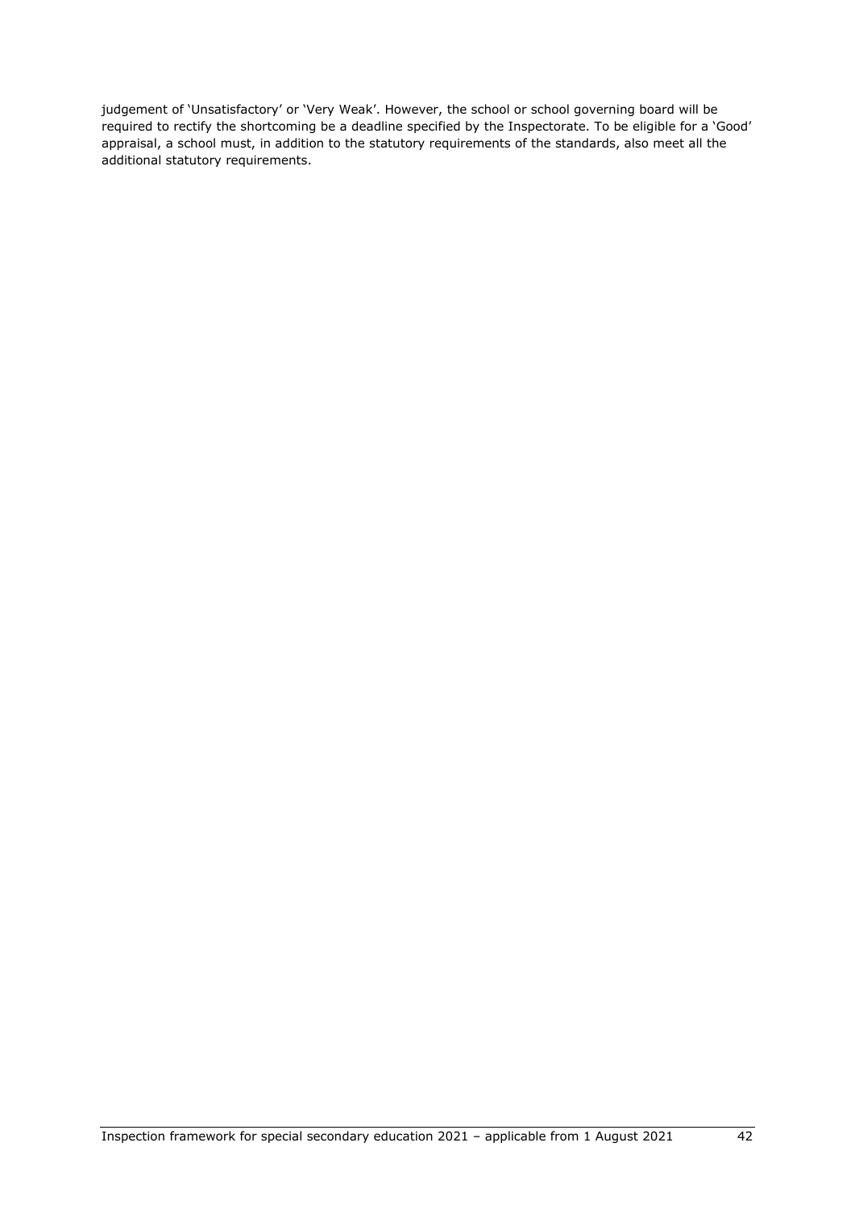judgement of 'Unsatisfactory' or 'Very Weak'. However, the school or school governing board will be required to rectify the shortcoming be a deadline specified by the Inspectorate. To be eligible for a 'Good' appraisal, a school must, in addition to the statutory requirements of the standards, also meet all the additional statutory requirements.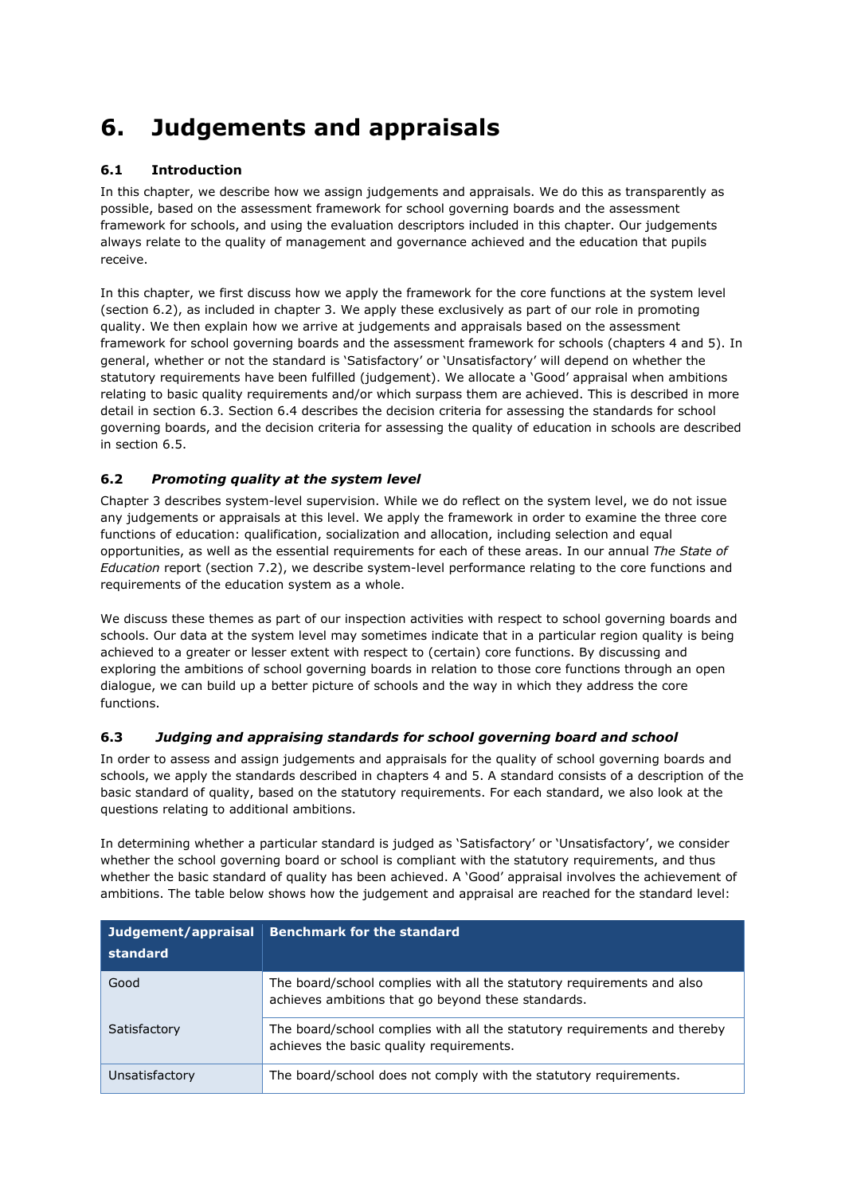# 6. Judgements and appraisals

## 6.1 Introduction

In this chapter, we describe how we assign judgements and appraisals. We do this as transparently as possible, based on the assessment framework for school governing boards and the assessment framework for schools, and using the evaluation descriptors included in this chapter. Our judgements always relate to the quality of management and governance achieved and the education that pupils receive.

In this chapter, we first discuss how we apply the framework for the core functions at the system level (section 6.2), as included in chapter 3. We apply these exclusively as part of our role in promoting quality. We then explain how we arrive at judgements and appraisals based on the assessment framework for school governing boards and the assessment framework for schools (chapters 4 and 5). In general, whether or not the standard is 'Satisfactory' or 'Unsatisfactory' will depend on whether the statutory requirements have been fulfilled (judgement). We allocate a 'Good' appraisal when ambitions relating to basic quality requirements and/or which surpass them are achieved. This is described in more detail in section 6.3. Section 6.4 describes the decision criteria for assessing the standards for school governing boards, and the decision criteria for assessing the quality of education in schools are described in section 6.5.

## 6.2 *Promoting quality at the system level*

Chapter 3 describes system-level supervision. While we do reflect on the system level, we do not issue any judgements or appraisals at this level. We apply the framework in order to examine the three core functions of education: qualification, socialization and allocation, including selection and equal opportunities, as well as the essential requirements for each of these areas. In our annual *The State of Education* report (section 7.2), we describe system-level performance relating to the core functions and requirements of the education system as a whole.

We discuss these themes as part of our inspection activities with respect to school governing boards and schools. Our data at the system level may sometimes indicate that in a particular region quality is being achieved to a greater or lesser extent with respect to (certain) core functions. By discussing and exploring the ambitions of school governing boards in relation to those core functions through an open dialogue, we can build up a better picture of schools and the way in which they address the core functions.

## 6.3 *Judging and appraising standards for school governing board and school*

In order to assess and assign judgements and appraisals for the quality of school governing boards and schools, we apply the standards described in chapters 4 and 5. A standard consists of a description of the basic standard of quality, based on the statutory requirements. For each standard, we also look at the questions relating to additional ambitions.

In determining whether a particular standard is judged as 'Satisfactory' or 'Unsatisfactory', we consider whether the school governing board or school is compliant with the statutory requirements, and thus whether the basic standard of quality has been achieved. A 'Good' appraisal involves the achievement of ambitions. The table below shows how the judgement and appraisal are reached for the standard level:

| Judgement/appraisal standard | Benchmark for the standard |
|---|---|
| Good | The board/school complies with all the statutory requirements and also achieves ambitions that go beyond these standards. |
| Satisfactory | The board/school complies with all the statutory requirements and thereby achieves the basic quality requirements. |
| Unsatisfactory | The board/school does not comply with the statutory requirements. |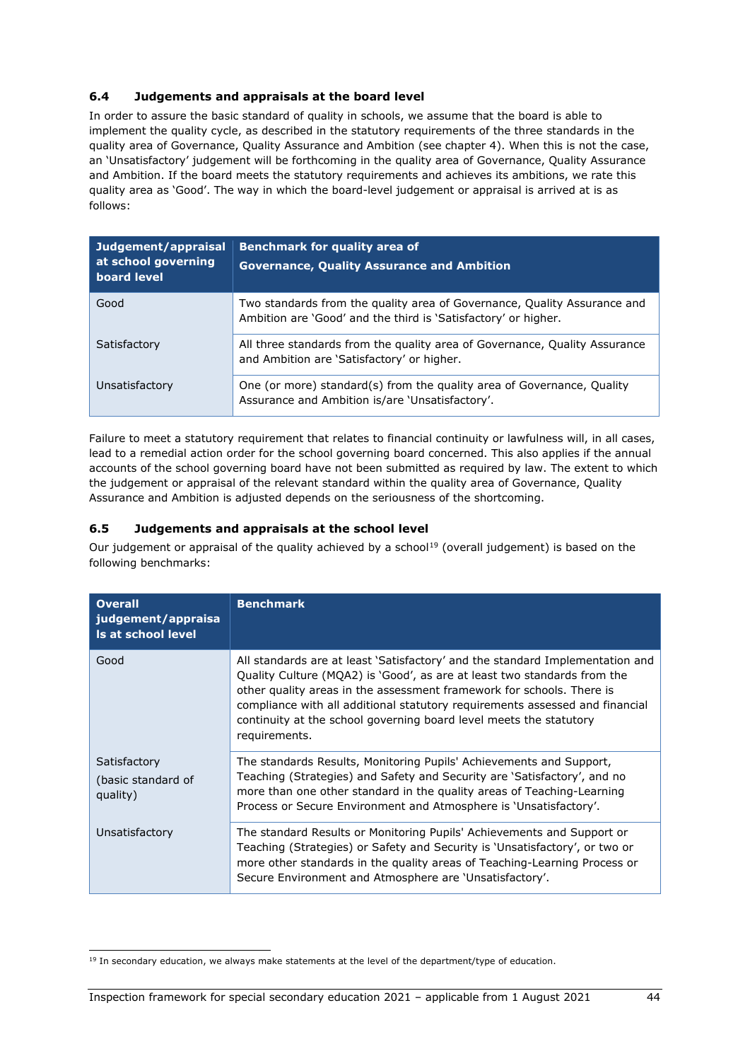### 6.4 Judgements and appraisals at the board level

In order to assure the basic standard of quality in schools, we assume that the board is able to implement the quality cycle, as described in the statutory requirements of the three standards in the quality area of Governance, Quality Assurance and Ambition (see chapter 4). When this is not the case, an 'Unsatisfactory' judgement will be forthcoming in the quality area of Governance, Quality Assurance and Ambition. If the board meets the statutory requirements and achieves its ambitions, we rate this quality area as 'Good'. The way in which the board-level judgement or appraisal is arrived at is as follows:

| Judgement/appraisal at school governing board level | Benchmark for quality area of Governance, Quality Assurance and Ambition |
|---|---|
| Good | Two standards from the quality area of Governance, Quality Assurance and Ambition are 'Good' and the third is 'Satisfactory' or higher. |
| Satisfactory | All three standards from the quality area of Governance, Quality Assurance and Ambition are 'Satisfactory' or higher. |
| Unsatisfactory | One (or more) standard(s) from the quality area of Governance, Quality Assurance and Ambition is/are 'Unsatisfactory'. |

Failure to meet a statutory requirement that relates to financial continuity or lawfulness will, in all cases, lead to a remedial action order for the school governing board concerned. This also applies if the annual accounts of the school governing board have not been submitted as required by law. The extent to which the judgement or appraisal of the relevant standard within the quality area of Governance, Quality Assurance and Ambition is adjusted depends on the seriousness of the shortcoming.

### 6.5 Judgements and appraisals at the school level

Our judgement or appraisal of the quality achieved by a school[19] (overall judgement) is based on the following benchmarks:

| Overall judgement/appraisals at school level | Benchmark |
|---|---|
| Good | All standards are at least 'Satisfactory' and the standard Implementation and Quality Culture (MQA2) is 'Good', as are at least two standards from the other quality areas in the assessment framework for schools. There is compliance with all additional statutory requirements assessed and financial continuity at the school governing board level meets the statutory requirements. |
| Satisfactory (basic standard of quality) | The standards Results, Monitoring Pupils' Achievements and Support, Teaching (Strategies) and Safety and Security are 'Satisfactory', and no more than one other standard in the quality areas of Teaching-Learning Process or Secure Environment and Atmosphere is 'Unsatisfactory'. |
| Unsatisfactory | The standard Results or Monitoring Pupils' Achievements and Support or Teaching (Strategies) or Safety and Security is 'Unsatisfactory', or two or more other standards in the quality areas of Teaching-Learning Process or Secure Environment and Atmosphere are 'Unsatisfactory'. |

[19] In secondary education, we always make statements at the level of the department/type of education.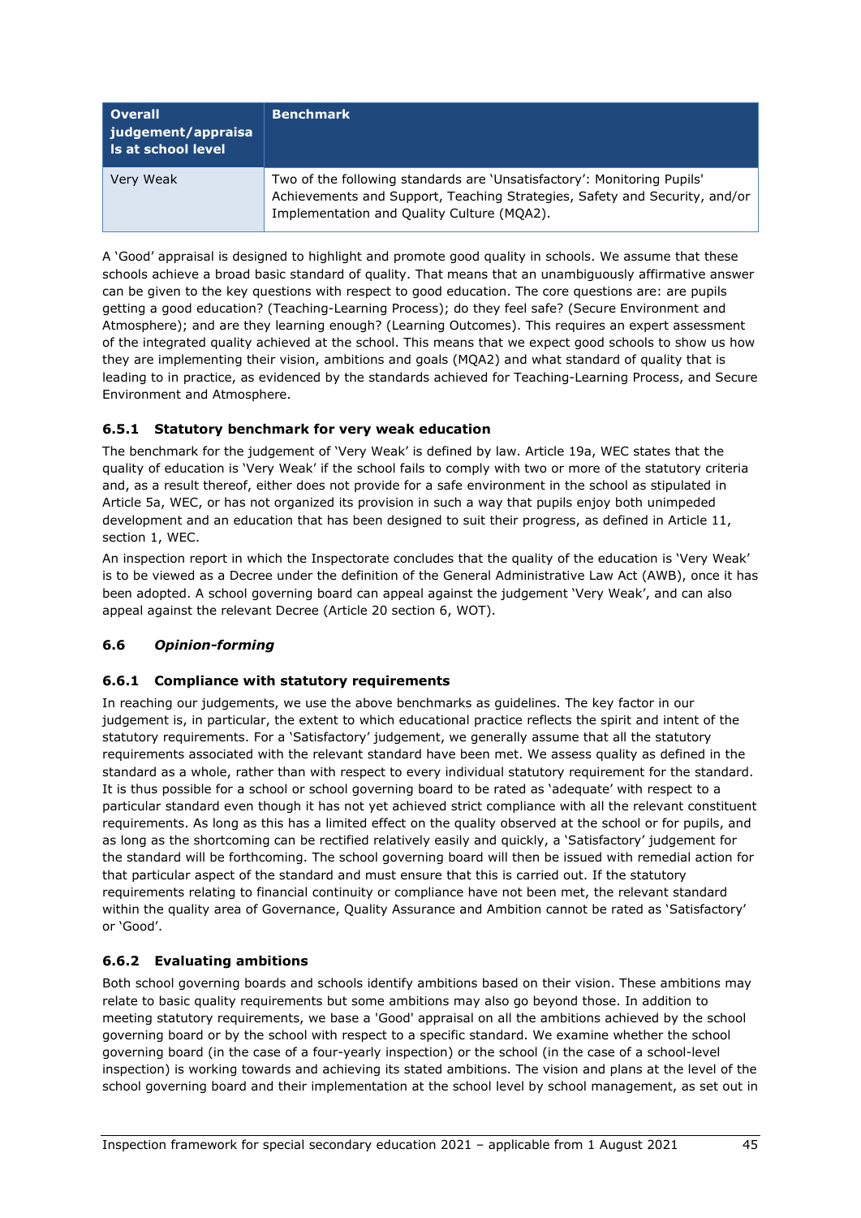| Overall judgement/appraisals at school level | Benchmark |
| --- | --- |
| Very Weak | Two of the following standards are 'Unsatisfactory': Monitoring Pupils' Achievements and Support, Teaching Strategies, Safety and Security, and/or Implementation and Quality Culture (MQA2). |

A 'Good' appraisal is designed to highlight and promote good quality in schools. We assume that these schools achieve a broad basic standard of quality. That means that an unambiguously affirmative answer can be given to the key questions with respect to good education. The core questions are: are pupils getting a good education? (Teaching-Learning Process); do they feel safe? (Secure Environment and Atmosphere); and are they learning enough? (Learning Outcomes). This requires an expert assessment of the integrated quality achieved at the school. This means that we expect good schools to show us how they are implementing their vision, ambitions and goals (MQA2) and what standard of quality that is leading to in practice, as evidenced by the standards achieved for Teaching-Learning Process, and Secure Environment and Atmosphere.

### 6.5.1 Statutory benchmark for very weak education

The benchmark for the judgement of 'Very Weak' is defined by law. Article 19a, WEC states that the quality of education is 'Very Weak' if the school fails to comply with two or more of the statutory criteria and, as a result thereof, either does not provide for a safe environment in the school as stipulated in Article 5a, WEC, or has not organized its provision in such a way that pupils enjoy both unimpeded development and an education that has been designed to suit their progress, as defined in Article 11, section 1, WEC.

An inspection report in which the Inspectorate concludes that the quality of the education is 'Very Weak' is to be viewed as a Decree under the definition of the General Administrative Law Act (AWB), once it has been adopted. A school governing board can appeal against the judgement 'Very Weak', and can also appeal against the relevant Decree (Article 20 section 6, WOT).

## 6.6 *Opinion-forming*

### 6.6.1 Compliance with statutory requirements

In reaching our judgements, we use the above benchmarks as guidelines. The key factor in our judgement is, in particular, the extent to which educational practice reflects the spirit and intent of the statutory requirements. For a 'Satisfactory' judgement, we generally assume that all the statutory requirements associated with the relevant standard have been met. We assess quality as defined in the standard as a whole, rather than with respect to every individual statutory requirement for the standard. It is thus possible for a school or school governing board to be rated as 'adequate' with respect to a particular standard even though it has not yet achieved strict compliance with all the relevant constituent requirements. As long as this has a limited effect on the quality observed at the school or for pupils, and as long as the shortcoming can be rectified relatively easily and quickly, a 'Satisfactory' judgement for the standard will be forthcoming. The school governing board will then be issued with remedial action for that particular aspect of the standard and must ensure that this is carried out. If the statutory requirements relating to financial continuity or compliance have not been met, the relevant standard within the quality area of Governance, Quality Assurance and Ambition cannot be rated as 'Satisfactory' or 'Good'.

### 6.6.2 Evaluating ambitions

Both school governing boards and schools identify ambitions based on their vision. These ambitions may relate to basic quality requirements but some ambitions may also go beyond those. In addition to meeting statutory requirements, we base a 'Good' appraisal on all the ambitions achieved by the school governing board or by the school with respect to a specific standard. We examine whether the school governing board (in the case of a four-yearly inspection) or the school (in the case of a school-level inspection) is working towards and achieving its stated ambitions. The vision and plans at the level of the school governing board and their implementation at the school level by school management, as set out in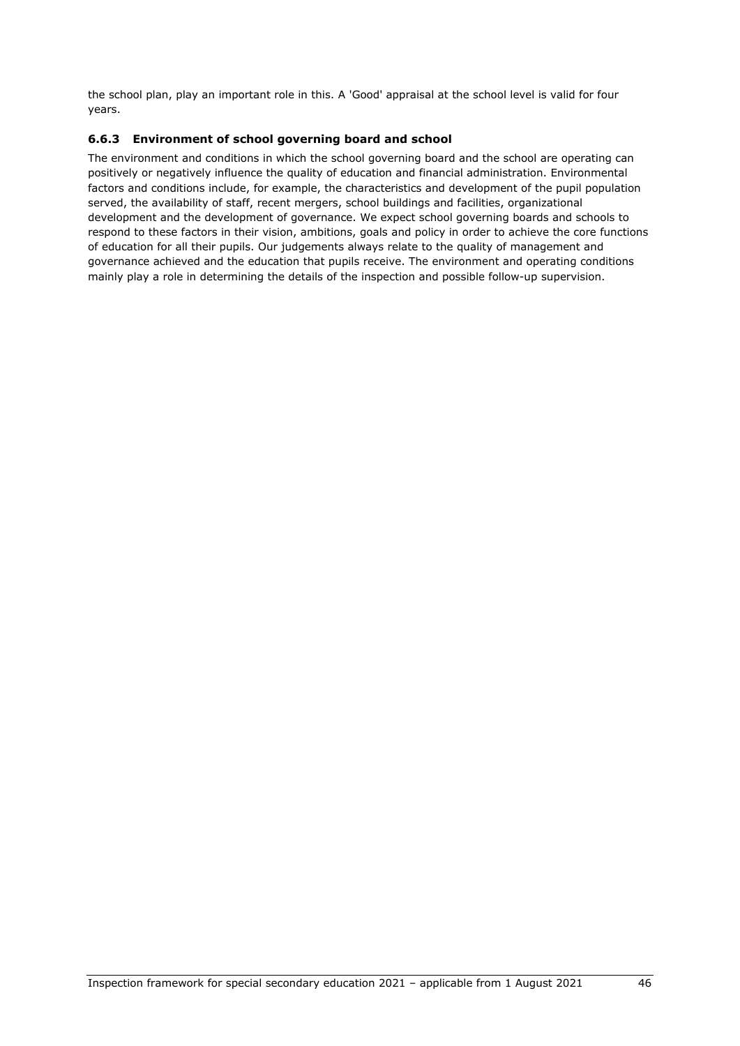the school plan, play an important role in this. A 'Good' appraisal at the school level is valid for four years.

### 6.6.3 Environment of school governing board and school

The environment and conditions in which the school governing board and the school are operating can positively or negatively influence the quality of education and financial administration. Environmental factors and conditions include, for example, the characteristics and development of the pupil population served, the availability of staff, recent mergers, school buildings and facilities, organizational development and the development of governance. We expect school governing boards and schools to respond to these factors in their vision, ambitions, goals and policy in order to achieve the core functions of education for all their pupils. Our judgements always relate to the quality of management and governance achieved and the education that pupils receive. The environment and operating conditions mainly play a role in determining the details of the inspection and possible follow-up supervision.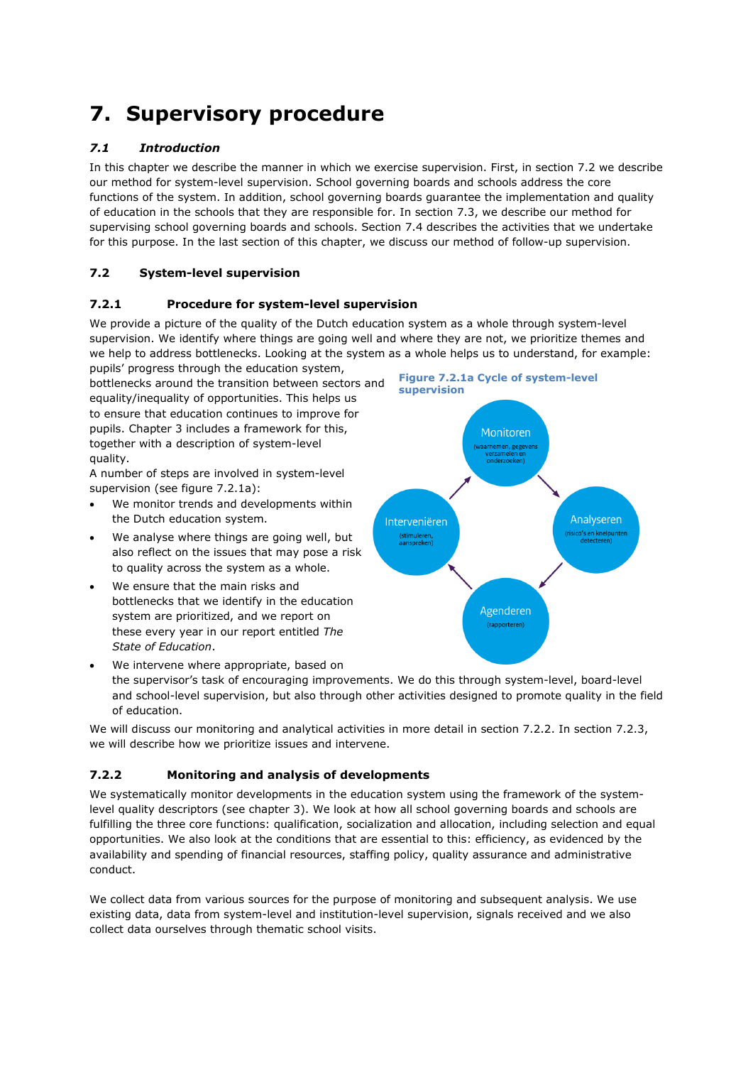# 7. Supervisory procedure

## *7.1 Introduction*

In this chapter we describe the manner in which we exercise supervision. First, in section 7.2 we describe our method for system-level supervision. School governing boards and schools address the core functions of the system. In addition, school governing boards guarantee the implementation and quality of education in the schools that they are responsible for. In section 7.3, we describe our method for supervising school governing boards and schools. Section 7.4 describes the activities that we undertake for this purpose. In the last section of this chapter, we discuss our method of follow-up supervision.

## 7.2 System-level supervision

### 7.2.1 Procedure for system-level supervision

We provide a picture of the quality of the Dutch education system as a whole through system-level supervision. We identify where things are going well and where they are not, we prioritize themes and we help to address bottlenecks. Looking at the system as a whole helps us to understand, for example: pupils' progress through the education system, bottlenecks around the transition between sectors and equality/inequality of opportunities. This helps us to ensure that education continues to improve for pupils. Chapter 3 includes a framework for this, together with a description of system-level quality.

A number of steps are involved in system-level supervision (see figure 7.2.1a):

- We monitor trends and developments within the Dutch education system.
- We analyse where things are going well, but also reflect on the issues that may pose a risk to quality across the system as a whole.
- We ensure that the main risks and bottlenecks that we identify in the education system are prioritized, and we report on these every year in our report entitled *The State of Education*.
- We intervene where appropriate, based on the supervisor's task of encouraging improvements. We do this through system-level, board-level and school-level supervision, but also through other activities designed to promote quality in the field of education.

**Figure 7.2.1a Cycle of system-level supervision**

Monitoren (waarnemen, gegevens verzamelen en onderzoeken) → Analyseren (risico's en knelpunten detecteren) → Agenderen (rapporteren) → Interveniëren (stimuleren, aanspreken) → Monitoren

We will discuss our monitoring and analytical activities in more detail in section 7.2.2. In section 7.2.3, we will describe how we prioritize issues and intervene.

### 7.2.2 Monitoring and analysis of developments

We systematically monitor developments in the education system using the framework of the system-level quality descriptors (see chapter 3). We look at how all school governing boards and schools are fulfilling the three core functions: qualification, socialization and allocation, including selection and equal opportunities. We also look at the conditions that are essential to this: efficiency, as evidenced by the availability and spending of financial resources, staffing policy, quality assurance and administrative conduct.

We collect data from various sources for the purpose of monitoring and subsequent analysis. We use existing data, data from system-level and institution-level supervision, signals received and we also collect data ourselves through thematic school visits.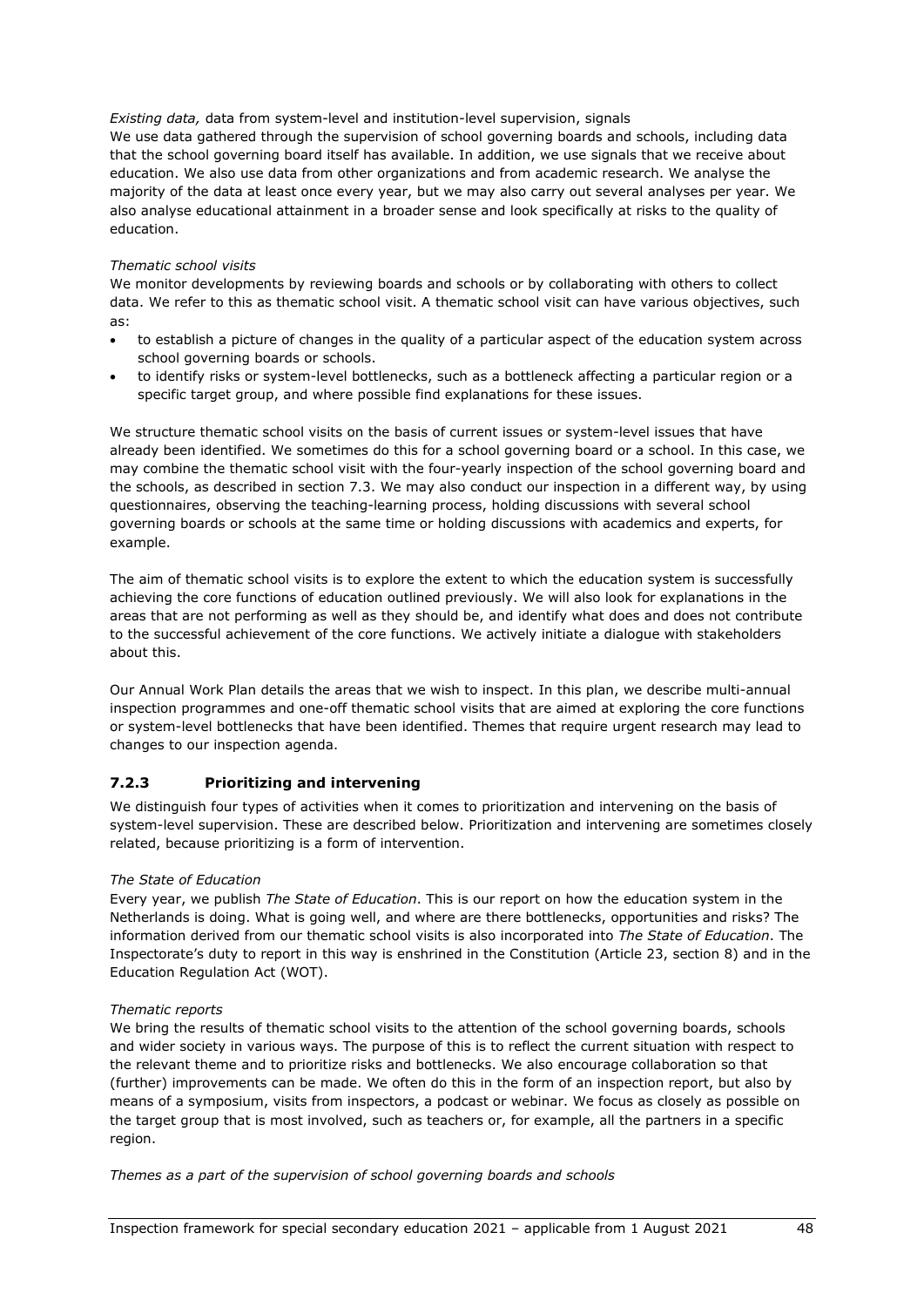*Existing data,* data from system-level and institution-level supervision, signals
We use data gathered through the supervision of school governing boards and schools, including data that the school governing board itself has available. In addition, we use signals that we receive about education. We also use data from other organizations and from academic research. We analyse the majority of the data at least once every year, but we may also carry out several analyses per year. We also analyse educational attainment in a broader sense and look specifically at risks to the quality of education.

*Thematic school visits*
We monitor developments by reviewing boards and schools or by collaborating with others to collect data. We refer to this as thematic school visit. A thematic school visit can have various objectives, such as:

- to establish a picture of changes in the quality of a particular aspect of the education system across school governing boards or schools.
- to identify risks or system-level bottlenecks, such as a bottleneck affecting a particular region or a specific target group, and where possible find explanations for these issues.

We structure thematic school visits on the basis of current issues or system-level issues that have already been identified. We sometimes do this for a school governing board or a school. In this case, we may combine the thematic school visit with the four-yearly inspection of the school governing board and the schools, as described in section 7.3. We may also conduct our inspection in a different way, by using questionnaires, observing the teaching-learning process, holding discussions with several school governing boards or schools at the same time or holding discussions with academics and experts, for example.

The aim of thematic school visits is to explore the extent to which the education system is successfully achieving the core functions of education outlined previously. We will also look for explanations in the areas that are not performing as well as they should be, and identify what does and does not contribute to the successful achievement of the core functions. We actively initiate a dialogue with stakeholders about this.

Our Annual Work Plan details the areas that we wish to inspect. In this plan, we describe multi-annual inspection programmes and one-off thematic school visits that are aimed at exploring the core functions or system-level bottlenecks that have been identified. Themes that require urgent research may lead to changes to our inspection agenda.

### 7.2.3 Prioritizing and intervening

We distinguish four types of activities when it comes to prioritization and intervening on the basis of system-level supervision. These are described below. Prioritization and intervening are sometimes closely related, because prioritizing is a form of intervention.

*The State of Education*
Every year, we publish *The State of Education*. This is our report on how the education system in the Netherlands is doing. What is going well, and where are there bottlenecks, opportunities and risks? The information derived from our thematic school visits is also incorporated into *The State of Education*. The Inspectorate's duty to report in this way is enshrined in the Constitution (Article 23, section 8) and in the Education Regulation Act (WOT).

*Thematic reports*
We bring the results of thematic school visits to the attention of the school governing boards, schools and wider society in various ways. The purpose of this is to reflect the current situation with respect to the relevant theme and to prioritize risks and bottlenecks. We also encourage collaboration so that (further) improvements can be made. We often do this in the form of an inspection report, but also by means of a symposium, visits from inspectors, a podcast or webinar. We focus as closely as possible on the target group that is most involved, such as teachers or, for example, all the partners in a specific region.

*Themes as a part of the supervision of school governing boards and schools*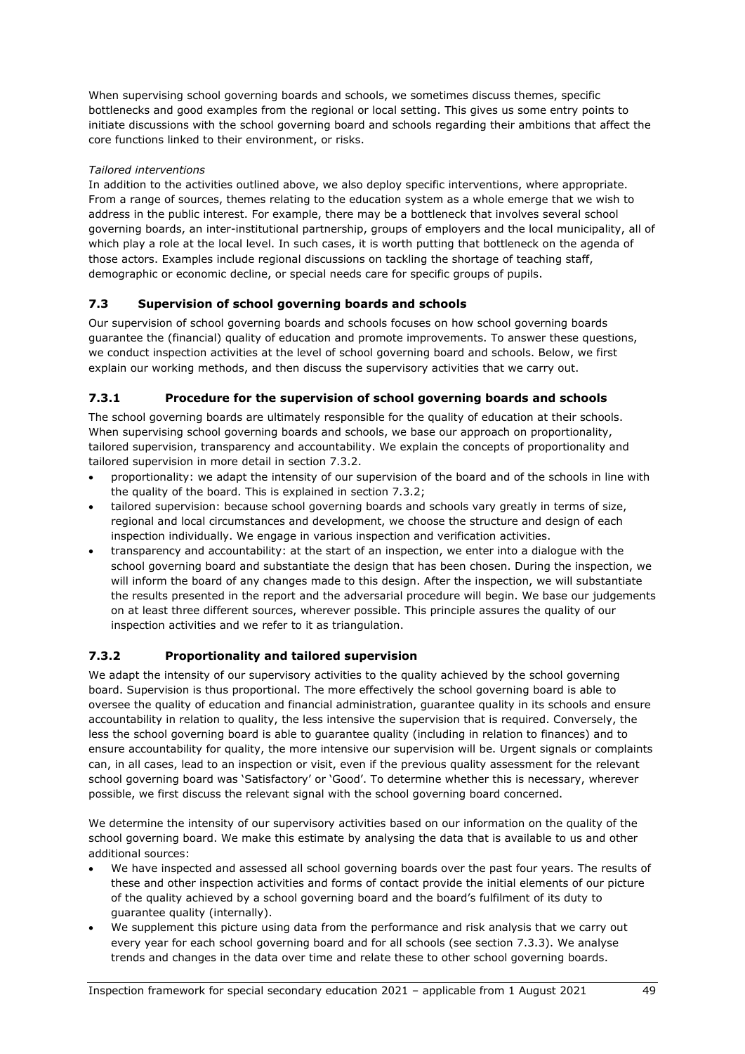When supervising school governing boards and schools, we sometimes discuss themes, specific bottlenecks and good examples from the regional or local setting. This gives us some entry points to initiate discussions with the school governing board and schools regarding their ambitions that affect the core functions linked to their environment, or risks.

*Tailored interventions*

In addition to the activities outlined above, we also deploy specific interventions, where appropriate. From a range of sources, themes relating to the education system as a whole emerge that we wish to address in the public interest. For example, there may be a bottleneck that involves several school governing boards, an inter-institutional partnership, groups of employers and the local municipality, all of which play a role at the local level. In such cases, it is worth putting that bottleneck on the agenda of those actors. Examples include regional discussions on tackling the shortage of teaching staff, demographic or economic decline, or special needs care for specific groups of pupils.

## 7.3 Supervision of school governing boards and schools

Our supervision of school governing boards and schools focuses on how school governing boards guarantee the (financial) quality of education and promote improvements. To answer these questions, we conduct inspection activities at the level of school governing board and schools. Below, we first explain our working methods, and then discuss the supervisory activities that we carry out.

### 7.3.1 Procedure for the supervision of school governing boards and schools

The school governing boards are ultimately responsible for the quality of education at their schools. When supervising school governing boards and schools, we base our approach on proportionality, tailored supervision, transparency and accountability. We explain the concepts of proportionality and tailored supervision in more detail in section 7.3.2.

- proportionality: we adapt the intensity of our supervision of the board and of the schools in line with the quality of the board. This is explained in section 7.3.2;
- tailored supervision: because school governing boards and schools vary greatly in terms of size, regional and local circumstances and development, we choose the structure and design of each inspection individually. We engage in various inspection and verification activities.
- transparency and accountability: at the start of an inspection, we enter into a dialogue with the school governing board and substantiate the design that has been chosen. During the inspection, we will inform the board of any changes made to this design. After the inspection, we will substantiate the results presented in the report and the adversarial procedure will begin. We base our judgements on at least three different sources, wherever possible. This principle assures the quality of our inspection activities and we refer to it as triangulation.

### 7.3.2 Proportionality and tailored supervision

We adapt the intensity of our supervisory activities to the quality achieved by the school governing board. Supervision is thus proportional. The more effectively the school governing board is able to oversee the quality of education and financial administration, guarantee quality in its schools and ensure accountability in relation to quality, the less intensive the supervision that is required. Conversely, the less the school governing board is able to guarantee quality (including in relation to finances) and to ensure accountability for quality, the more intensive our supervision will be. Urgent signals or complaints can, in all cases, lead to an inspection or visit, even if the previous quality assessment for the relevant school governing board was 'Satisfactory' or 'Good'. To determine whether this is necessary, wherever possible, we first discuss the relevant signal with the school governing board concerned.

We determine the intensity of our supervisory activities based on our information on the quality of the school governing board. We make this estimate by analysing the data that is available to us and other additional sources:

- We have inspected and assessed all school governing boards over the past four years. The results of these and other inspection activities and forms of contact provide the initial elements of our picture of the quality achieved by a school governing board and the board's fulfilment of its duty to guarantee quality (internally).
- We supplement this picture using data from the performance and risk analysis that we carry out every year for each school governing board and for all schools (see section 7.3.3). We analyse trends and changes in the data over time and relate these to other school governing boards.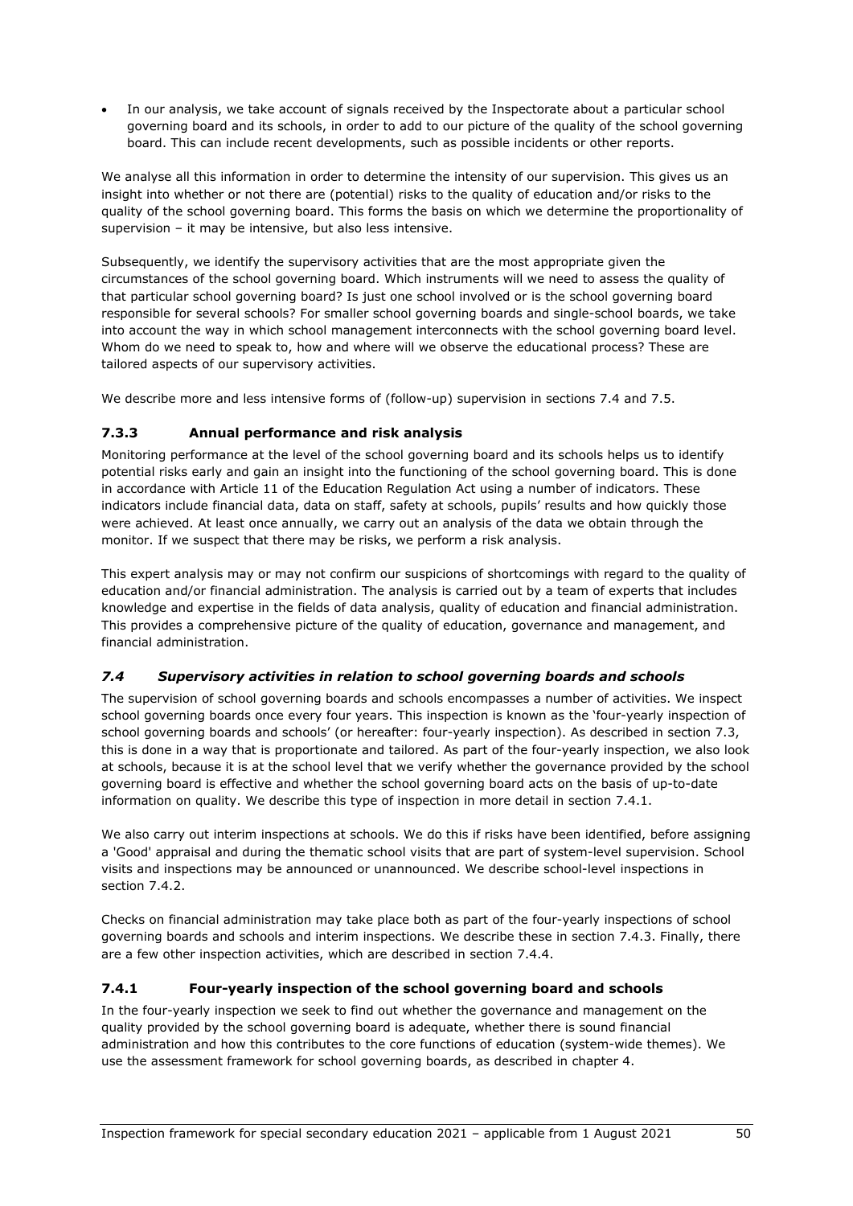- In our analysis, we take account of signals received by the Inspectorate about a particular school governing board and its schools, in order to add to our picture of the quality of the school governing board. This can include recent developments, such as possible incidents or other reports.

We analyse all this information in order to determine the intensity of our supervision. This gives us an insight into whether or not there are (potential) risks to the quality of education and/or risks to the quality of the school governing board. This forms the basis on which we determine the proportionality of supervision – it may be intensive, but also less intensive.

Subsequently, we identify the supervisory activities that are the most appropriate given the circumstances of the school governing board. Which instruments will we need to assess the quality of that particular school governing board? Is just one school involved or is the school governing board responsible for several schools? For smaller school governing boards and single-school boards, we take into account the way in which school management interconnects with the school governing board level. Whom do we need to speak to, how and where will we observe the educational process? These are tailored aspects of our supervisory activities.

We describe more and less intensive forms of (follow-up) supervision in sections 7.4 and 7.5.

#### 7.3.3 Annual performance and risk analysis

Monitoring performance at the level of the school governing board and its schools helps us to identify potential risks early and gain an insight into the functioning of the school governing board. This is done in accordance with Article 11 of the Education Regulation Act using a number of indicators. These indicators include financial data, data on staff, safety at schools, pupils' results and how quickly those were achieved. At least once annually, we carry out an analysis of the data we obtain through the monitor. If we suspect that there may be risks, we perform a risk analysis.

This expert analysis may or may not confirm our suspicions of shortcomings with regard to the quality of education and/or financial administration. The analysis is carried out by a team of experts that includes knowledge and expertise in the fields of data analysis, quality of education and financial administration. This provides a comprehensive picture of the quality of education, governance and management, and financial administration.

### *7.4 Supervisory activities in relation to school governing boards and schools*

The supervision of school governing boards and schools encompasses a number of activities. We inspect school governing boards once every four years. This inspection is known as the 'four-yearly inspection of school governing boards and schools' (or hereafter: four-yearly inspection). As described in section 7.3, this is done in a way that is proportionate and tailored. As part of the four-yearly inspection, we also look at schools, because it is at the school level that we verify whether the governance provided by the school governing board is effective and whether the school governing board acts on the basis of up-to-date information on quality. We describe this type of inspection in more detail in section 7.4.1.

We also carry out interim inspections at schools. We do this if risks have been identified, before assigning a 'Good' appraisal and during the thematic school visits that are part of system-level supervision. School visits and inspections may be announced or unannounced. We describe school-level inspections in section 7.4.2.

Checks on financial administration may take place both as part of the four-yearly inspections of school governing boards and schools and interim inspections. We describe these in section 7.4.3. Finally, there are a few other inspection activities, which are described in section 7.4.4.

#### 7.4.1 Four-yearly inspection of the school governing board and schools

In the four-yearly inspection we seek to find out whether the governance and management on the quality provided by the school governing board is adequate, whether there is sound financial administration and how this contributes to the core functions of education (system-wide themes). We use the assessment framework for school governing boards, as described in chapter 4.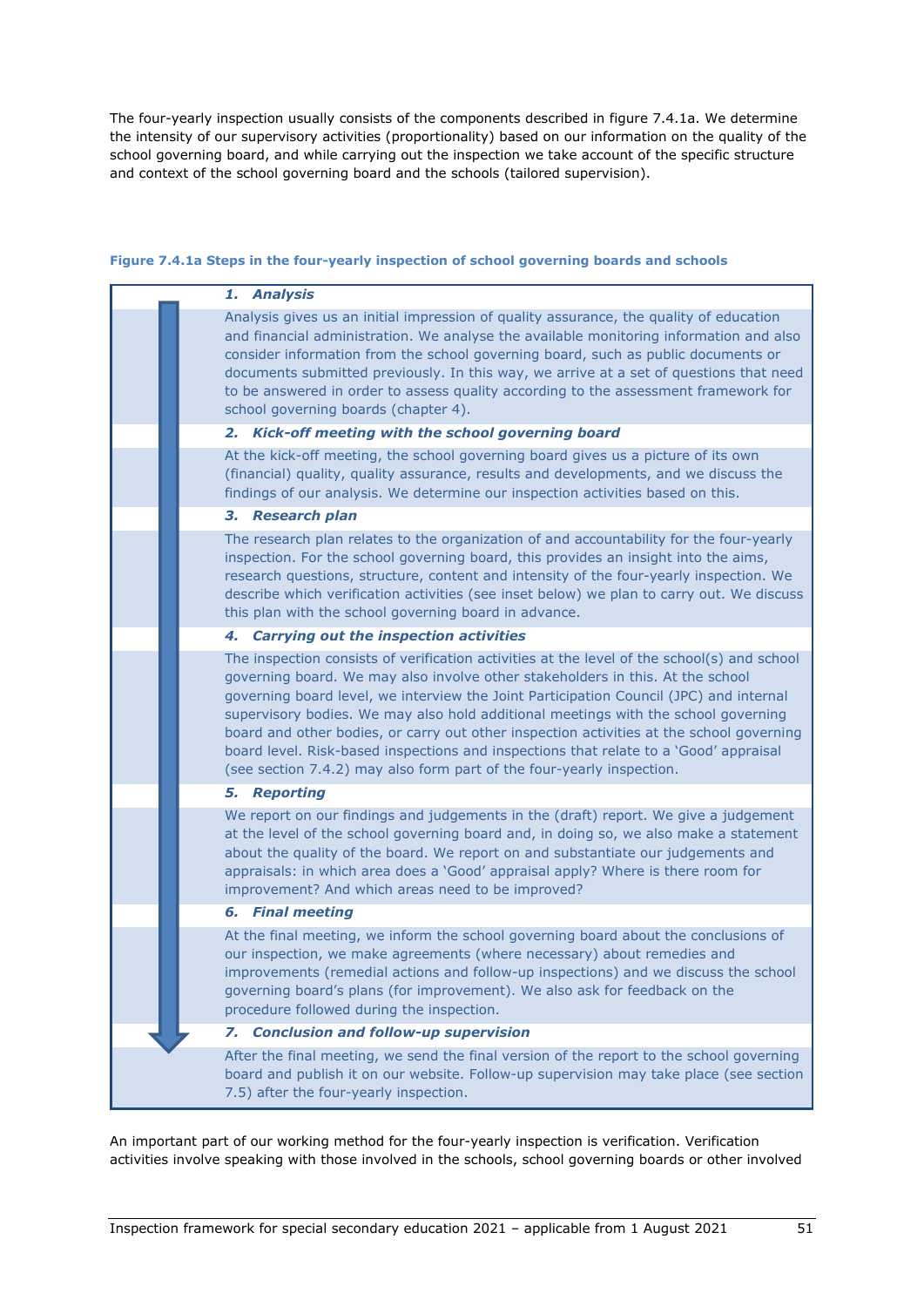The four-yearly inspection usually consists of the components described in figure 7.4.1a. We determine the intensity of our supervisory activities (proportionality) based on our information on the quality of the school governing board, and while carrying out the inspection we take account of the specific structure and context of the school governing board and the schools (tailored supervision).

**Figure 7.4.1a Steps in the four-yearly inspection of school governing boards and schools**

***1. Analysis***

Analysis gives us an initial impression of quality assurance, the quality of education and financial administration. We analyse the available monitoring information and also consider information from the school governing board, such as public documents or documents submitted previously. In this way, we arrive at a set of questions that need to be answered in order to assess quality according to the assessment framework for school governing boards (chapter 4).

***2. Kick-off meeting with the school governing board***

At the kick-off meeting, the school governing board gives us a picture of its own (financial) quality, quality assurance, results and developments, and we discuss the findings of our analysis. We determine our inspection activities based on this.

***3. Research plan***

The research plan relates to the organization of and accountability for the four-yearly inspection. For the school governing board, this provides an insight into the aims, research questions, structure, content and intensity of the four-yearly inspection. We describe which verification activities (see inset below) we plan to carry out. We discuss this plan with the school governing board in advance.

***4. Carrying out the inspection activities***

The inspection consists of verification activities at the level of the school(s) and school governing board. We may also involve other stakeholders in this. At the school governing board level, we interview the Joint Participation Council (JPC) and internal supervisory bodies. We may also hold additional meetings with the school governing board and other bodies, or carry out other inspection activities at the school governing board level. Risk-based inspections and inspections that relate to a 'Good' appraisal (see section 7.4.2) may also form part of the four-yearly inspection.

***5. Reporting***

We report on our findings and judgements in the (draft) report. We give a judgement at the level of the school governing board and, in doing so, we also make a statement about the quality of the board. We report on and substantiate our judgements and appraisals: in which area does a 'Good' appraisal apply? Where is there room for improvement? And which areas need to be improved?

***6. Final meeting***

At the final meeting, we inform the school governing board about the conclusions of our inspection, we make agreements (where necessary) about remedies and improvements (remedial actions and follow-up inspections) and we discuss the school governing board's plans (for improvement). We also ask for feedback on the procedure followed during the inspection.

***7. Conclusion and follow-up supervision***

After the final meeting, we send the final version of the report to the school governing board and publish it on our website. Follow-up supervision may take place (see section 7.5) after the four-yearly inspection.

An important part of our working method for the four-yearly inspection is verification. Verification activities involve speaking with those involved in the schools, school governing boards or other involved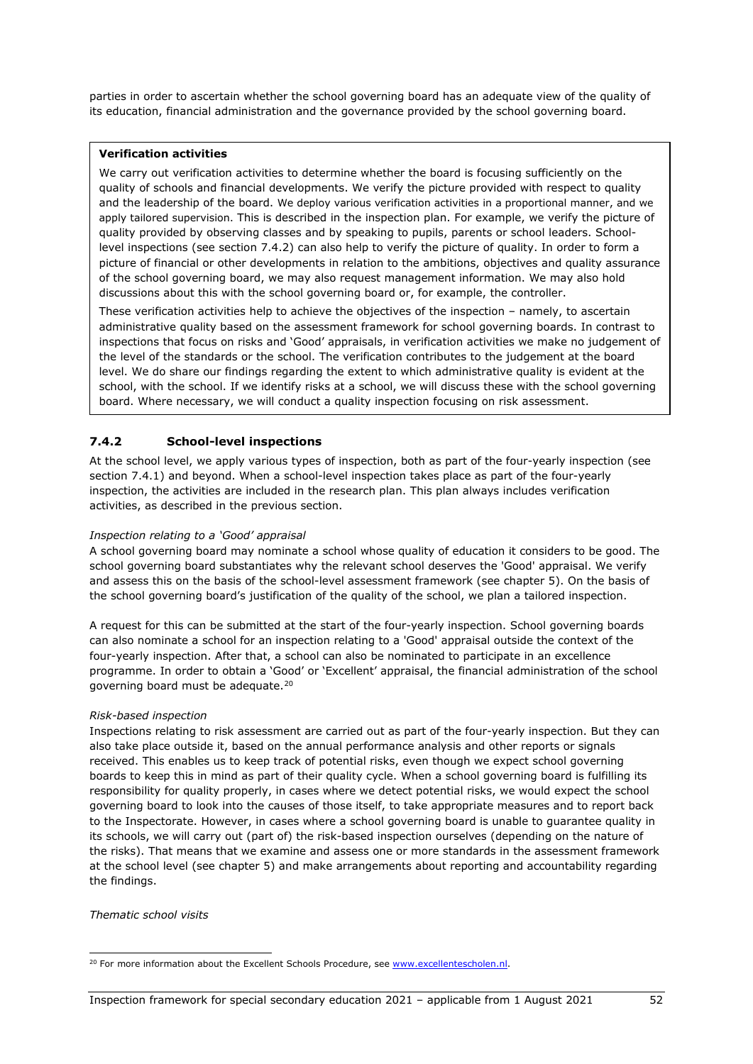parties in order to ascertain whether the school governing board has an adequate view of the quality of its education, financial administration and the governance provided by the school governing board.

> **Verification activities**
>
> We carry out verification activities to determine whether the board is focusing sufficiently on the quality of schools and financial developments. We verify the picture provided with respect to quality and the leadership of the board. We deploy various verification activities in a proportional manner, and we apply tailored supervision. This is described in the inspection plan. For example, we verify the picture of quality provided by observing classes and by speaking to pupils, parents or school leaders. School-level inspections (see section 7.4.2) can also help to verify the picture of quality. In order to form a picture of financial or other developments in relation to the ambitions, objectives and quality assurance of the school governing board, we may also request management information. We may also hold discussions about this with the school governing board or, for example, the controller.
>
> These verification activities help to achieve the objectives of the inspection – namely, to ascertain administrative quality based on the assessment framework for school governing boards. In contrast to inspections that focus on risks and 'Good' appraisals, in verification activities we make no judgement of the level of the standards or the school. The verification contributes to the judgement at the board level. We do share our findings regarding the extent to which administrative quality is evident at the school, with the school. If we identify risks at a school, we will discuss these with the school governing board. Where necessary, we will conduct a quality inspection focusing on risk assessment.

### 7.4.2 School-level inspections

At the school level, we apply various types of inspection, both as part of the four-yearly inspection (see section 7.4.1) and beyond. When a school-level inspection takes place as part of the four-yearly inspection, the activities are included in the research plan. This plan always includes verification activities, as described in the previous section.

*Inspection relating to a 'Good' appraisal*

A school governing board may nominate a school whose quality of education it considers to be good. The school governing board substantiates why the relevant school deserves the 'Good' appraisal. We verify and assess this on the basis of the school-level assessment framework (see chapter 5). On the basis of the school governing board's justification of the quality of the school, we plan a tailored inspection.

A request for this can be submitted at the start of the four-yearly inspection. School governing boards can also nominate a school for an inspection relating to a 'Good' appraisal outside the context of the four-yearly inspection. After that, a school can also be nominated to participate in an excellence programme. In order to obtain a 'Good' or 'Excellent' appraisal, the financial administration of the school governing board must be adequate.[20]

*Risk-based inspection*

Inspections relating to risk assessment are carried out as part of the four-yearly inspection. But they can also take place outside it, based on the annual performance analysis and other reports or signals received. This enables us to keep track of potential risks, even though we expect school governing boards to keep this in mind as part of their quality cycle. When a school governing board is fulfilling its responsibility for quality properly, in cases where we detect potential risks, we would expect the school governing board to look into the causes of those itself, to take appropriate measures and to report back to the Inspectorate. However, in cases where a school governing board is unable to guarantee quality in its schools, we will carry out (part of) the risk-based inspection ourselves (depending on the nature of the risks). That means that we examine and assess one or more standards in the assessment framework at the school level (see chapter 5) and make arrangements about reporting and accountability regarding the findings.

*Thematic school visits*

---

[20] For more information about the Excellent Schools Procedure, see www.excellentescholen.nl.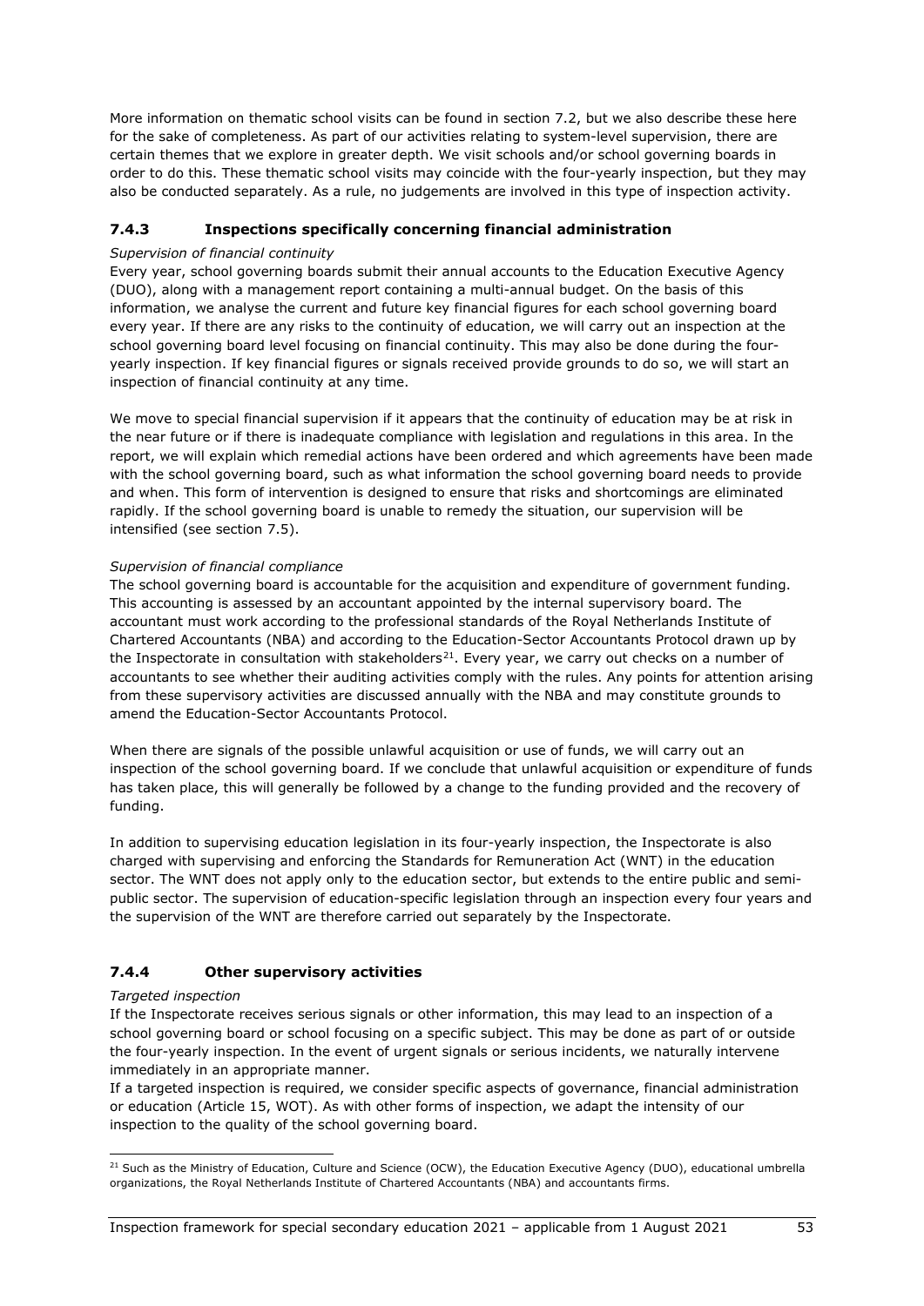More information on thematic school visits can be found in section 7.2, but we also describe these here for the sake of completeness. As part of our activities relating to system-level supervision, there are certain themes that we explore in greater depth. We visit schools and/or school governing boards in order to do this. These thematic school visits may coincide with the four-yearly inspection, but they may also be conducted separately. As a rule, no judgements are involved in this type of inspection activity.

### 7.4.3 Inspections specifically concerning financial administration

*Supervision of financial continuity*

Every year, school governing boards submit their annual accounts to the Education Executive Agency (DUO), along with a management report containing a multi-annual budget. On the basis of this information, we analyse the current and future key financial figures for each school governing board every year. If there are any risks to the continuity of education, we will carry out an inspection at the school governing board level focusing on financial continuity. This may also be done during the four-yearly inspection. If key financial figures or signals received provide grounds to do so, we will start an inspection of financial continuity at any time.

We move to special financial supervision if it appears that the continuity of education may be at risk in the near future or if there is inadequate compliance with legislation and regulations in this area. In the report, we will explain which remedial actions have been ordered and which agreements have been made with the school governing board, such as what information the school governing board needs to provide and when. This form of intervention is designed to ensure that risks and shortcomings are eliminated rapidly. If the school governing board is unable to remedy the situation, our supervision will be intensified (see section 7.5).

*Supervision of financial compliance*

The school governing board is accountable for the acquisition and expenditure of government funding. This accounting is assessed by an accountant appointed by the internal supervisory board. The accountant must work according to the professional standards of the Royal Netherlands Institute of Chartered Accountants (NBA) and according to the Education-Sector Accountants Protocol drawn up by the Inspectorate in consultation with stakeholders[21]. Every year, we carry out checks on a number of accountants to see whether their auditing activities comply with the rules. Any points for attention arising from these supervisory activities are discussed annually with the NBA and may constitute grounds to amend the Education-Sector Accountants Protocol.

When there are signals of the possible unlawful acquisition or use of funds, we will carry out an inspection of the school governing board. If we conclude that unlawful acquisition or expenditure of funds has taken place, this will generally be followed by a change to the funding provided and the recovery of funding.

In addition to supervising education legislation in its four-yearly inspection, the Inspectorate is also charged with supervising and enforcing the Standards for Remuneration Act (WNT) in the education sector. The WNT does not apply only to the education sector, but extends to the entire public and semi-public sector. The supervision of education-specific legislation through an inspection every four years and the supervision of the WNT are therefore carried out separately by the Inspectorate.

### 7.4.4 Other supervisory activities

*Targeted inspection*

If the Inspectorate receives serious signals or other information, this may lead to an inspection of a school governing board or school focusing on a specific subject. This may be done as part of or outside the four-yearly inspection. In the event of urgent signals or serious incidents, we naturally intervene immediately in an appropriate manner.

If a targeted inspection is required, we consider specific aspects of governance, financial administration or education (Article 15, WOT). As with other forms of inspection, we adapt the intensity of our inspection to the quality of the school governing board.

[21] Such as the Ministry of Education, Culture and Science (OCW), the Education Executive Agency (DUO), educational umbrella organizations, the Royal Netherlands Institute of Chartered Accountants (NBA) and accountants firms.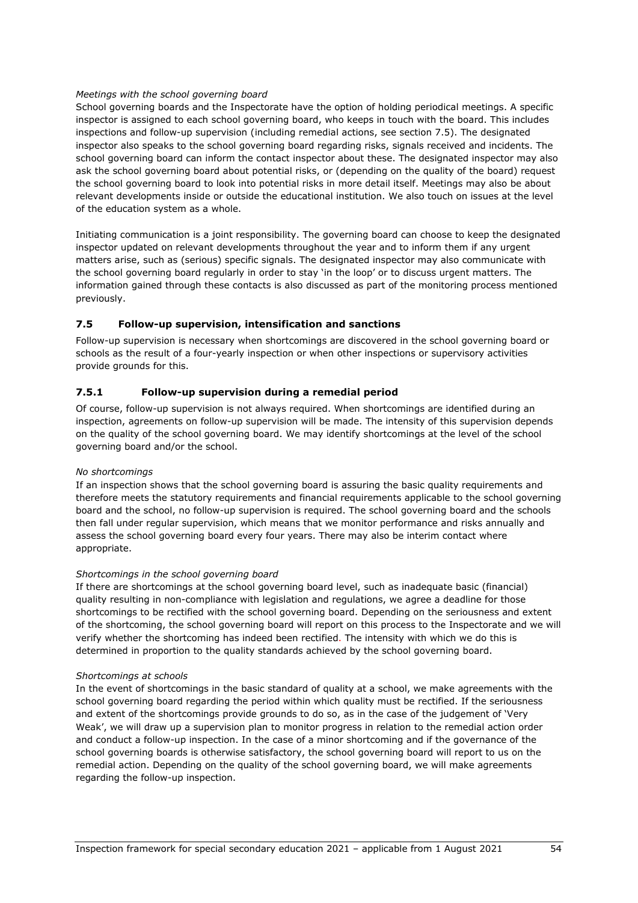*Meetings with the school governing board*

School governing boards and the Inspectorate have the option of holding periodical meetings. A specific inspector is assigned to each school governing board, who keeps in touch with the board. This includes inspections and follow-up supervision (including remedial actions, see section 7.5). The designated inspector also speaks to the school governing board regarding risks, signals received and incidents. The school governing board can inform the contact inspector about these. The designated inspector may also ask the school governing board about potential risks, or (depending on the quality of the board) request the school governing board to look into potential risks in more detail itself. Meetings may also be about relevant developments inside or outside the educational institution. We also touch on issues at the level of the education system as a whole.

Initiating communication is a joint responsibility. The governing board can choose to keep the designated inspector updated on relevant developments throughout the year and to inform them if any urgent matters arise, such as (serious) specific signals. The designated inspector may also communicate with the school governing board regularly in order to stay 'in the loop' or to discuss urgent matters. The information gained through these contacts is also discussed as part of the monitoring process mentioned previously.

## 7.5 Follow-up supervision, intensification and sanctions

Follow-up supervision is necessary when shortcomings are discovered in the school governing board or schools as the result of a four-yearly inspection or when other inspections or supervisory activities provide grounds for this.

### 7.5.1 Follow-up supervision during a remedial period

Of course, follow-up supervision is not always required. When shortcomings are identified during an inspection, agreements on follow-up supervision will be made. The intensity of this supervision depends on the quality of the school governing board. We may identify shortcomings at the level of the school governing board and/or the school.

*No shortcomings*

If an inspection shows that the school governing board is assuring the basic quality requirements and therefore meets the statutory requirements and financial requirements applicable to the school governing board and the school, no follow-up supervision is required. The school governing board and the schools then fall under regular supervision, which means that we monitor performance and risks annually and assess the school governing board every four years. There may also be interim contact where appropriate.

*Shortcomings in the school governing board*

If there are shortcomings at the school governing board level, such as inadequate basic (financial) quality resulting in non-compliance with legislation and regulations, we agree a deadline for those shortcomings to be rectified with the school governing board. Depending on the seriousness and extent of the shortcoming, the school governing board will report on this process to the Inspectorate and we will verify whether the shortcoming has indeed been rectified. The intensity with which we do this is determined in proportion to the quality standards achieved by the school governing board.

*Shortcomings at schools*

In the event of shortcomings in the basic standard of quality at a school, we make agreements with the school governing board regarding the period within which quality must be rectified. If the seriousness and extent of the shortcomings provide grounds to do so, as in the case of the judgement of 'Very Weak', we will draw up a supervision plan to monitor progress in relation to the remedial action order and conduct a follow-up inspection. In the case of a minor shortcoming and if the governance of the school governing boards is otherwise satisfactory, the school governing board will report to us on the remedial action. Depending on the quality of the school governing board, we will make agreements regarding the follow-up inspection.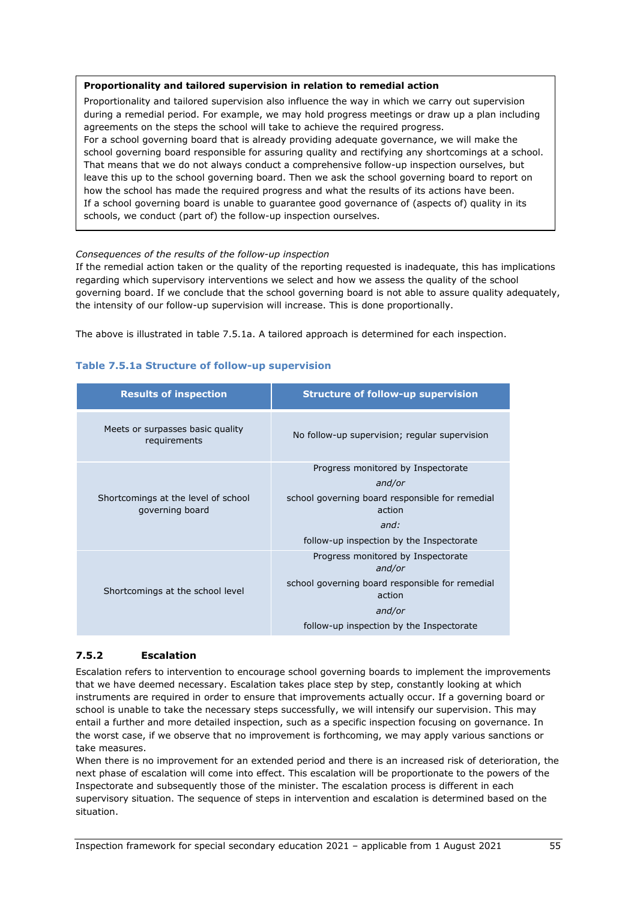**Proportionality and tailored supervision in relation to remedial action**

Proportionality and tailored supervision also influence the way in which we carry out supervision during a remedial period. For example, we may hold progress meetings or draw up a plan including agreements on the steps the school will take to achieve the required progress.
For a school governing board that is already providing adequate governance, we will make the school governing board responsible for assuring quality and rectifying any shortcomings at a school. That means that we do not always conduct a comprehensive follow-up inspection ourselves, but leave this up to the school governing board. Then we ask the school governing board to report on how the school has made the required progress and what the results of its actions have been.
If a school governing board is unable to guarantee good governance of (aspects of) quality in its schools, we conduct (part of) the follow-up inspection ourselves.

*Consequences of the results of the follow-up inspection*
If the remedial action taken or the quality of the reporting requested is inadequate, this has implications regarding which supervisory interventions we select and how we assess the quality of the school governing board. If we conclude that the school governing board is not able to assure quality adequately, the intensity of our follow-up supervision will increase. This is done proportionally.

The above is illustrated in table 7.5.1a. A tailored approach is determined for each inspection.

**Table 7.5.1a Structure of follow-up supervision**

| Results of inspection | Structure of follow-up supervision |
|---|---|
| Meets or surpasses basic quality requirements | No follow-up supervision; regular supervision |
| Shortcomings at the level of school governing board | Progress monitored by Inspectorate *and/or* school governing board responsible for remedial action *and:* follow-up inspection by the Inspectorate |
| Shortcomings at the school level | Progress monitored by Inspectorate *and/or* school governing board responsible for remedial action *and/or* follow-up inspection by the Inspectorate |

### 7.5.2 Escalation

Escalation refers to intervention to encourage school governing boards to implement the improvements that we have deemed necessary. Escalation takes place step by step, constantly looking at which instruments are required in order to ensure that improvements actually occur. If a governing board or school is unable to take the necessary steps successfully, we will intensify our supervision. This may entail a further and more detailed inspection, such as a specific inspection focusing on governance. In the worst case, if we observe that no improvement is forthcoming, we may apply various sanctions or take measures.
When there is no improvement for an extended period and there is an increased risk of deterioration, the next phase of escalation will come into effect. This escalation will be proportionate to the powers of the Inspectorate and subsequently those of the minister. The escalation process is different in each supervisory situation. The sequence of steps in intervention and escalation is determined based on the situation.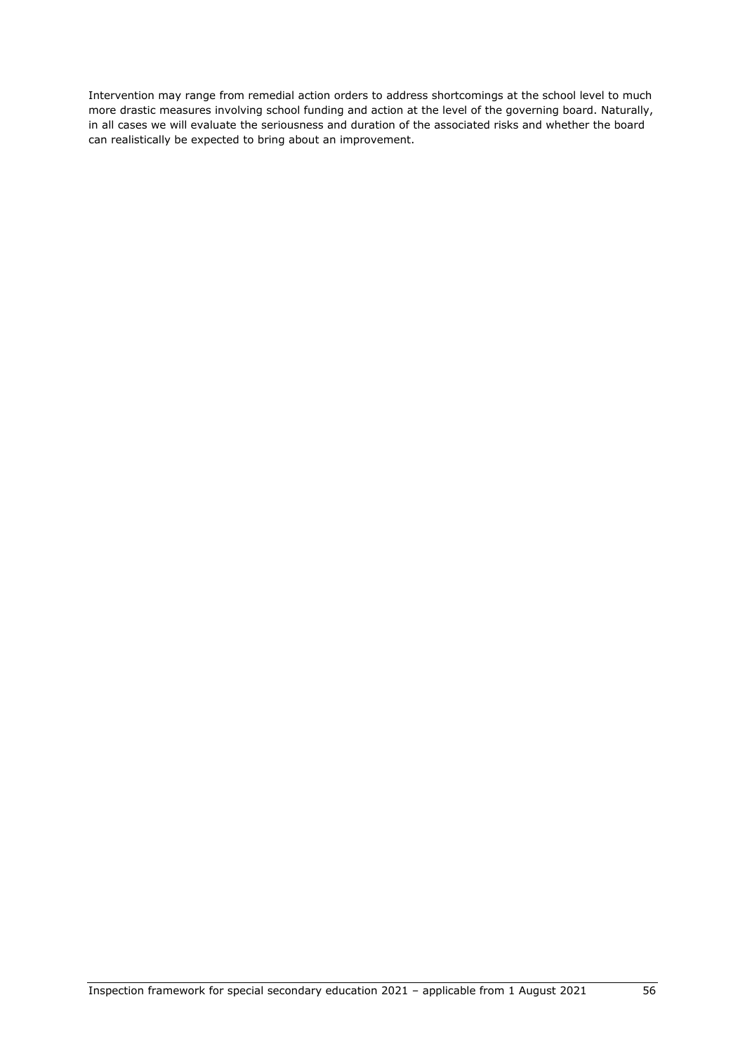Intervention may range from remedial action orders to address shortcomings at the school level to much more drastic measures involving school funding and action at the level of the governing board. Naturally, in all cases we will evaluate the seriousness and duration of the associated risks and whether the board can realistically be expected to bring about an improvement.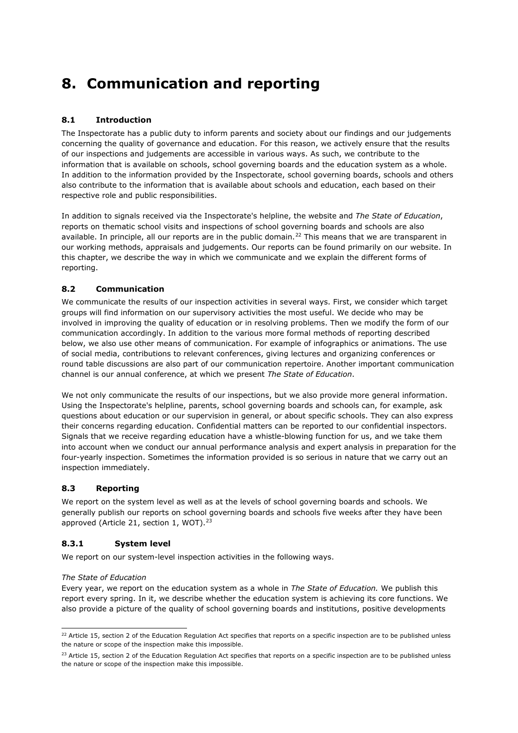# 8. Communication and reporting

## 8.1 Introduction

The Inspectorate has a public duty to inform parents and society about our findings and our judgements concerning the quality of governance and education. For this reason, we actively ensure that the results of our inspections and judgements are accessible in various ways. As such, we contribute to the information that is available on schools, school governing boards and the education system as a whole. In addition to the information provided by the Inspectorate, school governing boards, schools and others also contribute to the information that is available about schools and education, each based on their respective role and public responsibilities.

In addition to signals received via the Inspectorate's helpline, the website and *The State of Education*, reports on thematic school visits and inspections of school governing boards and schools are also available. In principle, all our reports are in the public domain.[22] This means that we are transparent in our working methods, appraisals and judgements. Our reports can be found primarily on our website. In this chapter, we describe the way in which we communicate and we explain the different forms of reporting.

## 8.2 Communication

We communicate the results of our inspection activities in several ways. First, we consider which target groups will find information on our supervisory activities the most useful. We decide who may be involved in improving the quality of education or in resolving problems. Then we modify the form of our communication accordingly. In addition to the various more formal methods of reporting described below, we also use other means of communication. For example of infographics or animations. The use of social media, contributions to relevant conferences, giving lectures and organizing conferences or round table discussions are also part of our communication repertoire. Another important communication channel is our annual conference, at which we present *The State of Education*.

We not only communicate the results of our inspections, but we also provide more general information. Using the Inspectorate's helpline, parents, school governing boards and schools can, for example, ask questions about education or our supervision in general, or about specific schools. They can also express their concerns regarding education. Confidential matters can be reported to our confidential inspectors. Signals that we receive regarding education have a whistle-blowing function for us, and we take them into account when we conduct our annual performance analysis and expert analysis in preparation for the four-yearly inspection. Sometimes the information provided is so serious in nature that we carry out an inspection immediately.

## 8.3 Reporting

We report on the system level as well as at the levels of school governing boards and schools. We generally publish our reports on school governing boards and schools five weeks after they have been approved (Article 21, section 1, WOT).[23]

### 8.3.1 System level

We report on our system-level inspection activities in the following ways.

*The State of Education*
Every year, we report on the education system as a whole in *The State of Education.* We publish this report every spring. In it, we describe whether the education system is achieving its core functions. We also provide a picture of the quality of school governing boards and institutions, positive developments

---

[22] Article 15, section 2 of the Education Regulation Act specifies that reports on a specific inspection are to be published unless the nature or scope of the inspection make this impossible.

[23] Article 15, section 2 of the Education Regulation Act specifies that reports on a specific inspection are to be published unless the nature or scope of the inspection make this impossible.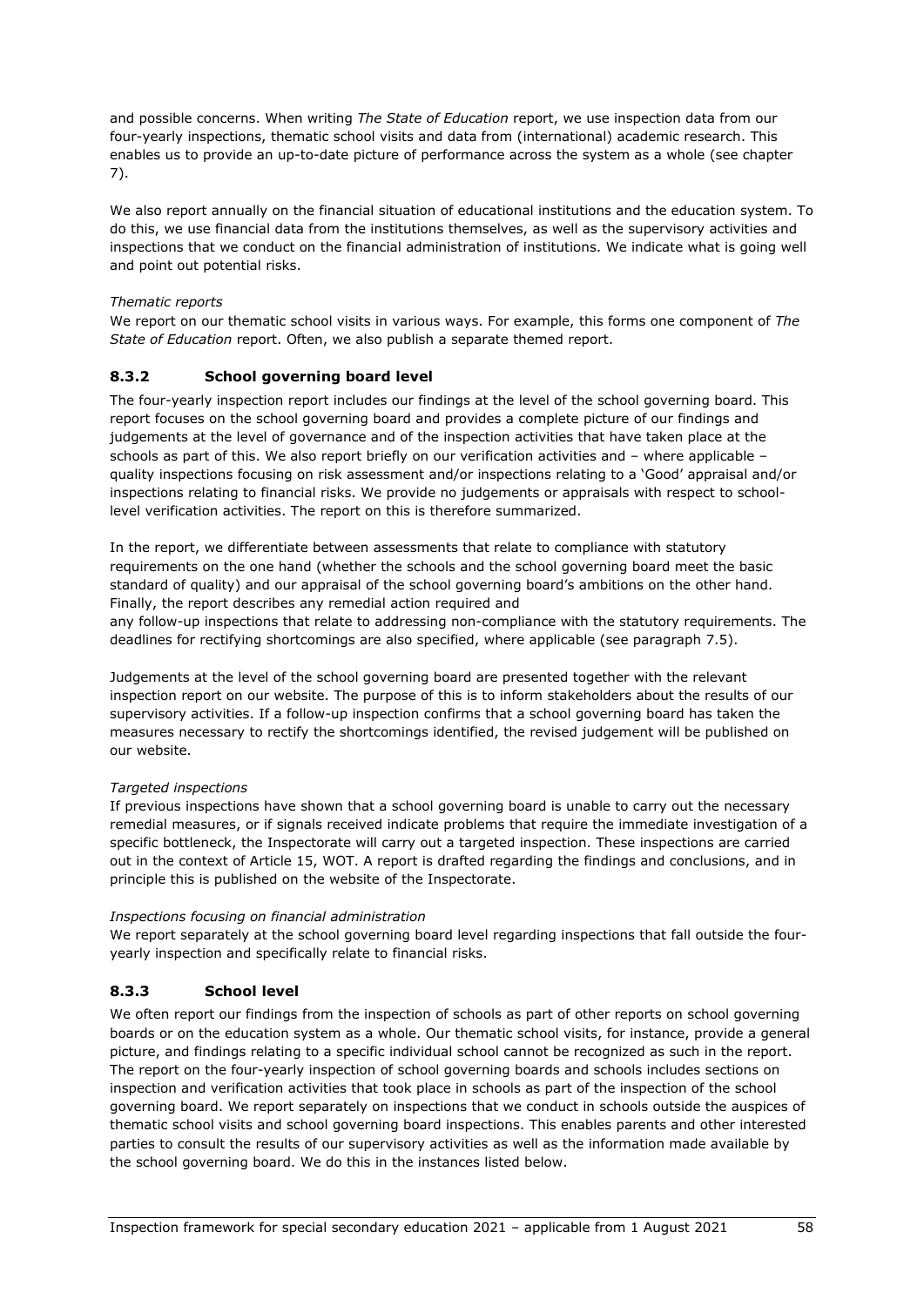and possible concerns. When writing *The State of Education* report, we use inspection data from our four-yearly inspections, thematic school visits and data from (international) academic research. This enables us to provide an up-to-date picture of performance across the system as a whole (see chapter 7).

We also report annually on the financial situation of educational institutions and the education system. To do this, we use financial data from the institutions themselves, as well as the supervisory activities and inspections that we conduct on the financial administration of institutions. We indicate what is going well and point out potential risks.

*Thematic reports*
We report on our thematic school visits in various ways. For example, this forms one component of *The State of Education* report. Often, we also publish a separate themed report.

### 8.3.2 School governing board level

The four-yearly inspection report includes our findings at the level of the school governing board. This report focuses on the school governing board and provides a complete picture of our findings and judgements at the level of governance and of the inspection activities that have taken place at the schools as part of this. We also report briefly on our verification activities and – where applicable – quality inspections focusing on risk assessment and/or inspections relating to a 'Good' appraisal and/or inspections relating to financial risks. We provide no judgements or appraisals with respect to school-level verification activities. The report on this is therefore summarized.

In the report, we differentiate between assessments that relate to compliance with statutory requirements on the one hand (whether the schools and the school governing board meet the basic standard of quality) and our appraisal of the school governing board's ambitions on the other hand. Finally, the report describes any remedial action required and
any follow-up inspections that relate to addressing non-compliance with the statutory requirements. The deadlines for rectifying shortcomings are also specified, where applicable (see paragraph 7.5).

Judgements at the level of the school governing board are presented together with the relevant inspection report on our website. The purpose of this is to inform stakeholders about the results of our supervisory activities. If a follow-up inspection confirms that a school governing board has taken the measures necessary to rectify the shortcomings identified, the revised judgement will be published on our website.

*Targeted inspections*
If previous inspections have shown that a school governing board is unable to carry out the necessary remedial measures, or if signals received indicate problems that require the immediate investigation of a specific bottleneck, the Inspectorate will carry out a targeted inspection. These inspections are carried out in the context of Article 15, WOT. A report is drafted regarding the findings and conclusions, and in principle this is published on the website of the Inspectorate.

*Inspections focusing on financial administration*
We report separately at the school governing board level regarding inspections that fall outside the four-yearly inspection and specifically relate to financial risks.

### 8.3.3 School level

We often report our findings from the inspection of schools as part of other reports on school governing boards or on the education system as a whole. Our thematic school visits, for instance, provide a general picture, and findings relating to a specific individual school cannot be recognized as such in the report. The report on the four-yearly inspection of school governing boards and schools includes sections on inspection and verification activities that took place in schools as part of the inspection of the school governing board. We report separately on inspections that we conduct in schools outside the auspices of thematic school visits and school governing board inspections. This enables parents and other interested parties to consult the results of our supervisory activities as well as the information made available by the school governing board. We do this in the instances listed below.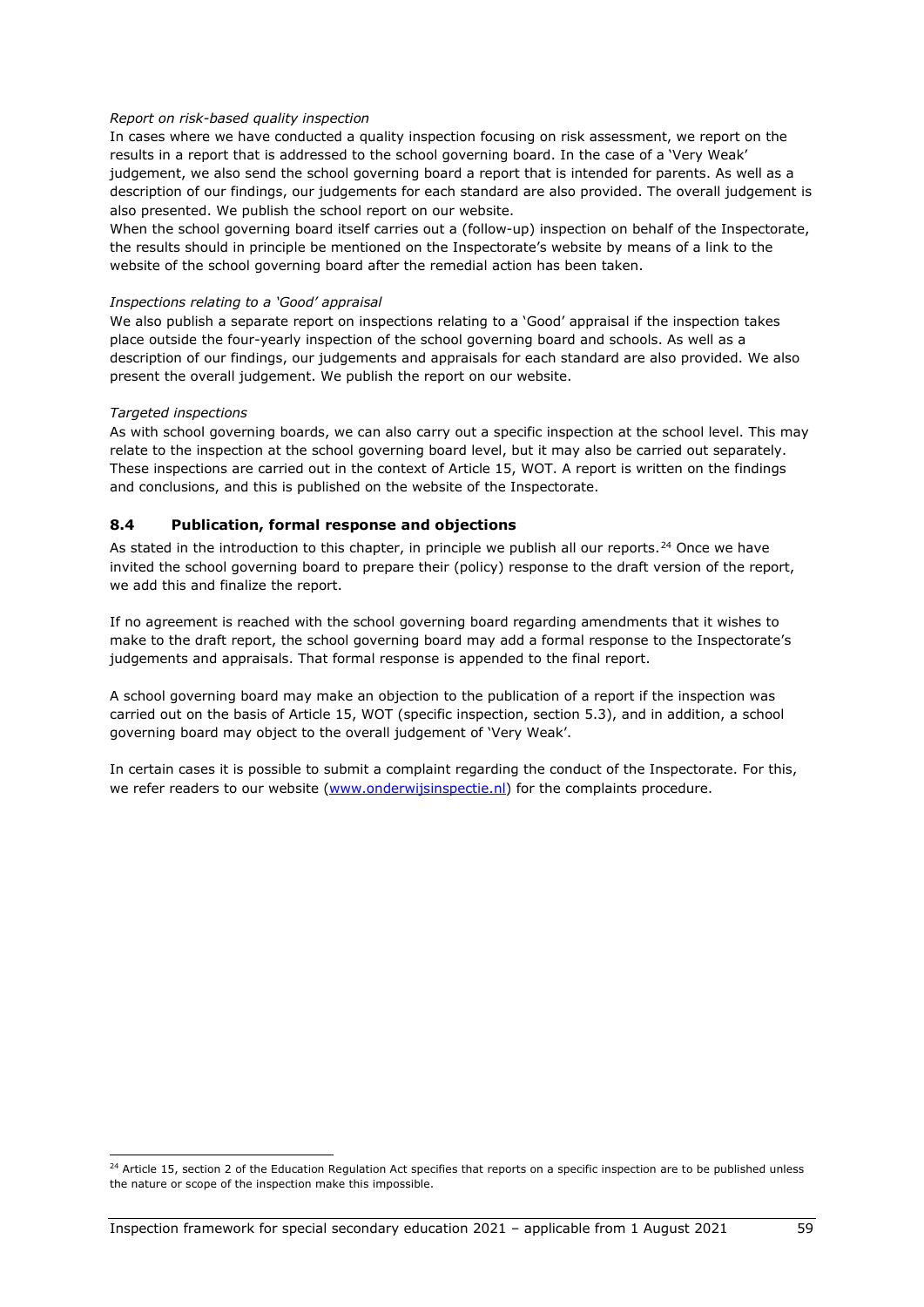*Report on risk-based quality inspection*

In cases where we have conducted a quality inspection focusing on risk assessment, we report on the results in a report that is addressed to the school governing board. In the case of a 'Very Weak' judgement, we also send the school governing board a report that is intended for parents. As well as a description of our findings, our judgements for each standard are also provided. The overall judgement is also presented. We publish the school report on our website.

When the school governing board itself carries out a (follow-up) inspection on behalf of the Inspectorate, the results should in principle be mentioned on the Inspectorate's website by means of a link to the website of the school governing board after the remedial action has been taken.

*Inspections relating to a 'Good' appraisal*

We also publish a separate report on inspections relating to a 'Good' appraisal if the inspection takes place outside the four-yearly inspection of the school governing board and schools. As well as a description of our findings, our judgements and appraisals for each standard are also provided. We also present the overall judgement. We publish the report on our website.

*Targeted inspections*

As with school governing boards, we can also carry out a specific inspection at the school level. This may relate to the inspection at the school governing board level, but it may also be carried out separately. These inspections are carried out in the context of Article 15, WOT. A report is written on the findings and conclusions, and this is published on the website of the Inspectorate.

### 8.4 Publication, formal response and objections

As stated in the introduction to this chapter, in principle we publish all our reports.[24] Once we have invited the school governing board to prepare their (policy) response to the draft version of the report, we add this and finalize the report.

If no agreement is reached with the school governing board regarding amendments that it wishes to make to the draft report, the school governing board may add a formal response to the Inspectorate's judgements and appraisals. That formal response is appended to the final report.

A school governing board may make an objection to the publication of a report if the inspection was carried out on the basis of Article 15, WOT (specific inspection, section 5.3), and in addition, a school governing board may object to the overall judgement of 'Very Weak'.

In certain cases it is possible to submit a complaint regarding the conduct of the Inspectorate. For this, we refer readers to our website ([www.onderwijsinspectie.nl](www.onderwijsinspectie.nl)) for the complaints procedure.

[24] Article 15, section 2 of the Education Regulation Act specifies that reports on a specific inspection are to be published unless the nature or scope of the inspection make this impossible.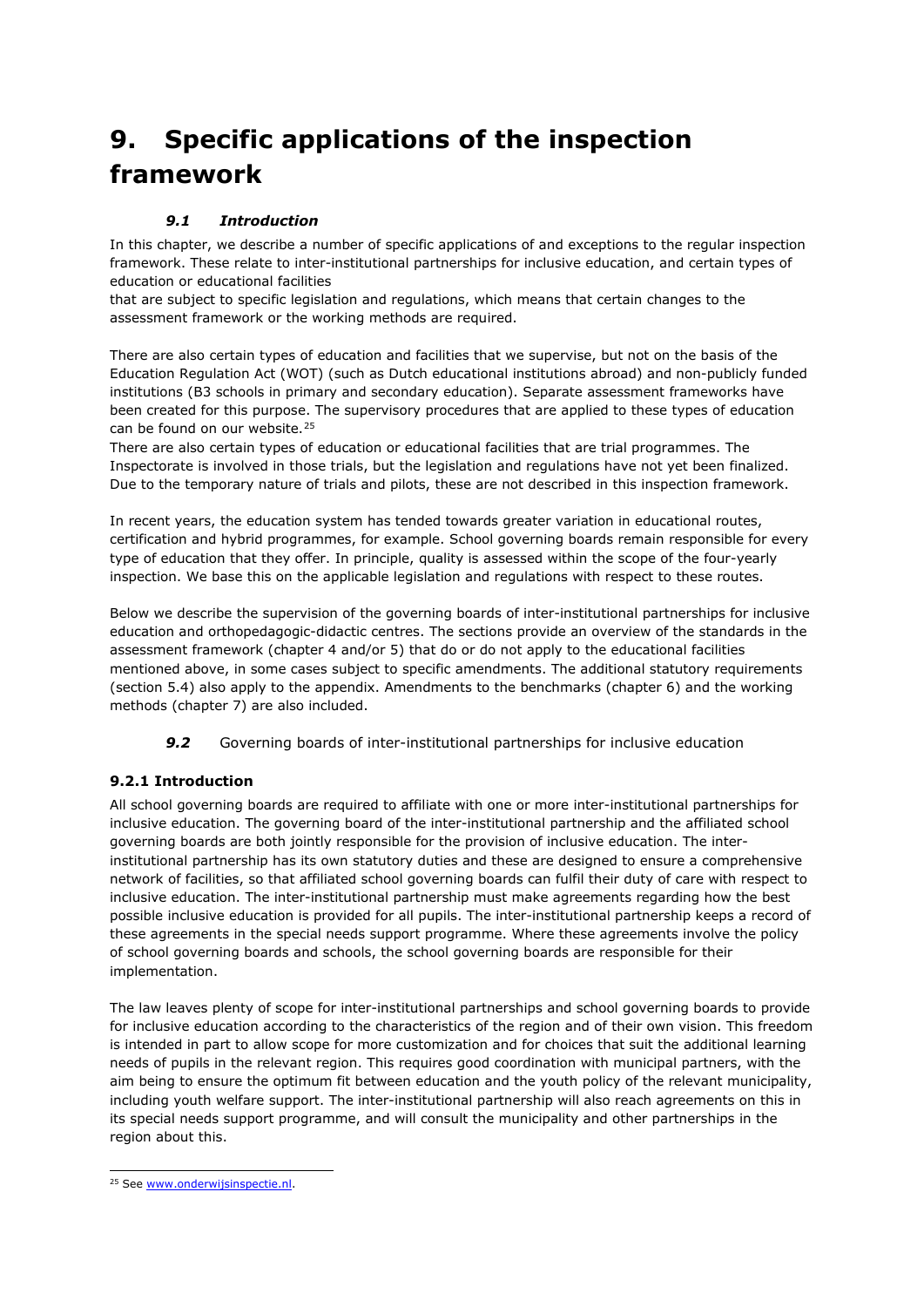# 9. Specific applications of the inspection framework

### *9.1 Introduction*

In this chapter, we describe a number of specific applications of and exceptions to the regular inspection framework. These relate to inter-institutional partnerships for inclusive education, and certain types of education or educational facilities

that are subject to specific legislation and regulations, which means that certain changes to the assessment framework or the working methods are required.

There are also certain types of education and facilities that we supervise, but not on the basis of the Education Regulation Act (WOT) (such as Dutch educational institutions abroad) and non-publicly funded institutions (B3 schools in primary and secondary education). Separate assessment frameworks have been created for this purpose. The supervisory procedures that are applied to these types of education can be found on our website.[25]

There are also certain types of education or educational facilities that are trial programmes. The Inspectorate is involved in those trials, but the legislation and regulations have not yet been finalized. Due to the temporary nature of trials and pilots, these are not described in this inspection framework.

In recent years, the education system has tended towards greater variation in educational routes, certification and hybrid programmes, for example. School governing boards remain responsible for every type of education that they offer. In principle, quality is assessed within the scope of the four-yearly inspection. We base this on the applicable legislation and regulations with respect to these routes.

Below we describe the supervision of the governing boards of inter-institutional partnerships for inclusive education and orthopedagogic-didactic centres. The sections provide an overview of the standards in the assessment framework (chapter 4 and/or 5) that do or do not apply to the educational facilities mentioned above, in some cases subject to specific amendments. The additional statutory requirements (section 5.4) also apply to the appendix. Amendments to the benchmarks (chapter 6) and the working methods (chapter 7) are also included.

### ***9.2*** Governing boards of inter-institutional partnerships for inclusive education

#### 9.2.1 Introduction

All school governing boards are required to affiliate with one or more inter-institutional partnerships for inclusive education. The governing board of the inter-institutional partnership and the affiliated school governing boards are both jointly responsible for the provision of inclusive education. The inter-institutional partnership has its own statutory duties and these are designed to ensure a comprehensive network of facilities, so that affiliated school governing boards can fulfil their duty of care with respect to inclusive education. The inter-institutional partnership must make agreements regarding how the best possible inclusive education is provided for all pupils. The inter-institutional partnership keeps a record of these agreements in the special needs support programme. Where these agreements involve the policy of school governing boards and schools, the school governing boards are responsible for their implementation.

The law leaves plenty of scope for inter-institutional partnerships and school governing boards to provide for inclusive education according to the characteristics of the region and of their own vision. This freedom is intended in part to allow scope for more customization and for choices that suit the additional learning needs of pupils in the relevant region. This requires good coordination with municipal partners, with the aim being to ensure the optimum fit between education and the youth policy of the relevant municipality, including youth welfare support. The inter-institutional partnership will also reach agreements on this in its special needs support programme, and will consult the municipality and other partnerships in the region about this.

---

[25] See www.onderwijsinspectie.nl.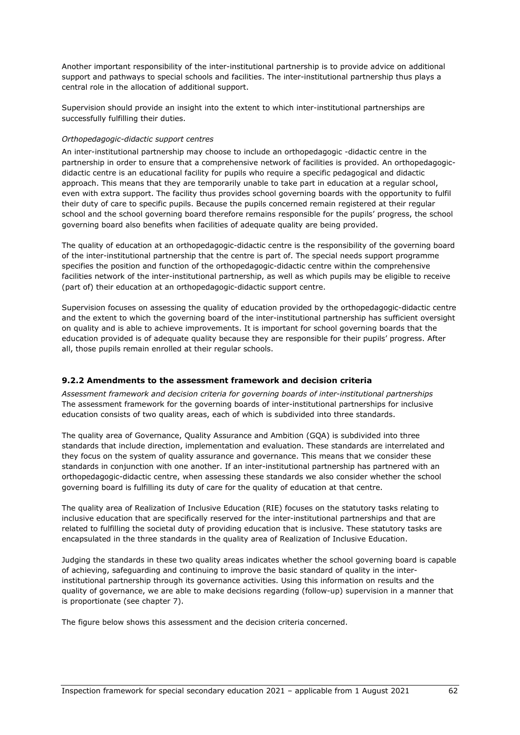Another important responsibility of the inter-institutional partnership is to provide advice on additional support and pathways to special schools and facilities. The inter-institutional partnership thus plays a central role in the allocation of additional support.

Supervision should provide an insight into the extent to which inter-institutional partnerships are successfully fulfilling their duties.

*Orthopedagogic-didactic support centres*

An inter-institutional partnership may choose to include an orthopedagogic -didactic centre in the partnership in order to ensure that a comprehensive network of facilities is provided. An orthopedagogic-didactic centre is an educational facility for pupils who require a specific pedagogical and didactic approach. This means that they are temporarily unable to take part in education at a regular school, even with extra support. The facility thus provides school governing boards with the opportunity to fulfil their duty of care to specific pupils. Because the pupils concerned remain registered at their regular school and the school governing board therefore remains responsible for the pupils' progress, the school governing board also benefits when facilities of adequate quality are being provided.

The quality of education at an orthopedagogic-didactic centre is the responsibility of the governing board of the inter-institutional partnership that the centre is part of. The special needs support programme specifies the position and function of the orthopedagogic-didactic centre within the comprehensive facilities network of the inter-institutional partnership, as well as which pupils may be eligible to receive (part of) their education at an orthopedagogic-didactic support centre.

Supervision focuses on assessing the quality of education provided by the orthopedagogic-didactic centre and the extent to which the governing board of the inter-institutional partnership has sufficient oversight on quality and is able to achieve improvements. It is important for school governing boards that the education provided is of adequate quality because they are responsible for their pupils' progress. After all, those pupils remain enrolled at their regular schools.

### 9.2.2 Amendments to the assessment framework and decision criteria

*Assessment framework and decision criteria for governing boards of inter-institutional partnerships*

The assessment framework for the governing boards of inter-institutional partnerships for inclusive education consists of two quality areas, each of which is subdivided into three standards.

The quality area of Governance, Quality Assurance and Ambition (GQA) is subdivided into three standards that include direction, implementation and evaluation. These standards are interrelated and they focus on the system of quality assurance and governance. This means that we consider these standards in conjunction with one another. If an inter-institutional partnership has partnered with an orthopedagogic-didactic centre, when assessing these standards we also consider whether the school governing board is fulfilling its duty of care for the quality of education at that centre.

The quality area of Realization of Inclusive Education (RIE) focuses on the statutory tasks relating to inclusive education that are specifically reserved for the inter-institutional partnerships and that are related to fulfilling the societal duty of providing education that is inclusive. These statutory tasks are encapsulated in the three standards in the quality area of Realization of Inclusive Education.

Judging the standards in these two quality areas indicates whether the school governing board is capable of achieving, safeguarding and continuing to improve the basic standard of quality in the inter-institutional partnership through its governance activities. Using this information on results and the quality of governance, we are able to make decisions regarding (follow-up) supervision in a manner that is proportionate (see chapter 7).

The figure below shows this assessment and the decision criteria concerned.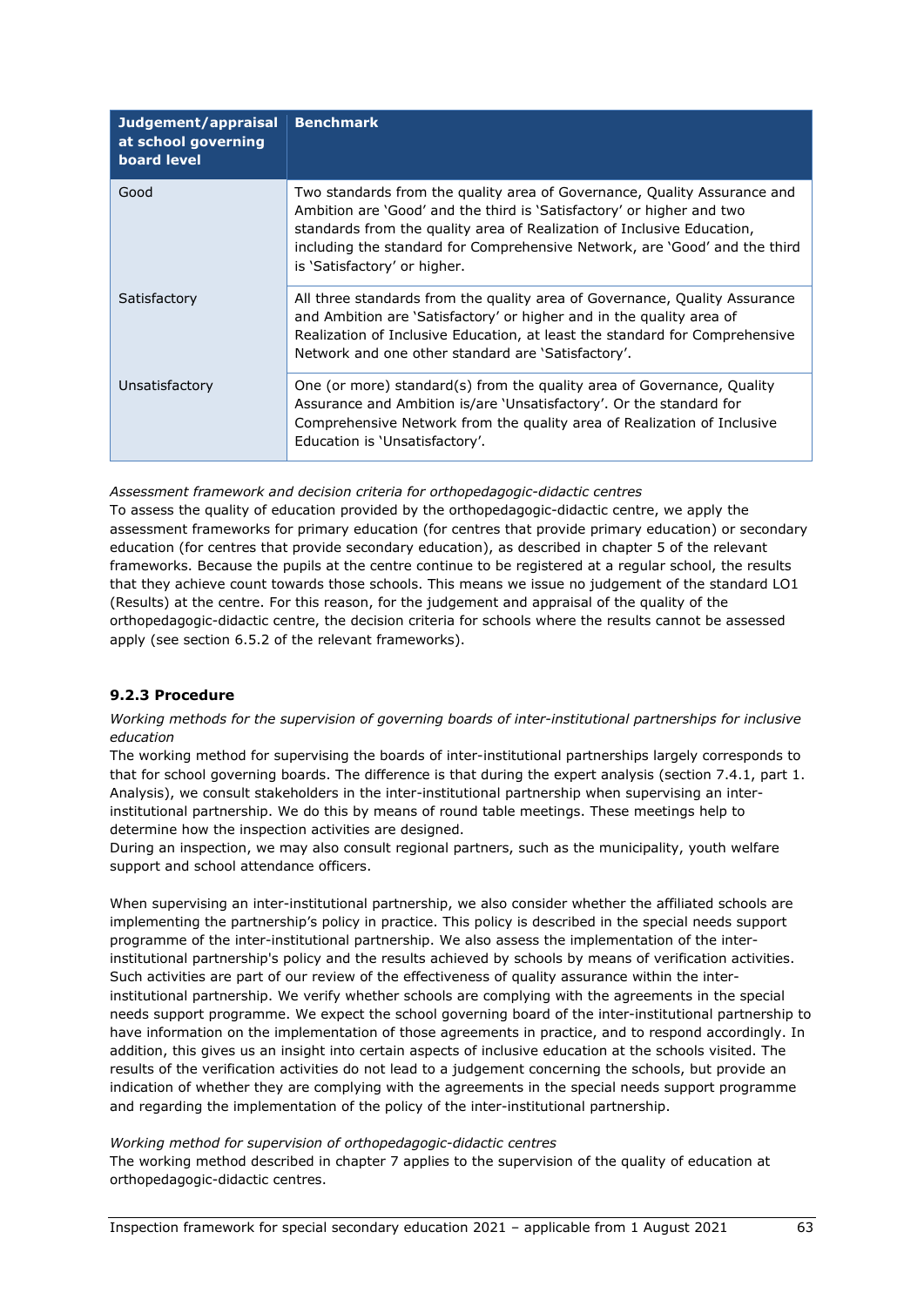| Judgement/appraisal at school governing board level | Benchmark |
|---|---|
| Good | Two standards from the quality area of Governance, Quality Assurance and Ambition are 'Good' and the third is 'Satisfactory' or higher and two standards from the quality area of Realization of Inclusive Education, including the standard for Comprehensive Network, are 'Good' and the third is 'Satisfactory' or higher. |
| Satisfactory | All three standards from the quality area of Governance, Quality Assurance and Ambition are 'Satisfactory' or higher and in the quality area of Realization of Inclusive Education, at least the standard for Comprehensive Network and one other standard are 'Satisfactory'. |
| Unsatisfactory | One (or more) standard(s) from the quality area of Governance, Quality Assurance and Ambition is/are 'Unsatisfactory'. Or the standard for Comprehensive Network from the quality area of Realization of Inclusive Education is 'Unsatisfactory'. |

*Assessment framework and decision criteria for orthopedagogic-didactic centres*
To assess the quality of education provided by the orthopedagogic-didactic centre, we apply the assessment frameworks for primary education (for centres that provide primary education) or secondary education (for centres that provide secondary education), as described in chapter 5 of the relevant frameworks. Because the pupils at the centre continue to be registered at a regular school, the results that they achieve count towards those schools. This means we issue no judgement of the standard LO1 (Results) at the centre. For this reason, for the judgement and appraisal of the quality of the orthopedagogic-didactic centre, the decision criteria for schools where the results cannot be assessed apply (see section 6.5.2 of the relevant frameworks).

### 9.2.3 Procedure

*Working methods for the supervision of governing boards of inter-institutional partnerships for inclusive education*
The working method for supervising the boards of inter-institutional partnerships largely corresponds to that for school governing boards. The difference is that during the expert analysis (section 7.4.1, part 1. Analysis), we consult stakeholders in the inter-institutional partnership when supervising an inter-institutional partnership. We do this by means of round table meetings. These meetings help to determine how the inspection activities are designed.
During an inspection, we may also consult regional partners, such as the municipality, youth welfare support and school attendance officers.

When supervising an inter-institutional partnership, we also consider whether the affiliated schools are implementing the partnership's policy in practice. This policy is described in the special needs support programme of the inter-institutional partnership. We also assess the implementation of the inter-institutional partnership's policy and the results achieved by schools by means of verification activities. Such activities are part of our review of the effectiveness of quality assurance within the inter-institutional partnership. We verify whether schools are complying with the agreements in the special needs support programme. We expect the school governing board of the inter-institutional partnership to have information on the implementation of those agreements in practice, and to respond accordingly. In addition, this gives us an insight into certain aspects of inclusive education at the schools visited. The results of the verification activities do not lead to a judgement concerning the schools, but provide an indication of whether they are complying with the agreements in the special needs support programme and regarding the implementation of the policy of the inter-institutional partnership.

*Working method for supervision of orthopedagogic-didactic centres*
The working method described in chapter 7 applies to the supervision of the quality of education at orthopedagogic-didactic centres.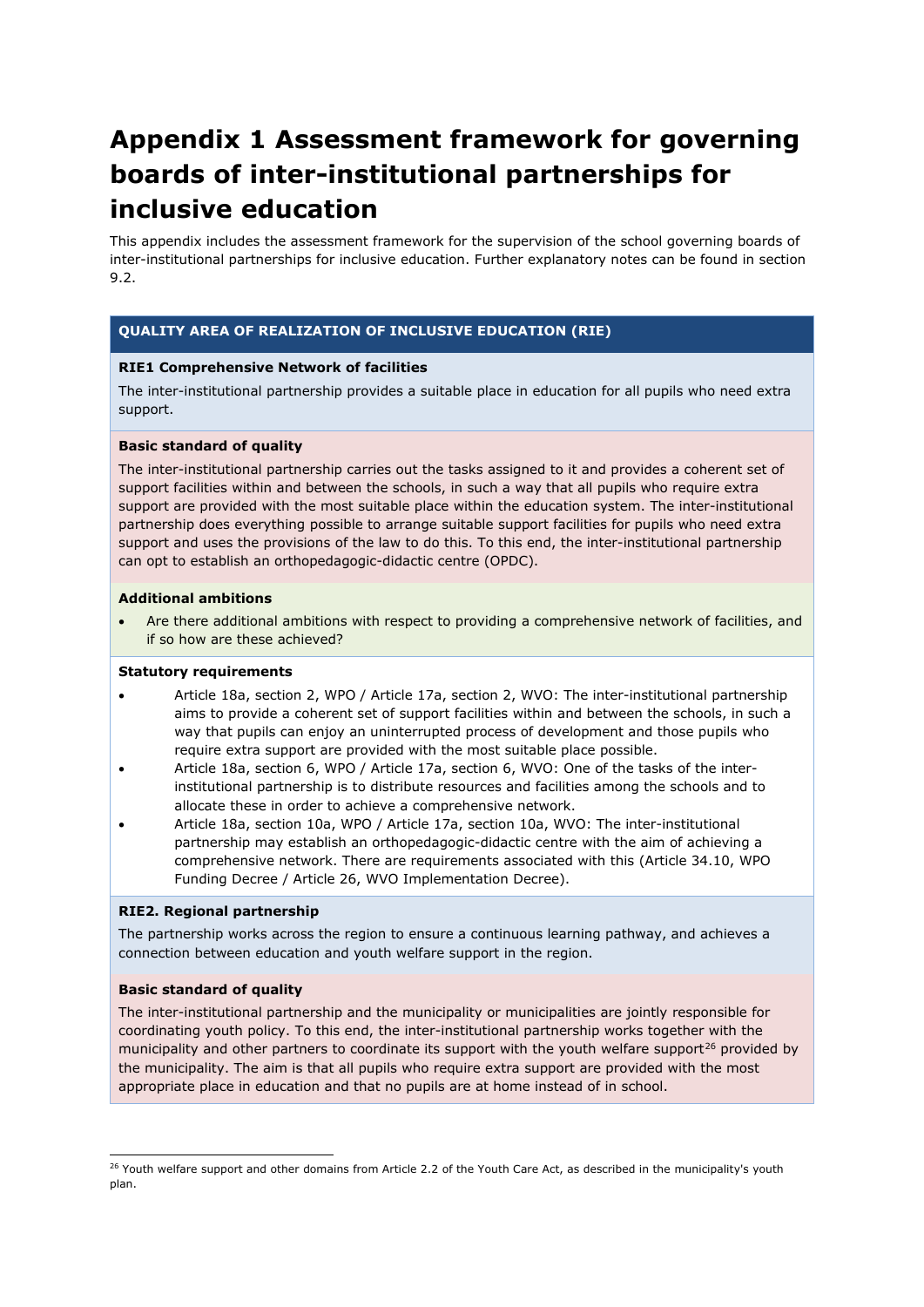# Appendix 1 Assessment framework for governing boards of inter-institutional partnerships for inclusive education

This appendix includes the assessment framework for the supervision of the school governing boards of inter-institutional partnerships for inclusive education. Further explanatory notes can be found in section 9.2.

## QUALITY AREA OF REALIZATION OF INCLUSIVE EDUCATION (RIE)

### RIE1 Comprehensive Network of facilities

The inter-institutional partnership provides a suitable place in education for all pupils who need extra support.

**Basic standard of quality**

The inter-institutional partnership carries out the tasks assigned to it and provides a coherent set of support facilities within and between the schools, in such a way that all pupils who require extra support are provided with the most suitable place within the education system. The inter-institutional partnership does everything possible to arrange suitable support facilities for pupils who need extra support and uses the provisions of the law to do this. To this end, the inter-institutional partnership can opt to establish an orthopedagogic-didactic centre (OPDC).

**Additional ambitions**

- Are there additional ambitions with respect to providing a comprehensive network of facilities, and if so how are these achieved?

**Statutory requirements**

- Article 18a, section 2, WPO / Article 17a, section 2, WVO: The inter-institutional partnership aims to provide a coherent set of support facilities within and between the schools, in such a way that pupils can enjoy an uninterrupted process of development and those pupils who require extra support are provided with the most suitable place possible.
- Article 18a, section 6, WPO / Article 17a, section 6, WVO: One of the tasks of the inter-institutional partnership is to distribute resources and facilities among the schools and to allocate these in order to achieve a comprehensive network.
- Article 18a, section 10a, WPO / Article 17a, section 10a, WVO: The inter-institutional partnership may establish an orthopedagogic-didactic centre with the aim of achieving a comprehensive network. There are requirements associated with this (Article 34.10, WPO Funding Decree / Article 26, WVO Implementation Decree).

### RIE2. Regional partnership

The partnership works across the region to ensure a continuous learning pathway, and achieves a connection between education and youth welfare support in the region.

**Basic standard of quality**

The inter-institutional partnership and the municipality or municipalities are jointly responsible for coordinating youth policy. To this end, the inter-institutional partnership works together with the municipality and other partners to coordinate its support with the youth welfare support[26] provided by the municipality. The aim is that all pupils who require extra support are provided with the most appropriate place in education and that no pupils are at home instead of in school.

[26] Youth welfare support and other domains from Article 2.2 of the Youth Care Act, as described in the municipality's youth plan.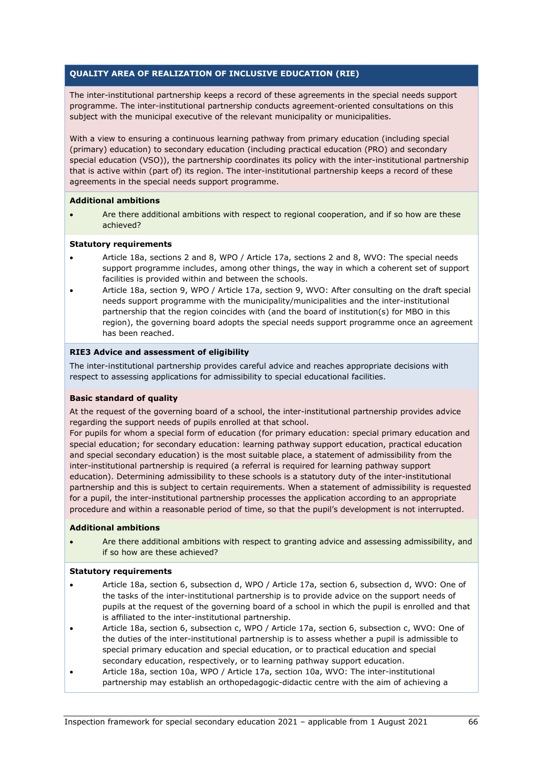**QUALITY AREA OF REALIZATION OF INCLUSIVE EDUCATION (RIE)**

The inter-institutional partnership keeps a record of these agreements in the special needs support programme. The inter-institutional partnership conducts agreement-oriented consultations on this subject with the municipal executive of the relevant municipality or municipalities.

With a view to ensuring a continuous learning pathway from primary education (including special (primary) education) to secondary education (including practical education (PRO) and secondary special education (VSO)), the partnership coordinates its policy with the inter-institutional partnership that is active within (part of) its region. The inter-institutional partnership keeps a record of these agreements in the special needs support programme.

**Additional ambitions**

- Are there additional ambitions with respect to regional cooperation, and if so how are these achieved?

**Statutory requirements**

- Article 18a, sections 2 and 8, WPO / Article 17a, sections 2 and 8, WVO: The special needs support programme includes, among other things, the way in which a coherent set of support facilities is provided within and between the schools.
- Article 18a, section 9, WPO / Article 17a, section 9, WVO: After consulting on the draft special needs support programme with the municipality/municipalities and the inter-institutional partnership that the region coincides with (and the board of institution(s) for MBO in this region), the governing board adopts the special needs support programme once an agreement has been reached.

**RIE3 Advice and assessment of eligibility**

The inter-institutional partnership provides careful advice and reaches appropriate decisions with respect to assessing applications for admissibility to special educational facilities.

**Basic standard of quality**

At the request of the governing board of a school, the inter-institutional partnership provides advice regarding the support needs of pupils enrolled at that school.
For pupils for whom a special form of education (for primary education: special primary education and special education; for secondary education: learning pathway support education, practical education and special secondary education) is the most suitable place, a statement of admissibility from the inter-institutional partnership is required (a referral is required for learning pathway support education). Determining admissibility to these schools is a statutory duty of the inter-institutional partnership and this is subject to certain requirements. When a statement of admissibility is requested for a pupil, the inter-institutional partnership processes the application according to an appropriate procedure and within a reasonable period of time, so that the pupil's development is not interrupted.

**Additional ambitions**

- Are there additional ambitions with respect to granting advice and assessing admissibility, and if so how are these achieved?

**Statutory requirements**

- Article 18a, section 6, subsection d, WPO / Article 17a, section 6, subsection d, WVO: One of the tasks of the inter-institutional partnership is to provide advice on the support needs of pupils at the request of the governing board of a school in which the pupil is enrolled and that is affiliated to the inter-institutional partnership.
- Article 18a, section 6, subsection c, WPO / Article 17a, section 6, subsection c, WVO: One of the duties of the inter-institutional partnership is to assess whether a pupil is admissible to special primary education and special education, or to practical education and special secondary education, respectively, or to learning pathway support education.
- Article 18a, section 10a, WPO / Article 17a, section 10a, WVO: The inter-institutional partnership may establish an orthopedagogic-didactic centre with the aim of achieving a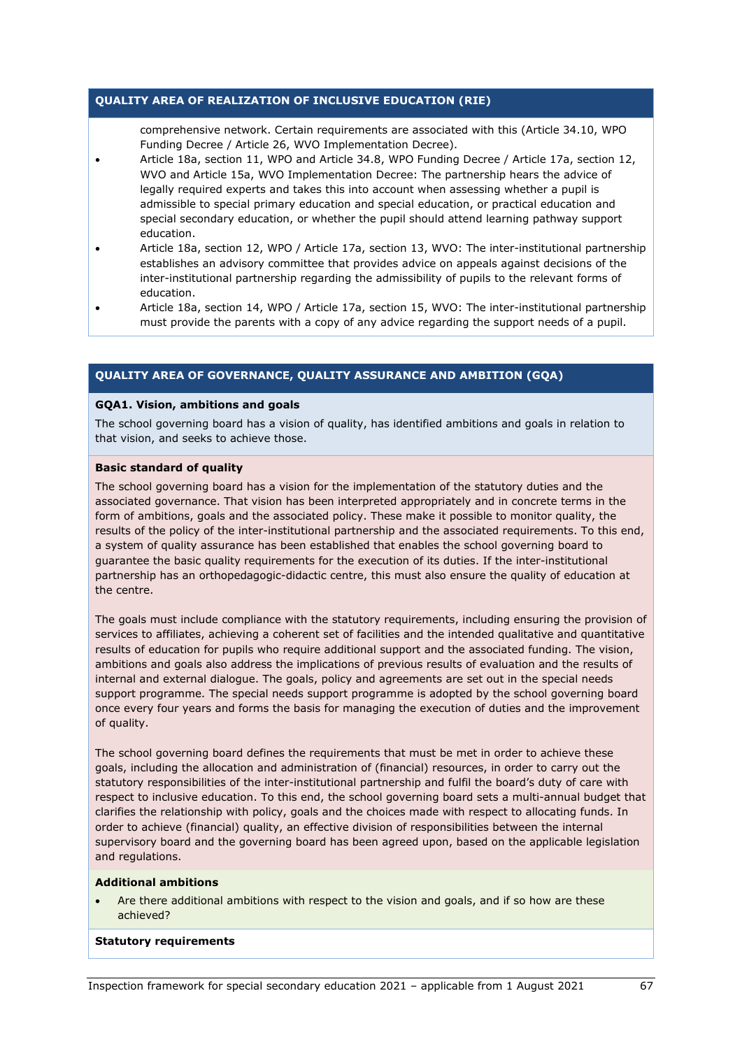## QUALITY AREA OF REALIZATION OF INCLUSIVE EDUCATION (RIE)

comprehensive network. Certain requirements are associated with this (Article 34.10, WPO Funding Decree / Article 26, WVO Implementation Decree).

- Article 18a, section 11, WPO and Article 34.8, WPO Funding Decree / Article 17a, section 12, WVO and Article 15a, WVO Implementation Decree: The partnership hears the advice of legally required experts and takes this into account when assessing whether a pupil is admissible to special primary education and special education, or practical education and special secondary education, or whether the pupil should attend learning pathway support education.
- Article 18a, section 12, WPO / Article 17a, section 13, WVO: The inter-institutional partnership establishes an advisory committee that provides advice on appeals against decisions of the inter-institutional partnership regarding the admissibility of pupils to the relevant forms of education.
- Article 18a, section 14, WPO / Article 17a, section 15, WVO: The inter-institutional partnership must provide the parents with a copy of any advice regarding the support needs of a pupil.

## QUALITY AREA OF GOVERNANCE, QUALITY ASSURANCE AND AMBITION (GQA)

### GQA1. Vision, ambitions and goals

The school governing board has a vision of quality, has identified ambitions and goals in relation to that vision, and seeks to achieve those.

#### Basic standard of quality

The school governing board has a vision for the implementation of the statutory duties and the associated governance. That vision has been interpreted appropriately and in concrete terms in the form of ambitions, goals and the associated policy. These make it possible to monitor quality, the results of the policy of the inter-institutional partnership and the associated requirements. To this end, a system of quality assurance has been established that enables the school governing board to guarantee the basic quality requirements for the execution of its duties. If the inter-institutional partnership has an orthopedagogic-didactic centre, this must also ensure the quality of education at the centre.

The goals must include compliance with the statutory requirements, including ensuring the provision of services to affiliates, achieving a coherent set of facilities and the intended qualitative and quantitative results of education for pupils who require additional support and the associated funding. The vision, ambitions and goals also address the implications of previous results of evaluation and the results of internal and external dialogue. The goals, policy and agreements are set out in the special needs support programme. The special needs support programme is adopted by the school governing board once every four years and forms the basis for managing the execution of duties and the improvement of quality.

The school governing board defines the requirements that must be met in order to achieve these goals, including the allocation and administration of (financial) resources, in order to carry out the statutory responsibilities of the inter-institutional partnership and fulfil the board's duty of care with respect to inclusive education. To this end, the school governing board sets a multi-annual budget that clarifies the relationship with policy, goals and the choices made with respect to allocating funds. In order to achieve (financial) quality, an effective division of responsibilities between the internal supervisory board and the governing board has been agreed upon, based on the applicable legislation and regulations.

#### Additional ambitions

- Are there additional ambitions with respect to the vision and goals, and if so how are these achieved?

#### Statutory requirements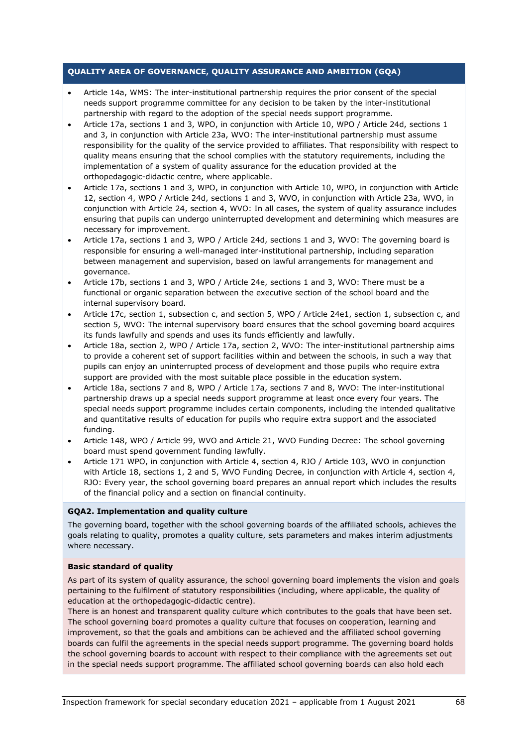**QUALITY AREA OF GOVERNANCE, QUALITY ASSURANCE AND AMBITION (GQA)**

- Article 14a, WMS: The inter-institutional partnership requires the prior consent of the special needs support programme committee for any decision to be taken by the inter-institutional partnership with regard to the adoption of the special needs support programme.
- Article 17a, sections 1 and 3, WPO, in conjunction with Article 10, WPO / Article 24d, sections 1 and 3, in conjunction with Article 23a, WVO: The inter-institutional partnership must assume responsibility for the quality of the service provided to affiliates. That responsibility with respect to quality means ensuring that the school complies with the statutory requirements, including the implementation of a system of quality assurance for the education provided at the orthopedagogic-didactic centre, where applicable.
- Article 17a, sections 1 and 3, WPO, in conjunction with Article 10, WPO, in conjunction with Article 12, section 4, WPO / Article 24d, sections 1 and 3, WVO, in conjunction with Article 23a, WVO, in conjunction with Article 24, section 4, WVO: In all cases, the system of quality assurance includes ensuring that pupils can undergo uninterrupted development and determining which measures are necessary for improvement.
- Article 17a, sections 1 and 3, WPO / Article 24d, sections 1 and 3, WVO: The governing board is responsible for ensuring a well-managed inter-institutional partnership, including separation between management and supervision, based on lawful arrangements for management and governance.
- Article 17b, sections 1 and 3, WPO / Article 24e, sections 1 and 3, WVO: There must be a functional or organic separation between the executive section of the school board and the internal supervisory board.
- Article 17c, section 1, subsection c, and section 5, WPO / Article 24e1, section 1, subsection c, and section 5, WVO: The internal supervisory board ensures that the school governing board acquires its funds lawfully and spends and uses its funds efficiently and lawfully.
- Article 18a, section 2, WPO / Article 17a, section 2, WVO: The inter-institutional partnership aims to provide a coherent set of support facilities within and between the schools, in such a way that pupils can enjoy an uninterrupted process of development and those pupils who require extra support are provided with the most suitable place possible in the education system.
- Article 18a, sections 7 and 8, WPO / Article 17a, sections 7 and 8, WVO: The inter-institutional partnership draws up a special needs support programme at least once every four years. The special needs support programme includes certain components, including the intended qualitative and quantitative results of education for pupils who require extra support and the associated funding.
- Article 148, WPO / Article 99, WVO and Article 21, WVO Funding Decree: The school governing board must spend government funding lawfully.
- Article 171 WPO, in conjunction with Article 4, section 4, RJO / Article 103, WVO in conjunction with Article 18, sections 1, 2 and 5, WVO Funding Decree, in conjunction with Article 4, section 4, RJO: Every year, the school governing board prepares an annual report which includes the results of the financial policy and a section on financial continuity.

**GQA2. Implementation and quality culture**

The governing board, together with the school governing boards of the affiliated schools, achieves the goals relating to quality, promotes a quality culture, sets parameters and makes interim adjustments where necessary.

**Basic standard of quality**

As part of its system of quality assurance, the school governing board implements the vision and goals pertaining to the fulfilment of statutory responsibilities (including, where applicable, the quality of education at the orthopedagogic-didactic centre).
There is an honest and transparent quality culture which contributes to the goals that have been set. The school governing board promotes a quality culture that focuses on cooperation, learning and improvement, so that the goals and ambitions can be achieved and the affiliated school governing boards can fulfil the agreements in the special needs support programme. The governing board holds the school governing boards to account with respect to their compliance with the agreements set out in the special needs support programme. The affiliated school governing boards can also hold each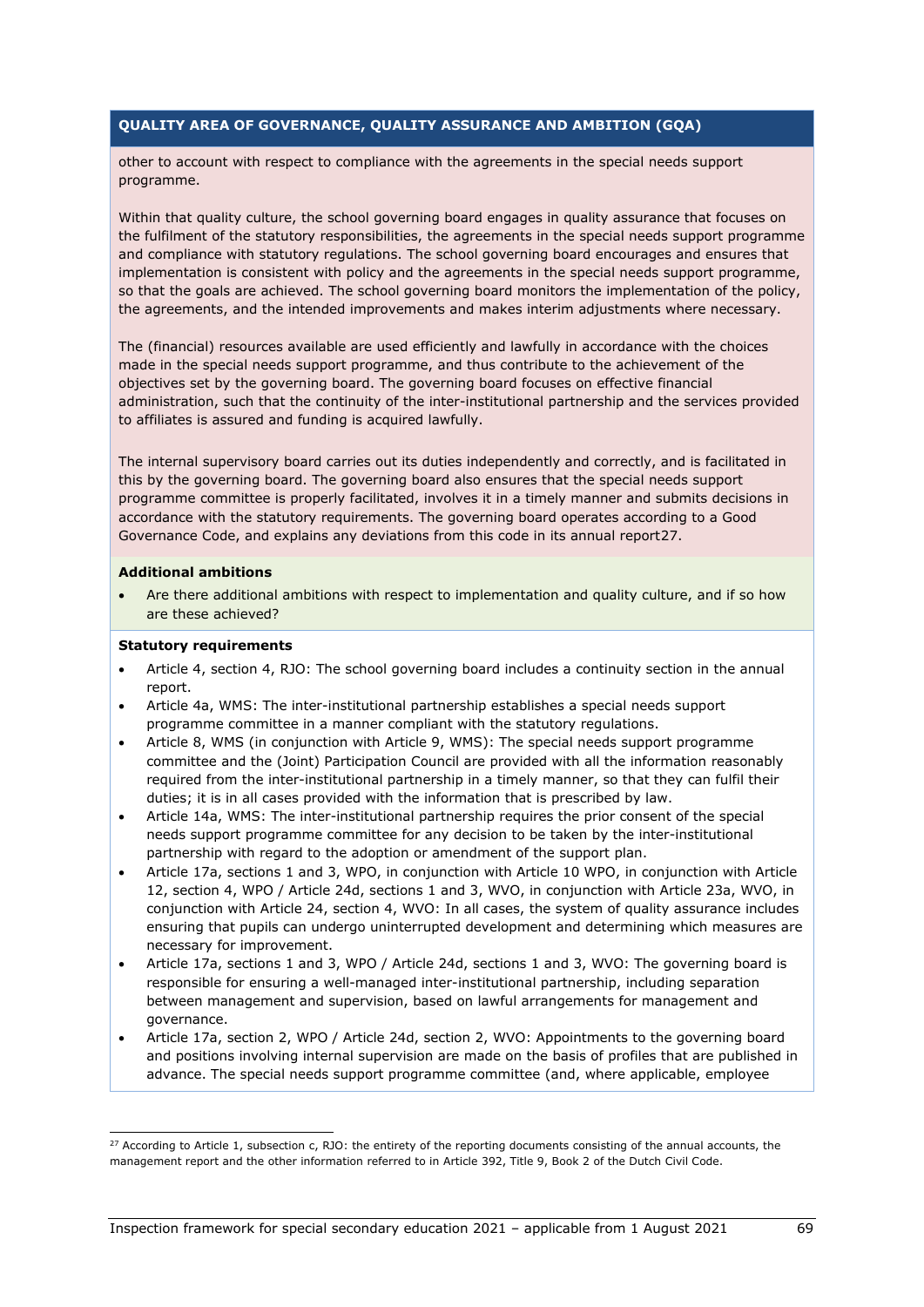**QUALITY AREA OF GOVERNANCE, QUALITY ASSURANCE AND AMBITION (GQA)**

other to account with respect to compliance with the agreements in the special needs support programme.

Within that quality culture, the school governing board engages in quality assurance that focuses on the fulfilment of the statutory responsibilities, the agreements in the special needs support programme and compliance with statutory regulations. The school governing board encourages and ensures that implementation is consistent with policy and the agreements in the special needs support programme, so that the goals are achieved. The school governing board monitors the implementation of the policy, the agreements, and the intended improvements and makes interim adjustments where necessary.

The (financial) resources available are used efficiently and lawfully in accordance with the choices made in the special needs support programme, and thus contribute to the achievement of the objectives set by the governing board. The governing board focuses on effective financial administration, such that the continuity of the inter-institutional partnership and the services provided to affiliates is assured and funding is acquired lawfully.

The internal supervisory board carries out its duties independently and correctly, and is facilitated in this by the governing board. The governing board also ensures that the special needs support programme committee is properly facilitated, involves it in a timely manner and submits decisions in accordance with the statutory requirements. The governing board operates according to a Good Governance Code, and explains any deviations from this code in its annual report[27].

**Additional ambitions**

- Are there additional ambitions with respect to implementation and quality culture, and if so how are these achieved?

**Statutory requirements**

- Article 4, section 4, RJO: The school governing board includes a continuity section in the annual report.
- Article 4a, WMS: The inter-institutional partnership establishes a special needs support programme committee in a manner compliant with the statutory regulations.
- Article 8, WMS (in conjunction with Article 9, WMS): The special needs support programme committee and the (Joint) Participation Council are provided with all the information reasonably required from the inter-institutional partnership in a timely manner, so that they can fulfil their duties; it is in all cases provided with the information that is prescribed by law.
- Article 14a, WMS: The inter-institutional partnership requires the prior consent of the special needs support programme committee for any decision to be taken by the inter-institutional partnership with regard to the adoption or amendment of the support plan.
- Article 17a, sections 1 and 3, WPO, in conjunction with Article 10 WPO, in conjunction with Article 12, section 4, WPO / Article 24d, sections 1 and 3, WVO, in conjunction with Article 23a, WVO, in conjunction with Article 24, section 4, WVO: In all cases, the system of quality assurance includes ensuring that pupils can undergo uninterrupted development and determining which measures are necessary for improvement.
- Article 17a, sections 1 and 3, WPO / Article 24d, sections 1 and 3, WVO: The governing board is responsible for ensuring a well-managed inter-institutional partnership, including separation between management and supervision, based on lawful arrangements for management and governance.
- Article 17a, section 2, WPO / Article 24d, section 2, WVO: Appointments to the governing board and positions involving internal supervision are made on the basis of profiles that are published in advance. The special needs support programme committee (and, where applicable, employee

[27] According to Article 1, subsection c, RJO: the entirety of the reporting documents consisting of the annual accounts, the management report and the other information referred to in Article 392, Title 9, Book 2 of the Dutch Civil Code.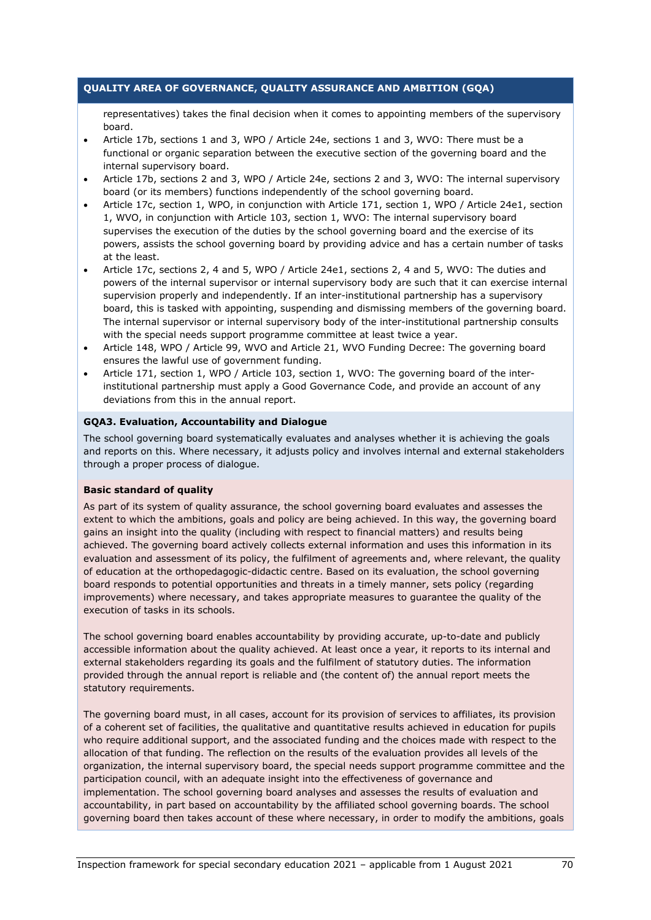**QUALITY AREA OF GOVERNANCE, QUALITY ASSURANCE AND AMBITION (GQA)**

representatives) takes the final decision when it comes to appointing members of the supervisory board.

- Article 17b, sections 1 and 3, WPO / Article 24e, sections 1 and 3, WVO: There must be a functional or organic separation between the executive section of the governing board and the internal supervisory board.
- Article 17b, sections 2 and 3, WPO / Article 24e, sections 2 and 3, WVO: The internal supervisory board (or its members) functions independently of the school governing board.
- Article 17c, section 1, WPO, in conjunction with Article 171, section 1, WPO / Article 24e1, section 1, WVO, in conjunction with Article 103, section 1, WVO: The internal supervisory board supervises the execution of the duties by the school governing board and the exercise of its powers, assists the school governing board by providing advice and has a certain number of tasks at the least.
- Article 17c, sections 2, 4 and 5, WPO / Article 24e1, sections 2, 4 and 5, WVO: The duties and powers of the internal supervisor or internal supervisory body are such that it can exercise internal supervision properly and independently. If an inter-institutional partnership has a supervisory board, this is tasked with appointing, suspending and dismissing members of the governing board. The internal supervisor or internal supervisory body of the inter-institutional partnership consults with the special needs support programme committee at least twice a year.
- Article 148, WPO / Article 99, WVO and Article 21, WVO Funding Decree: The governing board ensures the lawful use of government funding.
- Article 171, section 1, WPO / Article 103, section 1, WVO: The governing board of the inter-institutional partnership must apply a Good Governance Code, and provide an account of any deviations from this in the annual report.

**GQA3. Evaluation, Accountability and Dialogue**

The school governing board systematically evaluates and analyses whether it is achieving the goals and reports on this. Where necessary, it adjusts policy and involves internal and external stakeholders through a proper process of dialogue.

**Basic standard of quality**

As part of its system of quality assurance, the school governing board evaluates and assesses the extent to which the ambitions, goals and policy are being achieved. In this way, the governing board gains an insight into the quality (including with respect to financial matters) and results being achieved. The governing board actively collects external information and uses this information in its evaluation and assessment of its policy, the fulfilment of agreements and, where relevant, the quality of education at the orthopedagogic-didactic centre. Based on its evaluation, the school governing board responds to potential opportunities and threats in a timely manner, sets policy (regarding improvements) where necessary, and takes appropriate measures to guarantee the quality of the execution of tasks in its schools.

The school governing board enables accountability by providing accurate, up-to-date and publicly accessible information about the quality achieved. At least once a year, it reports to its internal and external stakeholders regarding its goals and the fulfilment of statutory duties. The information provided through the annual report is reliable and (the content of) the annual report meets the statutory requirements.

The governing board must, in all cases, account for its provision of services to affiliates, its provision of a coherent set of facilities, the qualitative and quantitative results achieved in education for pupils who require additional support, and the associated funding and the choices made with respect to the allocation of that funding. The reflection on the results of the evaluation provides all levels of the organization, the internal supervisory board, the special needs support programme committee and the participation council, with an adequate insight into the effectiveness of governance and implementation. The school governing board analyses and assesses the results of evaluation and accountability, in part based on accountability by the affiliated school governing boards. The school governing board then takes account of these where necessary, in order to modify the ambitions, goals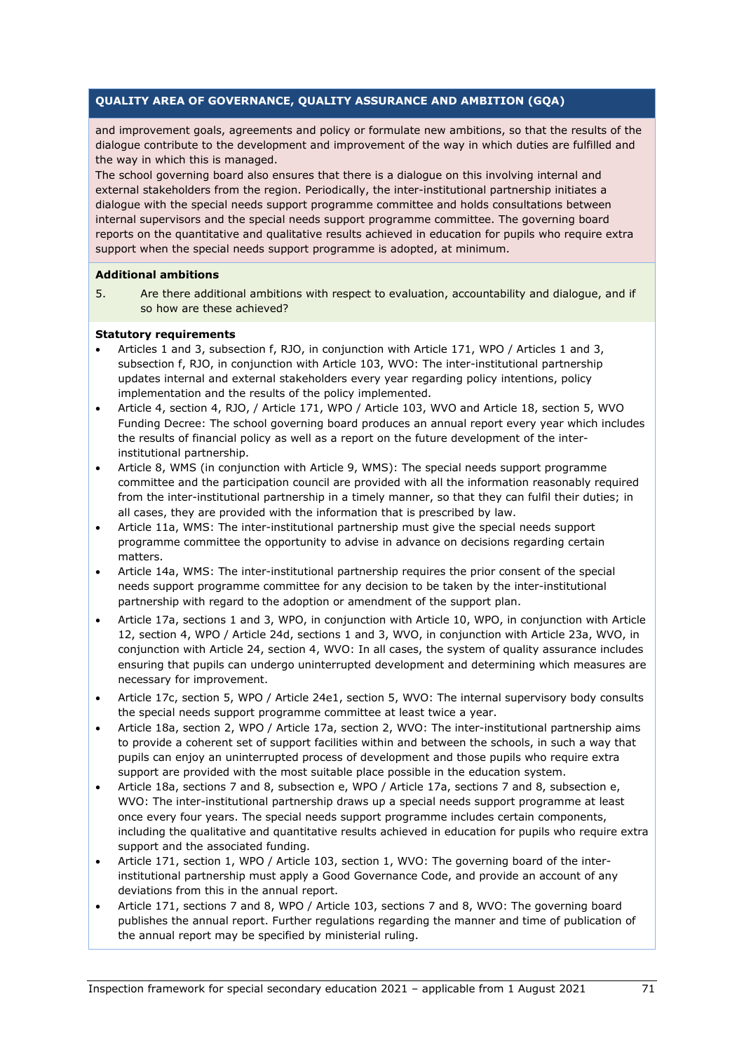**QUALITY AREA OF GOVERNANCE, QUALITY ASSURANCE AND AMBITION (GQA)**

and improvement goals, agreements and policy or formulate new ambitions, so that the results of the dialogue contribute to the development and improvement of the way in which duties are fulfilled and the way in which this is managed.
The school governing board also ensures that there is a dialogue on this involving internal and external stakeholders from the region. Periodically, the inter-institutional partnership initiates a dialogue with the special needs support programme committee and holds consultations between internal supervisors and the special needs support programme committee. The governing board reports on the quantitative and qualitative results achieved in education for pupils who require extra support when the special needs support programme is adopted, at minimum.

**Additional ambitions**

5. Are there additional ambitions with respect to evaluation, accountability and dialogue, and if so how are these achieved?

**Statutory requirements**

- Articles 1 and 3, subsection f, RJO, in conjunction with Article 171, WPO / Articles 1 and 3, subsection f, RJO, in conjunction with Article 103, WVO: The inter-institutional partnership updates internal and external stakeholders every year regarding policy intentions, policy implementation and the results of the policy implemented.
- Article 4, section 4, RJO, / Article 171, WPO / Article 103, WVO and Article 18, section 5, WVO Funding Decree: The school governing board produces an annual report every year which includes the results of financial policy as well as a report on the future development of the inter-institutional partnership.
- Article 8, WMS (in conjunction with Article 9, WMS): The special needs support programme committee and the participation council are provided with all the information reasonably required from the inter-institutional partnership in a timely manner, so that they can fulfil their duties; in all cases, they are provided with the information that is prescribed by law.
- Article 11a, WMS: The inter-institutional partnership must give the special needs support programme committee the opportunity to advise in advance on decisions regarding certain matters.
- Article 14a, WMS: The inter-institutional partnership requires the prior consent of the special needs support programme committee for any decision to be taken by the inter-institutional partnership with regard to the adoption or amendment of the support plan.
- Article 17a, sections 1 and 3, WPO, in conjunction with Article 10, WPO, in conjunction with Article 12, section 4, WPO / Article 24d, sections 1 and 3, WVO, in conjunction with Article 23a, WVO, in conjunction with Article 24, section 4, WVO: In all cases, the system of quality assurance includes ensuring that pupils can undergo uninterrupted development and determining which measures are necessary for improvement.
- Article 17c, section 5, WPO / Article 24e1, section 5, WVO: The internal supervisory body consults the special needs support programme committee at least twice a year.
- Article 18a, section 2, WPO / Article 17a, section 2, WVO: The inter-institutional partnership aims to provide a coherent set of support facilities within and between the schools, in such a way that pupils can enjoy an uninterrupted process of development and those pupils who require extra support are provided with the most suitable place possible in the education system.
- Article 18a, sections 7 and 8, subsection e, WPO / Article 17a, sections 7 and 8, subsection e, WVO: The inter-institutional partnership draws up a special needs support programme at least once every four years. The special needs support programme includes certain components, including the qualitative and quantitative results achieved in education for pupils who require extra support and the associated funding.
- Article 171, section 1, WPO / Article 103, section 1, WVO: The governing board of the inter-institutional partnership must apply a Good Governance Code, and provide an account of any deviations from this in the annual report.
- Article 171, sections 7 and 8, WPO / Article 103, sections 7 and 8, WVO: The governing board publishes the annual report. Further regulations regarding the manner and time of publication of the annual report may be specified by ministerial ruling.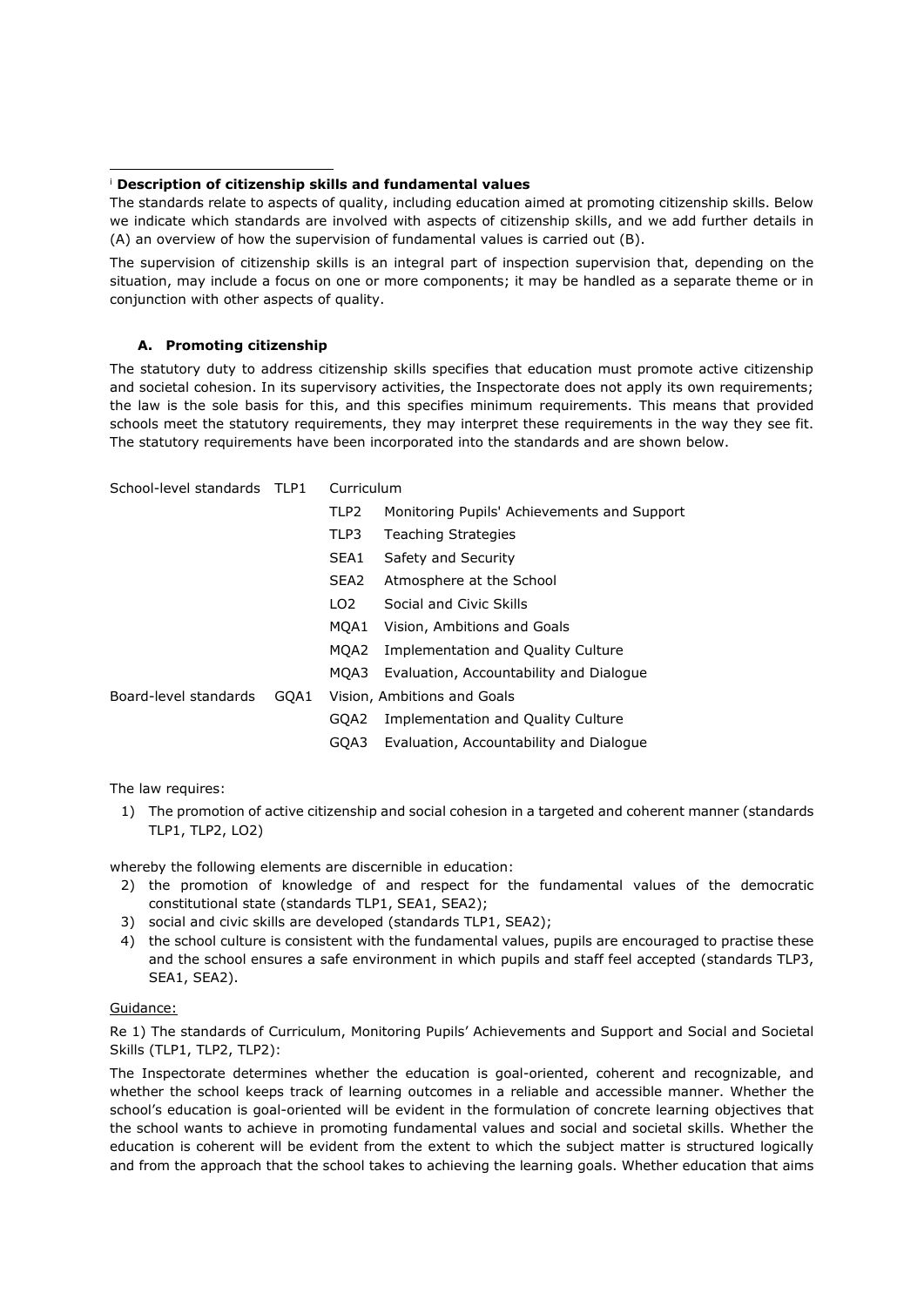[i] **Description of citizenship skills and fundamental values**

The standards relate to aspects of quality, including education aimed at promoting citizenship skills. Below we indicate which standards are involved with aspects of citizenship skills, and we add further details in (A) an overview of how the supervision of fundamental values is carried out (B).

The supervision of citizenship skills is an integral part of inspection supervision that, depending on the situation, may include a focus on one or more components; it may be handled as a separate theme or in conjunction with other aspects of quality.

### A. Promoting citizenship

The statutory duty to address citizenship skills specifies that education must promote active citizenship and societal cohesion. In its supervisory activities, the Inspectorate does not apply its own requirements; the law is the sole basis for this, and this specifies minimum requirements. This means that provided schools meet the statutory requirements, they may interpret these requirements in the way they see fit. The statutory requirements have been incorporated into the standards and are shown below.

| | | |
|---|---|---|
| School-level standards | TLP1 | Curriculum |
| | TLP2 | Monitoring Pupils' Achievements and Support |
| | TLP3 | Teaching Strategies |
| | SEA1 | Safety and Security |
| | SEA2 | Atmosphere at the School |
| | LO2 | Social and Civic Skills |
| | MQA1 | Vision, Ambitions and Goals |
| | MQA2 | Implementation and Quality Culture |
| | MQA3 | Evaluation, Accountability and Dialogue |
| Board-level standards | GQA1 | Vision, Ambitions and Goals |
| | GQA2 | Implementation and Quality Culture |
| | GQA3 | Evaluation, Accountability and Dialogue |

The law requires:

1) The promotion of active citizenship and social cohesion in a targeted and coherent manner (standards TLP1, TLP2, LO2)

whereby the following elements are discernible in education:

2) the promotion of knowledge of and respect for the fundamental values of the democratic constitutional state (standards TLP1, SEA1, SEA2);
3) social and civic skills are developed (standards TLP1, SEA2);
4) the school culture is consistent with the fundamental values, pupils are encouraged to practise these and the school ensures a safe environment in which pupils and staff feel accepted (standards TLP3, SEA1, SEA2).

Guidance:

Re 1) The standards of Curriculum, Monitoring Pupils' Achievements and Support and Social and Societal Skills (TLP1, TLP2, TLP2):

The Inspectorate determines whether the education is goal-oriented, coherent and recognizable, and whether the school keeps track of learning outcomes in a reliable and accessible manner. Whether the school's education is goal-oriented will be evident in the formulation of concrete learning objectives that the school wants to achieve in promoting fundamental values and social and societal skills. Whether the education is coherent will be evident from the extent to which the subject matter is structured logically and from the approach that the school takes to achieving the learning goals. Whether education that aims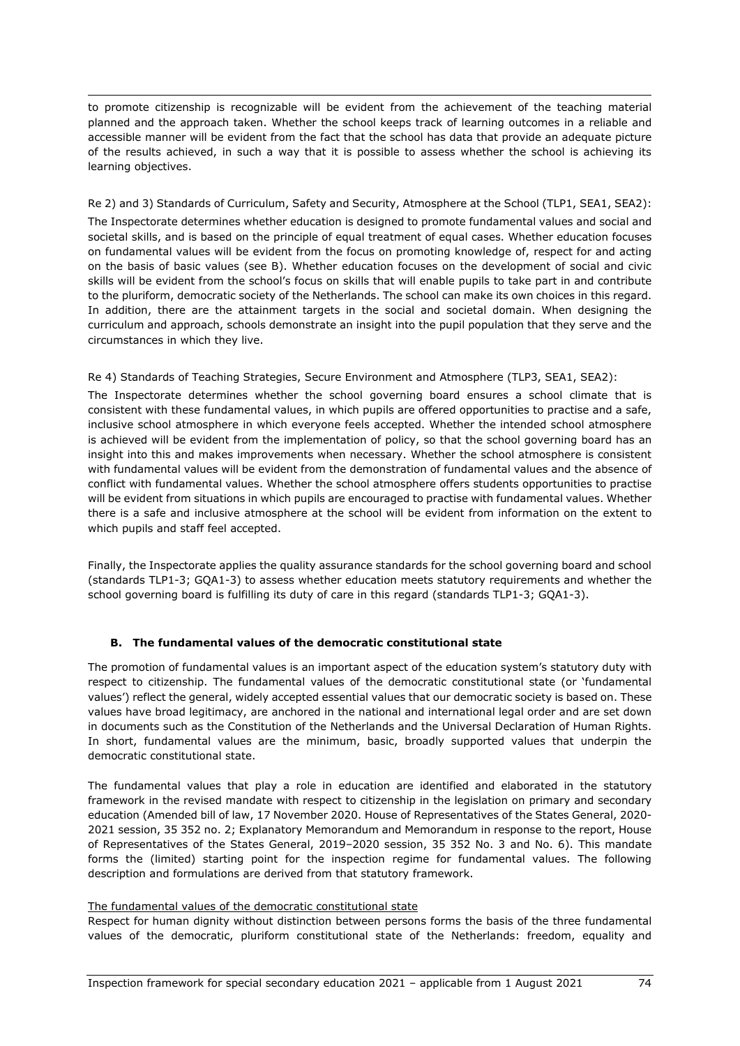to promote citizenship is recognizable will be evident from the achievement of the teaching material planned and the approach taken. Whether the school keeps track of learning outcomes in a reliable and accessible manner will be evident from the fact that the school has data that provide an adequate picture of the results achieved, in such a way that it is possible to assess whether the school is achieving its learning objectives.

Re 2) and 3) Standards of Curriculum, Safety and Security, Atmosphere at the School (TLP1, SEA1, SEA2):

The Inspectorate determines whether education is designed to promote fundamental values and social and societal skills, and is based on the principle of equal treatment of equal cases. Whether education focuses on fundamental values will be evident from the focus on promoting knowledge of, respect for and acting on the basis of basic values (see B). Whether education focuses on the development of social and civic skills will be evident from the school's focus on skills that will enable pupils to take part in and contribute to the pluriform, democratic society of the Netherlands. The school can make its own choices in this regard. In addition, there are the attainment targets in the social and societal domain. When designing the curriculum and approach, schools demonstrate an insight into the pupil population that they serve and the circumstances in which they live.

Re 4) Standards of Teaching Strategies, Secure Environment and Atmosphere (TLP3, SEA1, SEA2):

The Inspectorate determines whether the school governing board ensures a school climate that is consistent with these fundamental values, in which pupils are offered opportunities to practise and a safe, inclusive school atmosphere in which everyone feels accepted. Whether the intended school atmosphere is achieved will be evident from the implementation of policy, so that the school governing board has an insight into this and makes improvements when necessary. Whether the school atmosphere is consistent with fundamental values will be evident from the demonstration of fundamental values and the absence of conflict with fundamental values. Whether the school atmosphere offers students opportunities to practise will be evident from situations in which pupils are encouraged to practise with fundamental values. Whether there is a safe and inclusive atmosphere at the school will be evident from information on the extent to which pupils and staff feel accepted.

Finally, the Inspectorate applies the quality assurance standards for the school governing board and school (standards TLP1-3; GQA1-3) to assess whether education meets statutory requirements and whether the school governing board is fulfilling its duty of care in this regard (standards TLP1-3; GQA1-3).

## B. The fundamental values of the democratic constitutional state

The promotion of fundamental values is an important aspect of the education system's statutory duty with respect to citizenship. The fundamental values of the democratic constitutional state (or 'fundamental values') reflect the general, widely accepted essential values that our democratic society is based on. These values have broad legitimacy, are anchored in the national and international legal order and are set down in documents such as the Constitution of the Netherlands and the Universal Declaration of Human Rights. In short, fundamental values are the minimum, basic, broadly supported values that underpin the democratic constitutional state.

The fundamental values that play a role in education are identified and elaborated in the statutory framework in the revised mandate with respect to citizenship in the legislation on primary and secondary education (Amended bill of law, 17 November 2020. House of Representatives of the States General, 2020-2021 session, 35 352 no. 2; Explanatory Memorandum and Memorandum in response to the report, House of Representatives of the States General, 2019–2020 session, 35 352 No. 3 and No. 6). This mandate forms the (limited) starting point for the inspection regime for fundamental values. The following description and formulations are derived from that statutory framework.

<u>The fundamental values of the democratic constitutional state</u>

Respect for human dignity without distinction between persons forms the basis of the three fundamental values of the democratic, pluriform constitutional state of the Netherlands: freedom, equality and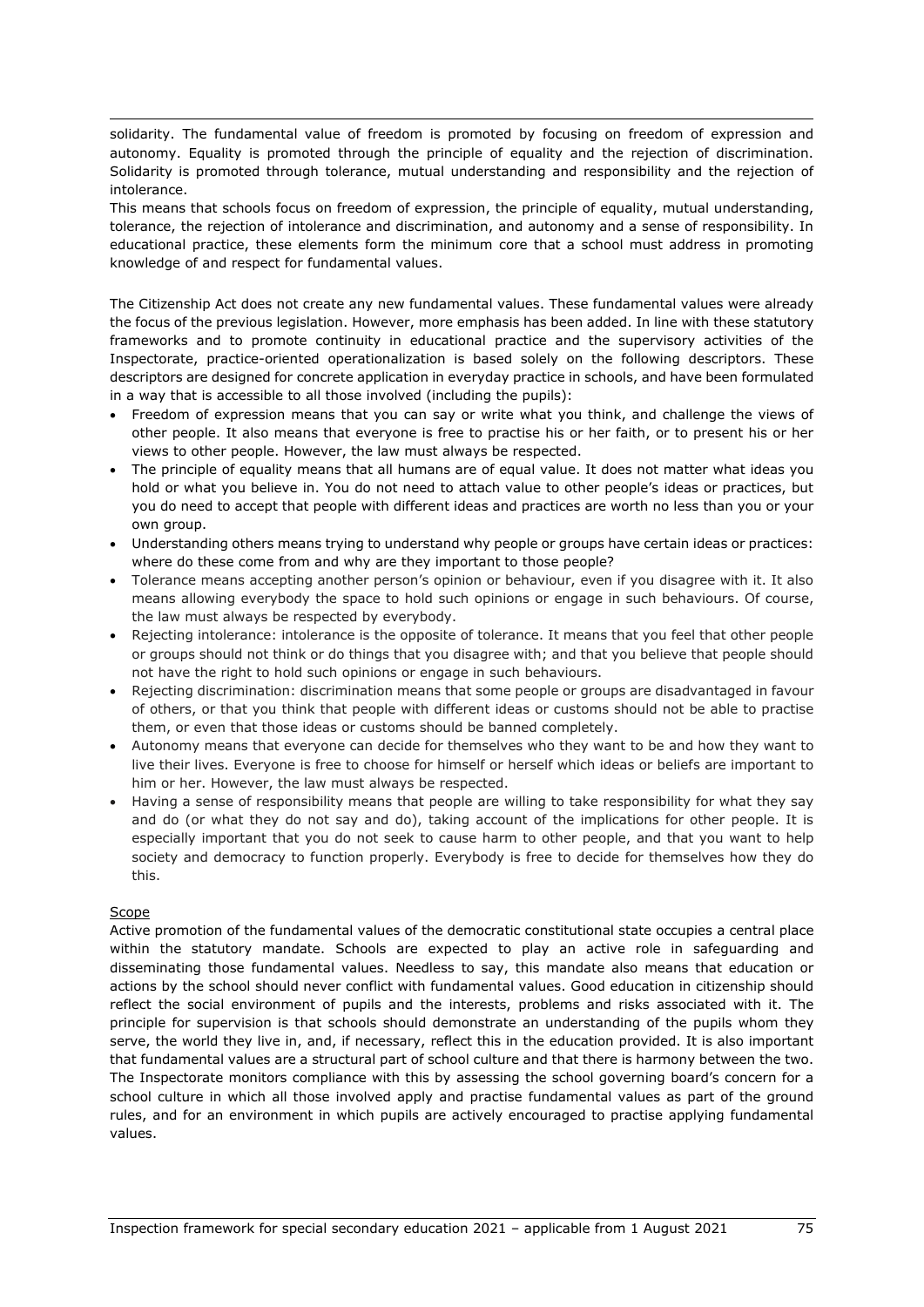solidarity. The fundamental value of freedom is promoted by focusing on freedom of expression and autonomy. Equality is promoted through the principle of equality and the rejection of discrimination. Solidarity is promoted through tolerance, mutual understanding and responsibility and the rejection of intolerance.

This means that schools focus on freedom of expression, the principle of equality, mutual understanding, tolerance, the rejection of intolerance and discrimination, and autonomy and a sense of responsibility. In educational practice, these elements form the minimum core that a school must address in promoting knowledge of and respect for fundamental values.

The Citizenship Act does not create any new fundamental values. These fundamental values were already the focus of the previous legislation. However, more emphasis has been added. In line with these statutory frameworks and to promote continuity in educational practice and the supervisory activities of the Inspectorate, practice-oriented operationalization is based solely on the following descriptors. These descriptors are designed for concrete application in everyday practice in schools, and have been formulated in a way that is accessible to all those involved (including the pupils):

- Freedom of expression means that you can say or write what you think, and challenge the views of other people. It also means that everyone is free to practise his or her faith, or to present his or her views to other people. However, the law must always be respected.
- The principle of equality means that all humans are of equal value. It does not matter what ideas you hold or what you believe in. You do not need to attach value to other people's ideas or practices, but you do need to accept that people with different ideas and practices are worth no less than you or your own group.
- Understanding others means trying to understand why people or groups have certain ideas or practices: where do these come from and why are they important to those people?
- Tolerance means accepting another person's opinion or behaviour, even if you disagree with it. It also means allowing everybody the space to hold such opinions or engage in such behaviours. Of course, the law must always be respected by everybody.
- Rejecting intolerance: intolerance is the opposite of tolerance. It means that you feel that other people or groups should not think or do things that you disagree with; and that you believe that people should not have the right to hold such opinions or engage in such behaviours.
- Rejecting discrimination: discrimination means that some people or groups are disadvantaged in favour of others, or that you think that people with different ideas or customs should not be able to practise them, or even that those ideas or customs should be banned completely.
- Autonomy means that everyone can decide for themselves who they want to be and how they want to live their lives. Everyone is free to choose for himself or herself which ideas or beliefs are important to him or her. However, the law must always be respected.
- Having a sense of responsibility means that people are willing to take responsibility for what they say and do (or what they do not say and do), taking account of the implications for other people. It is especially important that you do not seek to cause harm to other people, and that you want to help society and democracy to function properly. Everybody is free to decide for themselves how they do this.

Scope

Active promotion of the fundamental values of the democratic constitutional state occupies a central place within the statutory mandate. Schools are expected to play an active role in safeguarding and disseminating those fundamental values. Needless to say, this mandate also means that education or actions by the school should never conflict with fundamental values. Good education in citizenship should reflect the social environment of pupils and the interests, problems and risks associated with it. The principle for supervision is that schools should demonstrate an understanding of the pupils whom they serve, the world they live in, and, if necessary, reflect this in the education provided. It is also important that fundamental values are a structural part of school culture and that there is harmony between the two. The Inspectorate monitors compliance with this by assessing the school governing board's concern for a school culture in which all those involved apply and practise fundamental values as part of the ground rules, and for an environment in which pupils are actively encouraged to practise applying fundamental values.